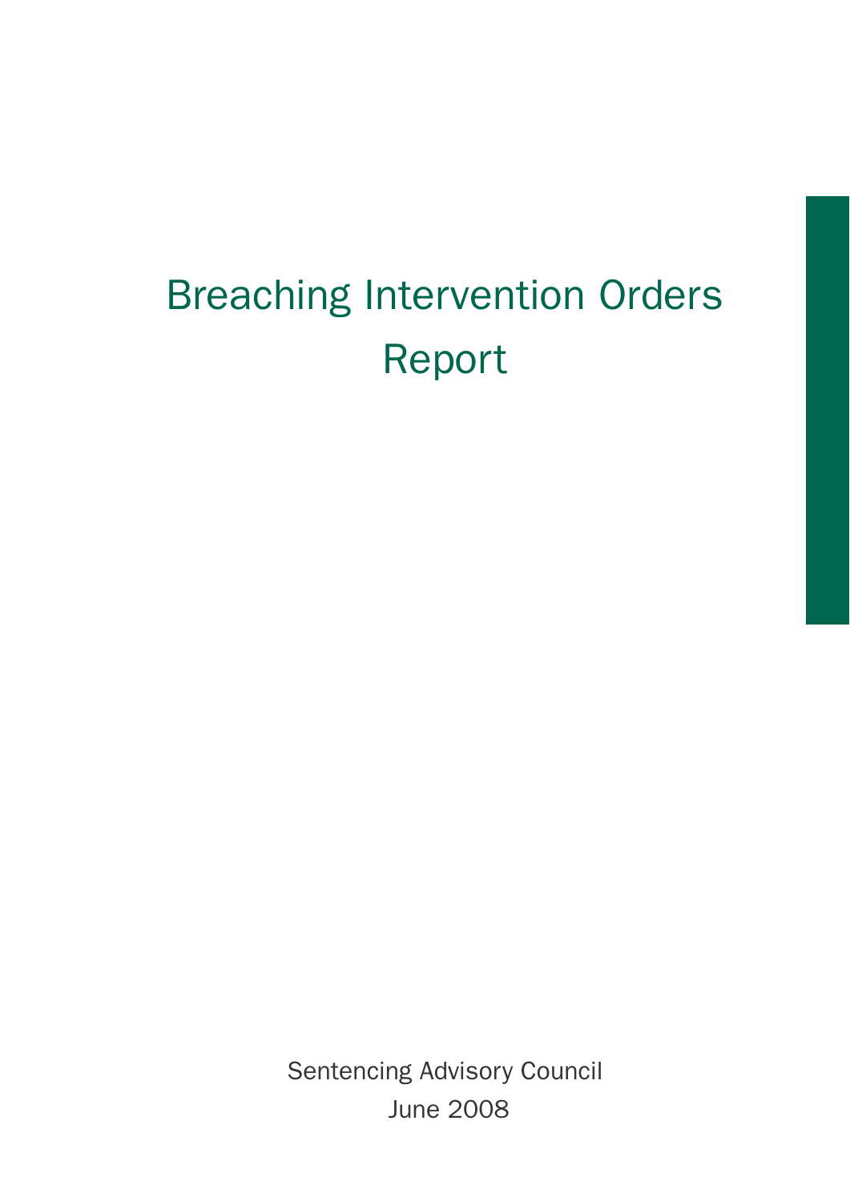# Breaching Intervention Orders Report

Sentencing Advisory Council

June 2008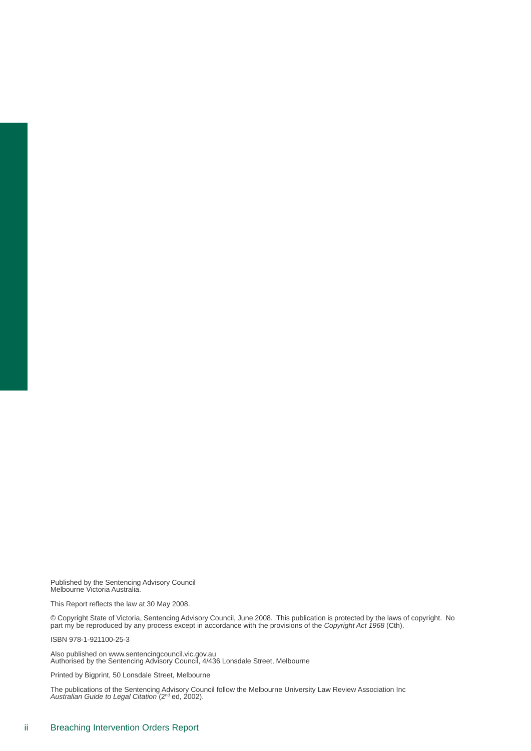Published by the Sentencing Advisory Council
Melbourne Victoria Australia.

This Report reflects the law at 30 May 2008.

© Copyright State of Victoria, Sentencing Advisory Council, June 2008. This publication is protected by the laws of copyright. No part my be reproduced by any process except in accordance with the provisions of the *Copyright Act 1968* (Cth).

ISBN 978-1-921100-25-3

Also published on www.sentencingcouncil.vic.gov.au
Authorised by the Sentencing Advisory Council, 4/436 Lonsdale Street, Melbourne

Printed by Bigprint, 50 Lonsdale Street, Melbourne

The publications of the Sentencing Advisory Council follow the Melbourne University Law Review Association Inc *Australian Guide to Legal Citation* (2nd ed, 2002).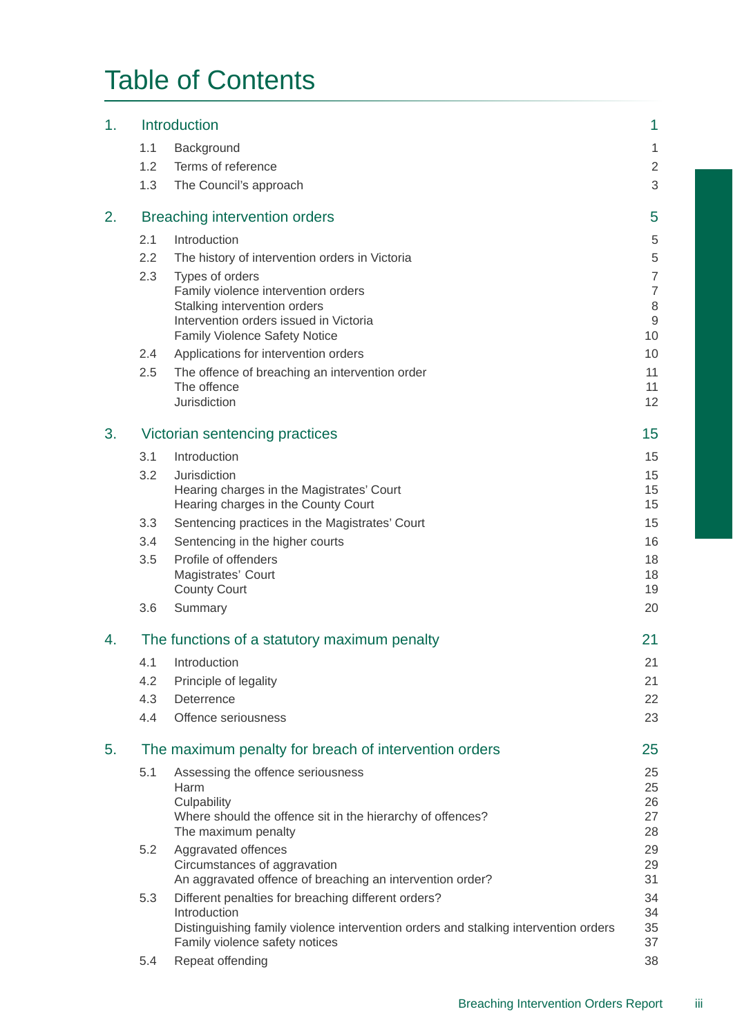# Table of Contents

| | | |
|---|---|---|
| **1.** | **Introduction** | **1** |
| 1.1 | Background | 1 |
| 1.2 | Terms of reference | 2 |
| 1.3 | The Council's approach | 3 |
| **2.** | **Breaching intervention orders** | **5** |
| 2.1 | Introduction | 5 |
| 2.2 | The history of intervention orders in Victoria | 5 |
| 2.3 | Types of orders | 7 |
| | Family violence intervention orders | 7 |
| | Stalking intervention orders | 8 |
| | Intervention orders issued in Victoria | 9 |
| | Family Violence Safety Notice | 10 |
| 2.4 | Applications for intervention orders | 10 |
| 2.5 | The offence of breaching an intervention order | 11 |
| | The offence | 11 |
| | Jurisdiction | 12 |
| **3.** | **Victorian sentencing practices** | **15** |
| 3.1 | Introduction | 15 |
| 3.2 | Jurisdiction | 15 |
| | Hearing charges in the Magistrates' Court | 15 |
| | Hearing charges in the County Court | 15 |
| 3.3 | Sentencing practices in the Magistrates' Court | 15 |
| 3.4 | Sentencing in the higher courts | 16 |
| 3.5 | Profile of offenders | 18 |
| | Magistrates' Court | 18 |
| | County Court | 19 |
| 3.6 | Summary | 20 |
| **4.** | **The functions of a statutory maximum penalty** | **21** |
| 4.1 | Introduction | 21 |
| 4.2 | Principle of legality | 21 |
| 4.3 | Deterrence | 22 |
| 4.4 | Offence seriousness | 23 |
| **5.** | **The maximum penalty for breach of intervention orders** | **25** |
| 5.1 | Assessing the offence seriousness | 25 |
| | Harm | 25 |
| | Culpability | 26 |
| | Where should the offence sit in the hierarchy of offences? | 27 |
| | The maximum penalty | 28 |
| 5.2 | Aggravated offences | 29 |
| | Circumstances of aggravation | 29 |
| | An aggravated offence of breaching an intervention order? | 31 |
| 5.3 | Different penalties for breaching different orders? | 34 |
| | Introduction | 34 |
| | Distinguishing family violence intervention orders and stalking intervention orders | 35 |
| | Family violence safety notices | 37 |
| 5.4 | Repeat offending | 38 |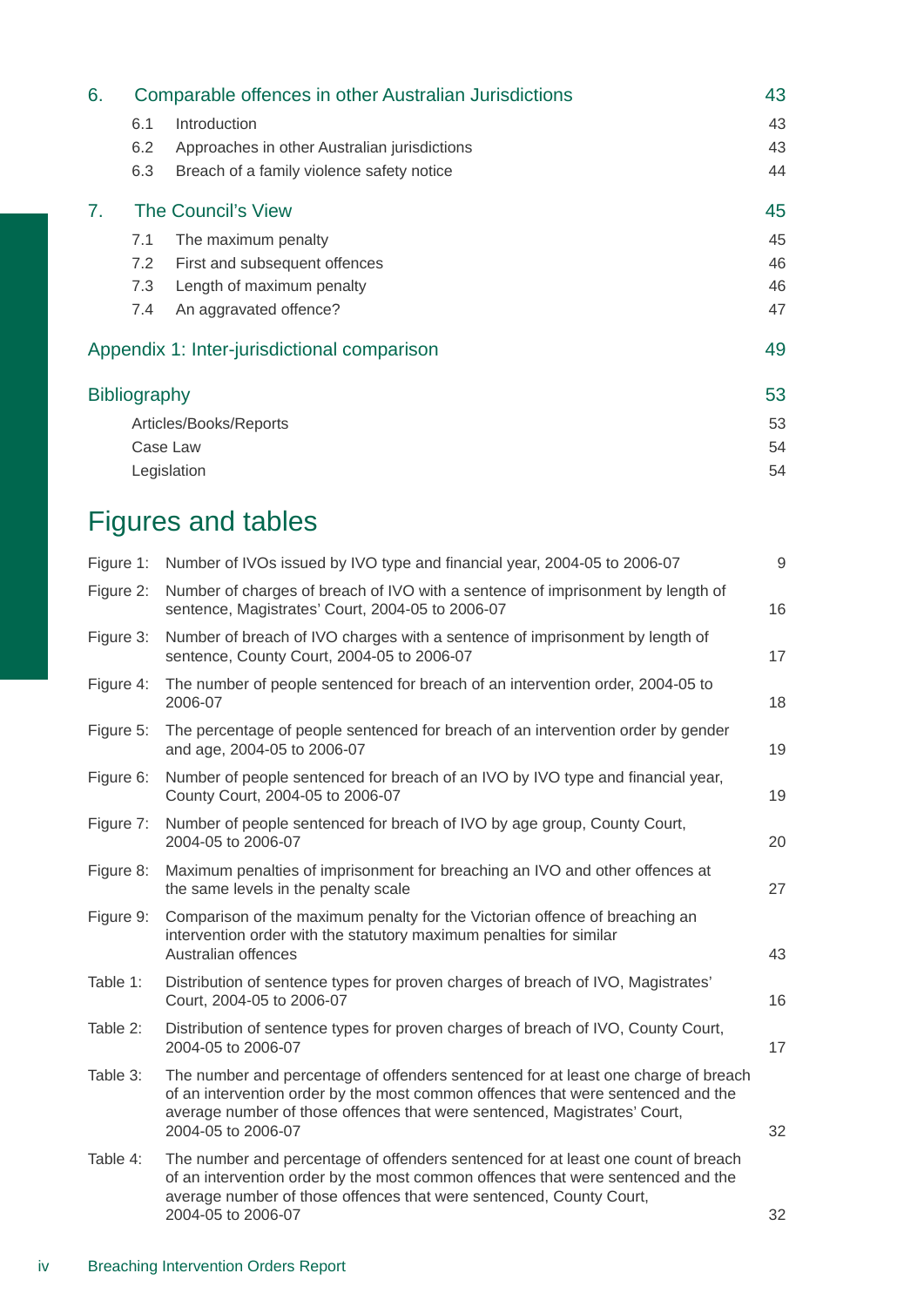| | | |
|---|---|---|
| **6.** | **Comparable offences in other Australian Jurisdictions** | **43** |
| 6.1 | Introduction | 43 |
| 6.2 | Approaches in other Australian jurisdictions | 43 |
| 6.3 | Breach of a family violence safety notice | 44 |
| **7.** | **The Council's View** | **45** |
| 7.1 | The maximum penalty | 45 |
| 7.2 | First and subsequent offences | 46 |
| 7.3 | Length of maximum penalty | 46 |
| 7.4 | An aggravated offence? | 47 |
| | **Appendix 1: Inter-jurisdictional comparison** | **49** |
| | **Bibliography** | **53** |
| | Articles/Books/Reports | 53 |
| | Case Law | 54 |
| | Legislation | 54 |

# Figures and tables

| | | |
|---|---|---|
| Figure 1: | Number of IVOs issued by IVO type and financial year, 2004-05 to 2006-07 | 9 |
| Figure 2: | Number of charges of breach of IVO with a sentence of imprisonment by length of sentence, Magistrates' Court, 2004-05 to 2006-07 | 16 |
| Figure 3: | Number of breach of IVO charges with a sentence of imprisonment by length of sentence, County Court, 2004-05 to 2006-07 | 17 |
| Figure 4: | The number of people sentenced for breach of an intervention order, 2004-05 to 2006-07 | 18 |
| Figure 5: | The percentage of people sentenced for breach of an intervention order by gender and age, 2004-05 to 2006-07 | 19 |
| Figure 6: | Number of people sentenced for breach of an IVO by IVO type and financial year, County Court, 2004-05 to 2006-07 | 19 |
| Figure 7: | Number of people sentenced for breach of IVO by age group, County Court, 2004-05 to 2006-07 | 20 |
| Figure 8: | Maximum penalties of imprisonment for breaching an IVO and other offences at the same levels in the penalty scale | 27 |
| Figure 9: | Comparison of the maximum penalty for the Victorian offence of breaching an intervention order with the statutory maximum penalties for similar Australian offences | 43 |
| Table 1: | Distribution of sentence types for proven charges of breach of IVO, Magistrates' Court, 2004-05 to 2006-07 | 16 |
| Table 2: | Distribution of sentence types for proven charges of breach of IVO, County Court, 2004-05 to 2006-07 | 17 |
| Table 3: | The number and percentage of offenders sentenced for at least one charge of breach of an intervention order by the most common offences that were sentenced and the average number of those offences that were sentenced, Magistrates' Court, 2004-05 to 2006-07 | 32 |
| Table 4: | The number and percentage of offenders sentenced for at least one count of breach of an intervention order by the most common offences that were sentenced and the average number of those offences that were sentenced, County Court, 2004-05 to 2006-07 | 32 |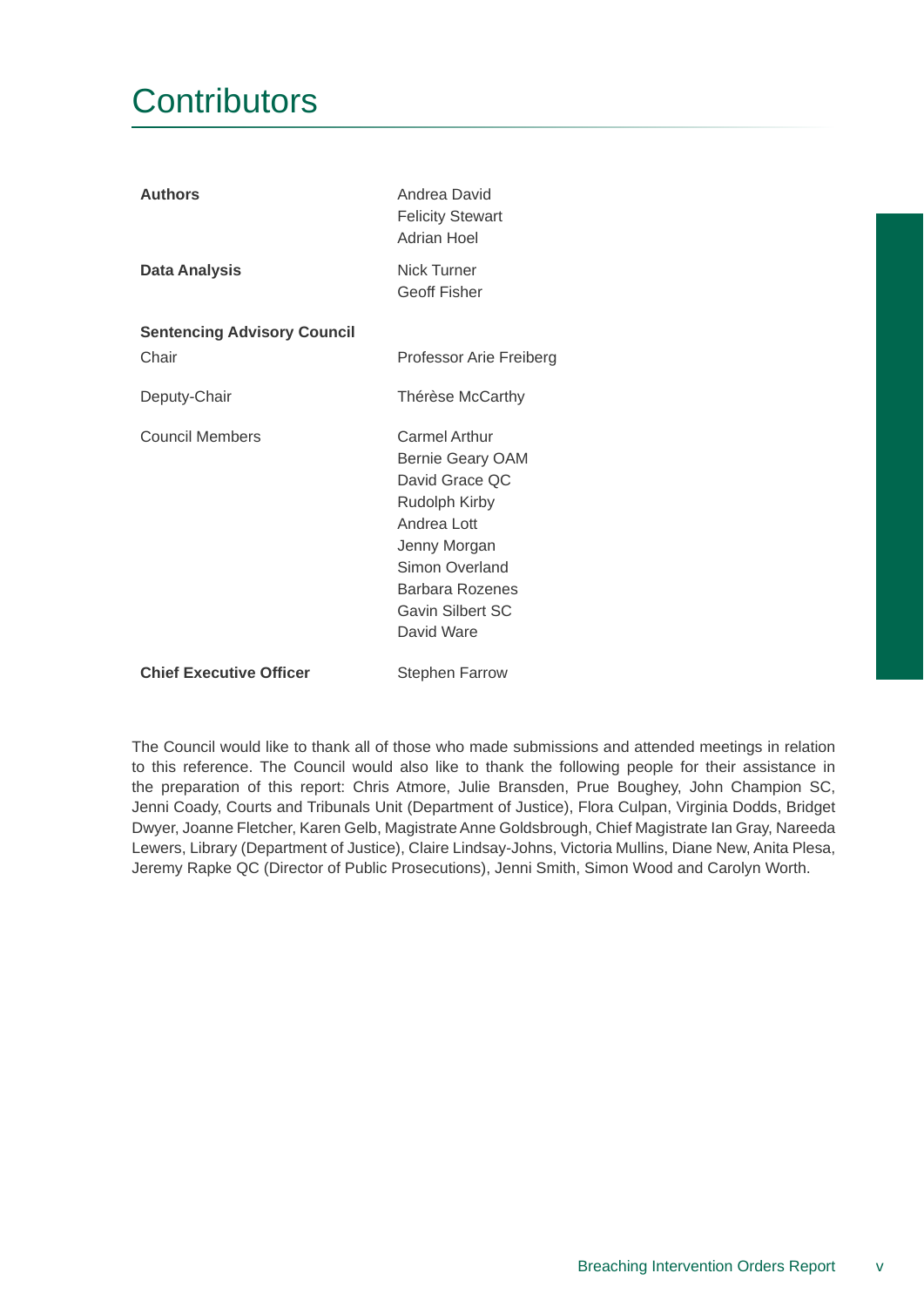# Contributors

| | |
|---|---|
| **Authors** | Andrea David<br>Felicity Stewart<br>Adrian Hoel |
| **Data Analysis** | Nick Turner<br>Geoff Fisher |
| **Sentencing Advisory Council** | |
| Chair | Professor Arie Freiberg |
| Deputy-Chair | Thérèse McCarthy |
| Council Members | Carmel Arthur<br>Bernie Geary OAM<br>David Grace QC<br>Rudolph Kirby<br>Andrea Lott<br>Jenny Morgan<br>Simon Overland<br>Barbara Rozenes<br>Gavin Silbert SC<br>David Ware |
| **Chief Executive Officer** | Stephen Farrow |

The Council would like to thank all of those who made submissions and attended meetings in relation to this reference. The Council would also like to thank the following people for their assistance in the preparation of this report: Chris Atmore, Julie Bransden, Prue Boughey, John Champion SC, Jenni Coady, Courts and Tribunals Unit (Department of Justice), Flora Culpan, Virginia Dodds, Bridget Dwyer, Joanne Fletcher, Karen Gelb, Magistrate Anne Goldsbrough, Chief Magistrate Ian Gray, Nareeda Lewers, Library (Department of Justice), Claire Lindsay-Johns, Victoria Mullins, Diane New, Anita Plesa, Jeremy Rapke QC (Director of Public Prosecutions), Jenni Smith, Simon Wood and Carolyn Worth.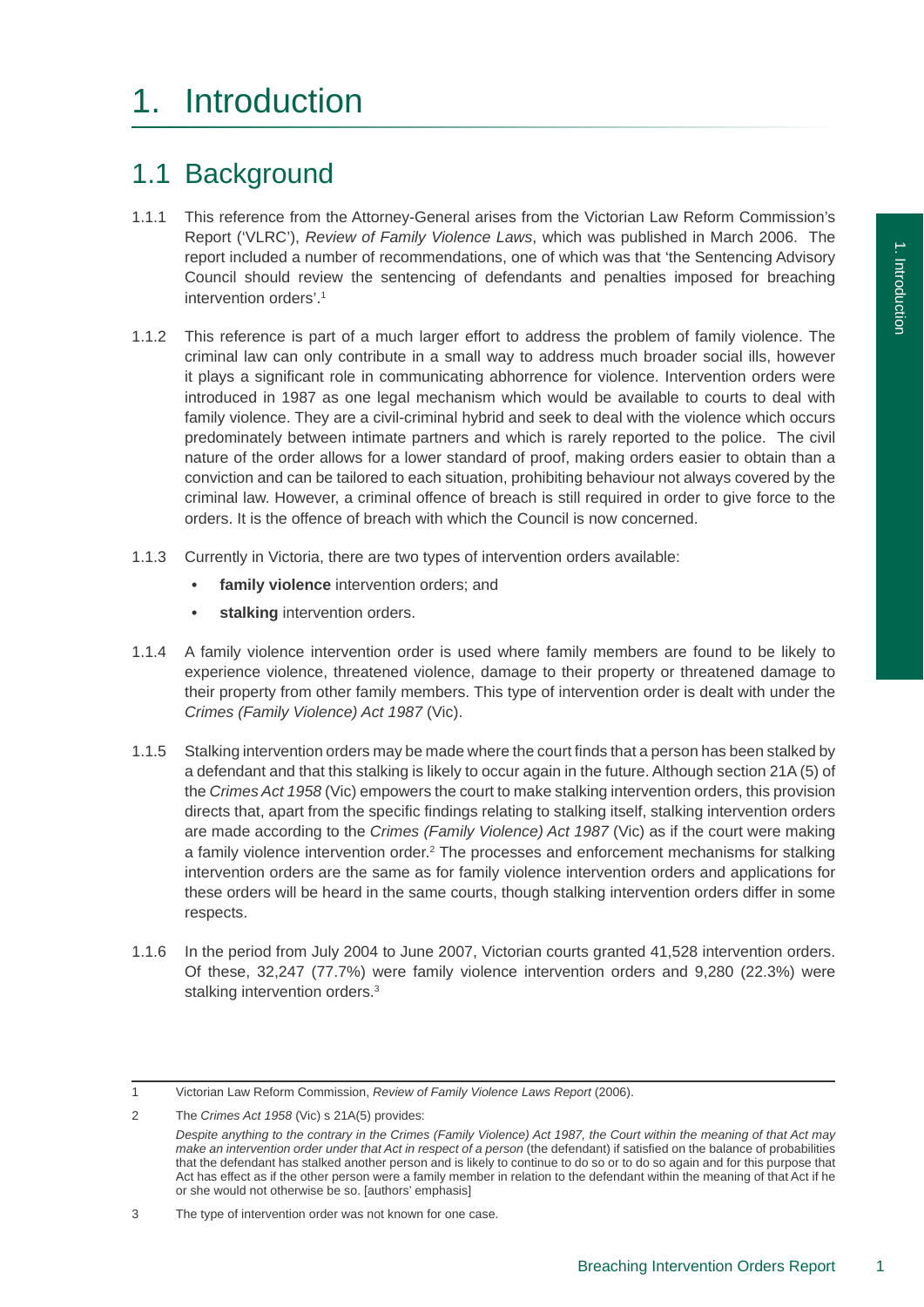# 1. Introduction

## 1.1 Background

1.1.1 This reference from the Attorney-General arises from the Victorian Law Reform Commission's Report ('VLRC'), *Review of Family Violence Laws*, which was published in March 2006. The report included a number of recommendations, one of which was that 'the Sentencing Advisory Council should review the sentencing of defendants and penalties imposed for breaching intervention orders'.[1]

1.1.2 This reference is part of a much larger effort to address the problem of family violence. The criminal law can only contribute in a small way to address much broader social ills, however it plays a significant role in communicating abhorrence for violence. Intervention orders were introduced in 1987 as one legal mechanism which would be available to courts to deal with family violence. They are a civil-criminal hybrid and seek to deal with the violence which occurs predominately between intimate partners and which is rarely reported to the police. The civil nature of the order allows for a lower standard of proof, making orders easier to obtain than a conviction and can be tailored to each situation, prohibiting behaviour not always covered by the criminal law. However, a criminal offence of breach is still required in order to give force to the orders. It is the offence of breach with which the Council is now concerned.

1.1.3 Currently in Victoria, there are two types of intervention orders available:

- **family violence** intervention orders; and
- **stalking** intervention orders.

1.1.4 A family violence intervention order is used where family members are found to be likely to experience violence, threatened violence, damage to their property or threatened damage to their property from other family members. This type of intervention order is dealt with under the *Crimes (Family Violence) Act 1987* (Vic).

1.1.5 Stalking intervention orders may be made where the court finds that a person has been stalked by a defendant and that this stalking is likely to occur again in the future. Although section 21A (5) of the *Crimes Act 1958* (Vic) empowers the court to make stalking intervention orders, this provision directs that, apart from the specific findings relating to stalking itself, stalking intervention orders are made according to the *Crimes (Family Violence) Act 1987* (Vic) as if the court were making a family violence intervention order.[2] The processes and enforcement mechanisms for stalking intervention orders are the same as for family violence intervention orders and applications for these orders will be heard in the same courts, though stalking intervention orders differ in some respects.

1.1.6 In the period from July 2004 to June 2007, Victorian courts granted 41,528 intervention orders. Of these, 32,247 (77.7%) were family violence intervention orders and 9,280 (22.3%) were stalking intervention orders.[3]

---

1 Victorian Law Reform Commission, *Review of Family Violence Laws Report* (2006).

2 The *Crimes Act 1958* (Vic) s 21A(5) provides:

*Despite anything to the contrary in the Crimes (Family Violence) Act 1987, the Court within the meaning of that Act may make an intervention order under that Act in respect of a person* (the defendant) if satisfied on the balance of probabilities that the defendant has stalked another person and is likely to continue to do so or to do so again and for this purpose that Act has effect as if the other person were a family member in relation to the defendant within the meaning of that Act if he or she would not otherwise be so. [authors' emphasis]

3 The type of intervention order was not known for one case.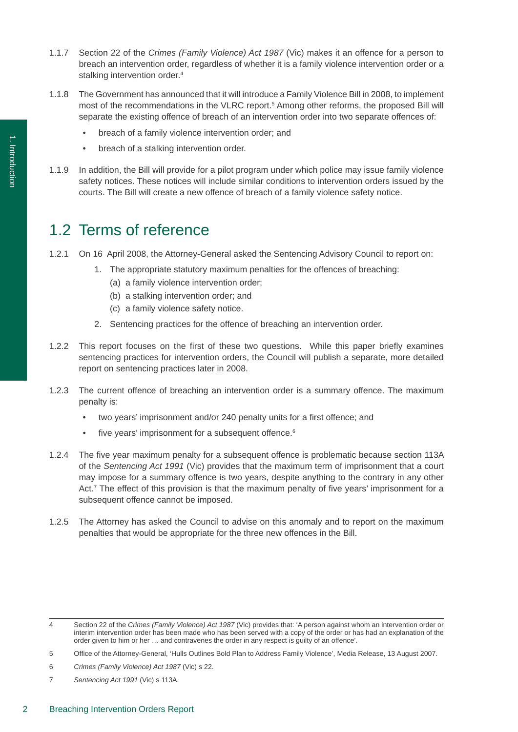1.1.7 Section 22 of the *Crimes (Family Violence) Act 1987* (Vic) makes it an offence for a person to breach an intervention order, regardless of whether it is a family violence intervention order or a stalking intervention order.[4]

1.1.8 The Government has announced that it will introduce a Family Violence Bill in 2008, to implement most of the recommendations in the VLRC report.[5] Among other reforms, the proposed Bill will separate the existing offence of breach of an intervention order into two separate offences of:

- breach of a family violence intervention order; and
- breach of a stalking intervention order.

1.1.9 In addition, the Bill will provide for a pilot program under which police may issue family violence safety notices. These notices will include similar conditions to intervention orders issued by the courts. The Bill will create a new offence of breach of a family violence safety notice.

## 1.2 Terms of reference

1.2.1 On 16 April 2008, the Attorney-General asked the Sentencing Advisory Council to report on:

1. The appropriate statutory maximum penalties for the offences of breaching:
   (a) a family violence intervention order;
   (b) a stalking intervention order; and
   (c) a family violence safety notice.
2. Sentencing practices for the offence of breaching an intervention order.

1.2.2 This report focuses on the first of these two questions. While this paper briefly examines sentencing practices for intervention orders, the Council will publish a separate, more detailed report on sentencing practices later in 2008.

1.2.3 The current offence of breaching an intervention order is a summary offence. The maximum penalty is:

- two years' imprisonment and/or 240 penalty units for a first offence; and
- five years' imprisonment for a subsequent offence.[6]

1.2.4 The five year maximum penalty for a subsequent offence is problematic because section 113A of the *Sentencing Act 1991* (Vic) provides that the maximum term of imprisonment that a court may impose for a summary offence is two years, despite anything to the contrary in any other Act.[7] The effect of this provision is that the maximum penalty of five years' imprisonment for a subsequent offence cannot be imposed.

1.2.5 The Attorney has asked the Council to advise on this anomaly and to report on the maximum penalties that would be appropriate for the three new offences in the Bill.

---

4 Section 22 of the *Crimes (Family Violence) Act 1987* (Vic) provides that: 'A person against whom an intervention order or interim intervention order has been made who has been served with a copy of the order or has had an explanation of the order given to him or her … and contravenes the order in any respect is guilty of an offence'.

5 Office of the Attorney-General, 'Hulls Outlines Bold Plan to Address Family Violence', Media Release, 13 August 2007.

6 *Crimes (Family Violence) Act 1987* (Vic) s 22.

7 *Sentencing Act 1991* (Vic) s 113A.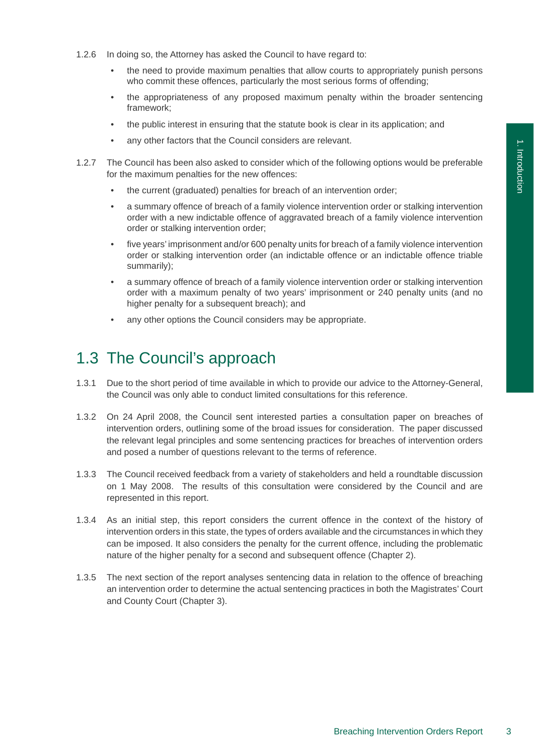1.2.6 In doing so, the Attorney has asked the Council to have regard to:

- the need to provide maximum penalties that allow courts to appropriately punish persons who commit these offences, particularly the most serious forms of offending;
- the appropriateness of any proposed maximum penalty within the broader sentencing framework;
- the public interest in ensuring that the statute book is clear in its application; and
- any other factors that the Council considers are relevant.

1.2.7 The Council has been also asked to consider which of the following options would be preferable for the maximum penalties for the new offences:

- the current (graduated) penalties for breach of an intervention order;
- a summary offence of breach of a family violence intervention order or stalking intervention order with a new indictable offence of aggravated breach of a family violence intervention order or stalking intervention order;
- five years' imprisonment and/or 600 penalty units for breach of a family violence intervention order or stalking intervention order (an indictable offence or an indictable offence triable summarily);
- a summary offence of breach of a family violence intervention order or stalking intervention order with a maximum penalty of two years' imprisonment or 240 penalty units (and no higher penalty for a subsequent breach); and
- any other options the Council considers may be appropriate.

## 1.3 The Council's approach

1.3.1 Due to the short period of time available in which to provide our advice to the Attorney-General, the Council was only able to conduct limited consultations for this reference.

1.3.2 On 24 April 2008, the Council sent interested parties a consultation paper on breaches of intervention orders, outlining some of the broad issues for consideration. The paper discussed the relevant legal principles and some sentencing practices for breaches of intervention orders and posed a number of questions relevant to the terms of reference.

1.3.3 The Council received feedback from a variety of stakeholders and held a roundtable discussion on 1 May 2008. The results of this consultation were considered by the Council and are represented in this report.

1.3.4 As an initial step, this report considers the current offence in the context of the history of intervention orders in this state, the types of orders available and the circumstances in which they can be imposed. It also considers the penalty for the current offence, including the problematic nature of the higher penalty for a second and subsequent offence (Chapter 2).

1.3.5 The next section of the report analyses sentencing data in relation to the offence of breaching an intervention order to determine the actual sentencing practices in both the Magistrates' Court and County Court (Chapter 3).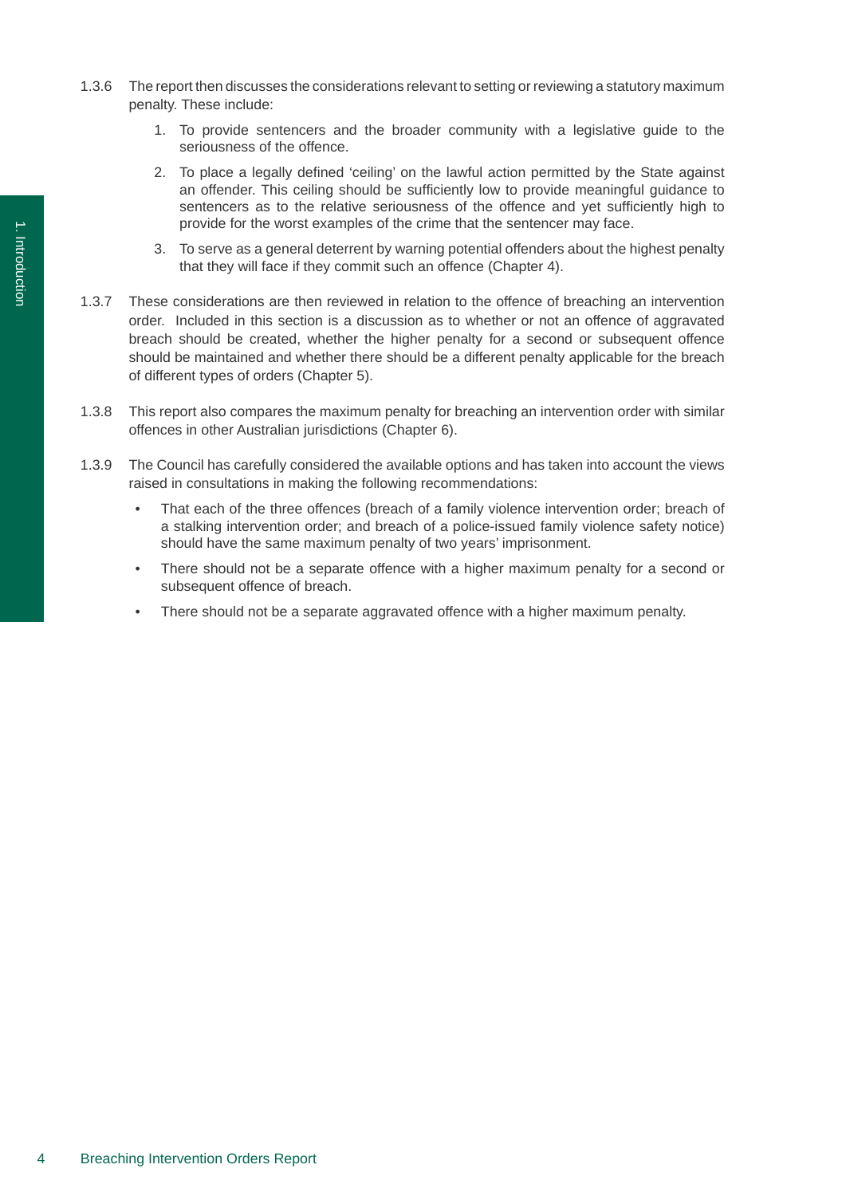1.3.6 The report then discusses the considerations relevant to setting or reviewing a statutory maximum penalty. These include:

1. To provide sentencers and the broader community with a legislative guide to the seriousness of the offence.
2. To place a legally defined 'ceiling' on the lawful action permitted by the State against an offender. This ceiling should be sufficiently low to provide meaningful guidance to sentencers as to the relative seriousness of the offence and yet sufficiently high to provide for the worst examples of the crime that the sentencer may face.
3. To serve as a general deterrent by warning potential offenders about the highest penalty that they will face if they commit such an offence (Chapter 4).

1.3.7 These considerations are then reviewed in relation to the offence of breaching an intervention order. Included in this section is a discussion as to whether or not an offence of aggravated breach should be created, whether the higher penalty for a second or subsequent offence should be maintained and whether there should be a different penalty applicable for the breach of different types of orders (Chapter 5).

1.3.8 This report also compares the maximum penalty for breaching an intervention order with similar offences in other Australian jurisdictions (Chapter 6).

1.3.9 The Council has carefully considered the available options and has taken into account the views raised in consultations in making the following recommendations:

- That each of the three offences (breach of a family violence intervention order; breach of a stalking intervention order; and breach of a police-issued family violence safety notice) should have the same maximum penalty of two years' imprisonment.
- There should not be a separate offence with a higher maximum penalty for a second or subsequent offence of breach.
- There should not be a separate aggravated offence with a higher maximum penalty.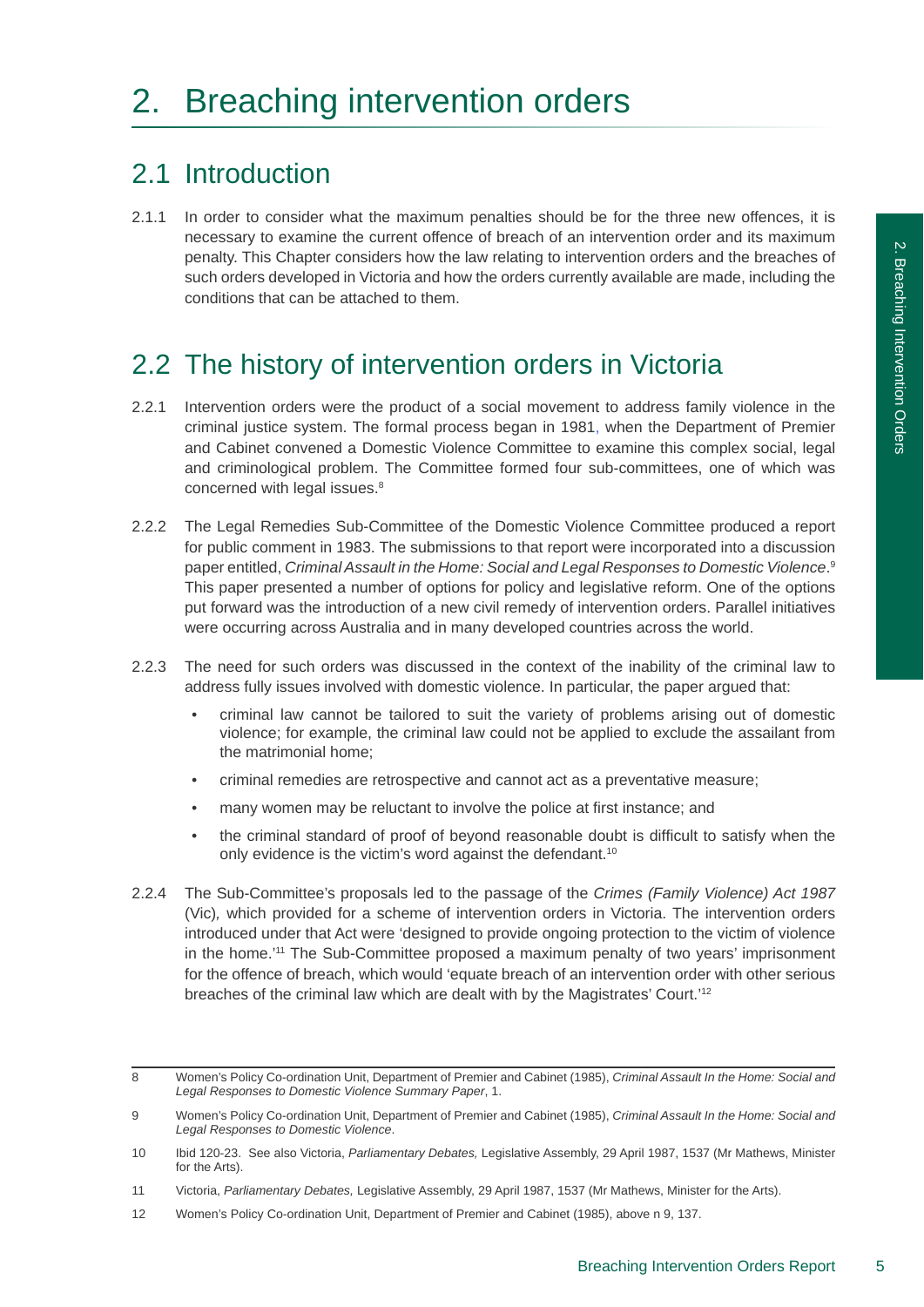# 2. Breaching intervention orders

## 2.1 Introduction

2.1.1 In order to consider what the maximum penalties should be for the three new offences, it is necessary to examine the current offence of breach of an intervention order and its maximum penalty. This Chapter considers how the law relating to intervention orders and the breaches of such orders developed in Victoria and how the orders currently available are made, including the conditions that can be attached to them.

## 2.2 The history of intervention orders in Victoria

2.2.1 Intervention orders were the product of a social movement to address family violence in the criminal justice system. The formal process began in 1981, when the Department of Premier and Cabinet convened a Domestic Violence Committee to examine this complex social, legal and criminological problem. The Committee formed four sub-committees, one of which was concerned with legal issues.[8]

2.2.2 The Legal Remedies Sub-Committee of the Domestic Violence Committee produced a report for public comment in 1983. The submissions to that report were incorporated into a discussion paper entitled, *Criminal Assault in the Home: Social and Legal Responses to Domestic Violence*.[9] This paper presented a number of options for policy and legislative reform. One of the options put forward was the introduction of a new civil remedy of intervention orders. Parallel initiatives were occurring across Australia and in many developed countries across the world.

2.2.3 The need for such orders was discussed in the context of the inability of the criminal law to address fully issues involved with domestic violence. In particular, the paper argued that:

- criminal law cannot be tailored to suit the variety of problems arising out of domestic violence; for example, the criminal law could not be applied to exclude the assailant from the matrimonial home;
- criminal remedies are retrospective and cannot act as a preventative measure;
- many women may be reluctant to involve the police at first instance; and
- the criminal standard of proof of beyond reasonable doubt is difficult to satisfy when the only evidence is the victim's word against the defendant.[10]

2.2.4 The Sub-Committee's proposals led to the passage of the *Crimes (Family Violence) Act 1987* (Vic), which provided for a scheme of intervention orders in Victoria. The intervention orders introduced under that Act were 'designed to provide ongoing protection to the victim of violence in the home.'[11] The Sub-Committee proposed a maximum penalty of two years' imprisonment for the offence of breach, which would 'equate breach of an intervention order with other serious breaches of the criminal law which are dealt with by the Magistrates' Court.'[12]

---

8 Women's Policy Co-ordination Unit, Department of Premier and Cabinet (1985), *Criminal Assault In the Home: Social and Legal Responses to Domestic Violence Summary Paper*, 1.

9 Women's Policy Co-ordination Unit, Department of Premier and Cabinet (1985), *Criminal Assault In the Home: Social and Legal Responses to Domestic Violence*.

10 Ibid 120-23. See also Victoria, *Parliamentary Debates,* Legislative Assembly, 29 April 1987, 1537 (Mr Mathews, Minister for the Arts).

11 Victoria, *Parliamentary Debates,* Legislative Assembly, 29 April 1987, 1537 (Mr Mathews, Minister for the Arts).

12 Women's Policy Co-ordination Unit, Department of Premier and Cabinet (1985), above n 9, 137.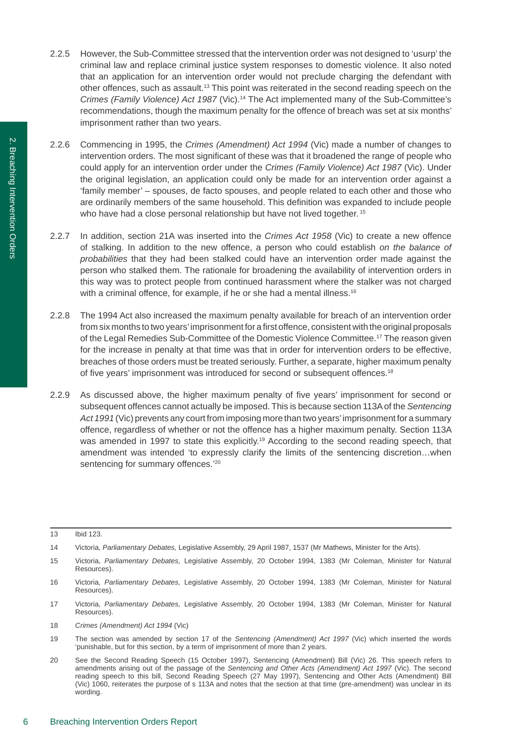2.2.5 However, the Sub-Committee stressed that the intervention order was not designed to 'usurp' the criminal law and replace criminal justice system responses to domestic violence. It also noted that an application for an intervention order would not preclude charging the defendant with other offences, such as assault.[13] This point was reiterated in the second reading speech on the *Crimes (Family Violence) Act 1987* (Vic).[14] The Act implemented many of the Sub-Committee's recommendations, though the maximum penalty for the offence of breach was set at six months' imprisonment rather than two years.

2.2.6 Commencing in 1995, the *Crimes (Amendment) Act 1994* (Vic) made a number of changes to intervention orders. The most significant of these was that it broadened the range of people who could apply for an intervention order under the *Crimes (Family Violence) Act 1987* (Vic). Under the original legislation, an application could only be made for an intervention order against a 'family member' – spouses, de facto spouses, and people related to each other and those who are ordinarily members of the same household. This definition was expanded to include people who have had a close personal relationship but have not lived together.[15]

2.2.7 In addition, section 21A was inserted into the *Crimes Act 1958* (Vic) to create a new offence of stalking. In addition to the new offence, a person who could establish *on the balance of probabilities* that they had been stalked could have an intervention order made against the person who stalked them. The rationale for broadening the availability of intervention orders in this way was to protect people from continued harassment where the stalker was not charged with a criminal offence, for example, if he or she had a mental illness.[16]

2.2.8 The 1994 Act also increased the maximum penalty available for breach of an intervention order from six months to two years' imprisonment for a first offence, consistent with the original proposals of the Legal Remedies Sub-Committee of the Domestic Violence Committee.[17] The reason given for the increase in penalty at that time was that in order for intervention orders to be effective, breaches of those orders must be treated seriously. Further, a separate, higher maximum penalty of five years' imprisonment was introduced for second or subsequent offences.[18]

2.2.9 As discussed above, the higher maximum penalty of five years' imprisonment for second or subsequent offences cannot actually be imposed. This is because section 113A of the *Sentencing Act 1991* (Vic) prevents any court from imposing more than two years' imprisonment for a summary offence, regardless of whether or not the offence has a higher maximum penalty. Section 113A was amended in 1997 to state this explicitly.[19] According to the second reading speech, that amendment was intended 'to expressly clarify the limits of the sentencing discretion…when sentencing for summary offences.'[20]

---

13 Ibid 123.

14 Victoria, *Parliamentary Debates,* Legislative Assembly, 29 April 1987, 1537 (Mr Mathews, Minister for the Arts).

15 Victoria, *Parliamentary Debates,* Legislative Assembly, 20 October 1994, 1383 (Mr Coleman, Minister for Natural Resources).

16 Victoria, *Parliamentary Debates,* Legislative Assembly, 20 October 1994, 1383 (Mr Coleman, Minister for Natural Resources).

17 Victoria, *Parliamentary Debates,* Legislative Assembly, 20 October 1994, 1383 (Mr Coleman, Minister for Natural Resources).

18 *Crimes (Amendment) Act 1994* (Vic)

19 The section was amended by section 17 of the *Sentencing (Amendment) Act 1997* (Vic) which inserted the words 'punishable, but for this section, by a term of imprisonment of more than 2 years.

20 See the Second Reading Speech (15 October 1997), Sentencing (Amendment) Bill (Vic) 26. This speech refers to amendments arising out of the passage of the *Sentencing and Other Acts (Amendment) Act 1997* (Vic). The second reading speech to this bill, Second Reading Speech (27 May 1997), Sentencing and Other Acts (Amendment) Bill (Vic) 1060, reiterates the purpose of s 113A and notes that the section at that time (pre-amendment) was unclear in its wording.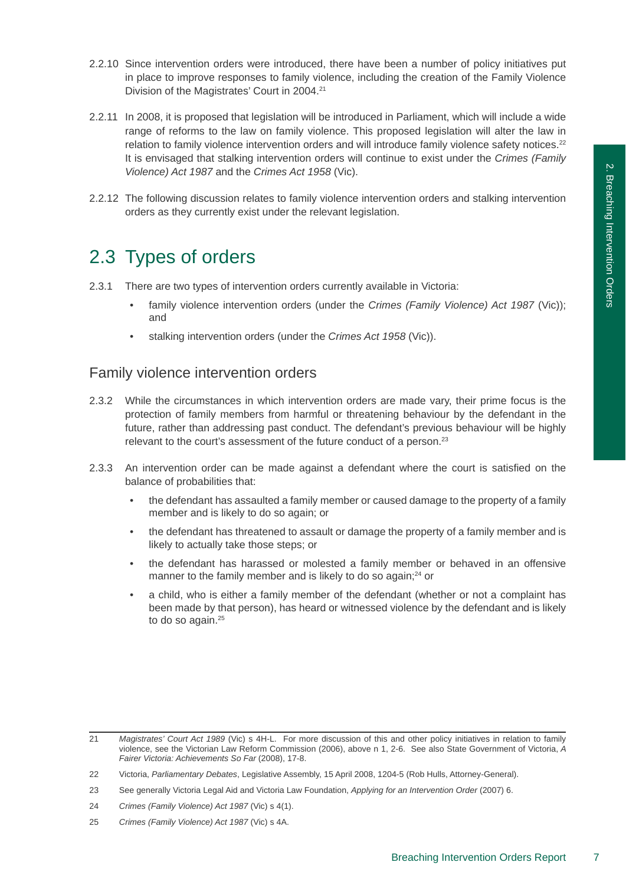2.2.10 Since intervention orders were introduced, there have been a number of policy initiatives put in place to improve responses to family violence, including the creation of the Family Violence Division of the Magistrates' Court in 2004.[21]

2.2.11 In 2008, it is proposed that legislation will be introduced in Parliament, which will include a wide range of reforms to the law on family violence. This proposed legislation will alter the law in relation to family violence intervention orders and will introduce family violence safety notices.[22] It is envisaged that stalking intervention orders will continue to exist under the *Crimes (Family Violence) Act 1987* and the *Crimes Act 1958* (Vic).

2.2.12 The following discussion relates to family violence intervention orders and stalking intervention orders as they currently exist under the relevant legislation.

## 2.3 Types of orders

2.3.1 There are two types of intervention orders currently available in Victoria:

- family violence intervention orders (under the *Crimes (Family Violence) Act 1987* (Vic)); and
- stalking intervention orders (under the *Crimes Act 1958* (Vic)).

### Family violence intervention orders

2.3.2 While the circumstances in which intervention orders are made vary, their prime focus is the protection of family members from harmful or threatening behaviour by the defendant in the future, rather than addressing past conduct. The defendant's previous behaviour will be highly relevant to the court's assessment of the future conduct of a person.[23]

2.3.3 An intervention order can be made against a defendant where the court is satisfied on the balance of probabilities that:

- the defendant has assaulted a family member or caused damage to the property of a family member and is likely to do so again; or
- the defendant has threatened to assault or damage the property of a family member and is likely to actually take those steps; or
- the defendant has harassed or molested a family member or behaved in an offensive manner to the family member and is likely to do so again;[24] or
- a child, who is either a family member of the defendant (whether or not a complaint has been made by that person), has heard or witnessed violence by the defendant and is likely to do so again.[25]

---

21 *Magistrates' Court Act 1989* (Vic) s 4H-L. For more discussion of this and other policy initiatives in relation to family violence, see the Victorian Law Reform Commission (2006), above n 1, 2-6. See also State Government of Victoria, *A Fairer Victoria: Achievements So Far* (2008), 17-8.

22 Victoria, *Parliamentary Debates*, Legislative Assembly, 15 April 2008, 1204-5 (Rob Hulls, Attorney-General).

23 See generally Victoria Legal Aid and Victoria Law Foundation, *Applying for an Intervention Order* (2007) 6.

24 *Crimes (Family Violence) Act 1987* (Vic) s 4(1).

25 *Crimes (Family Violence) Act 1987* (Vic) s 4A.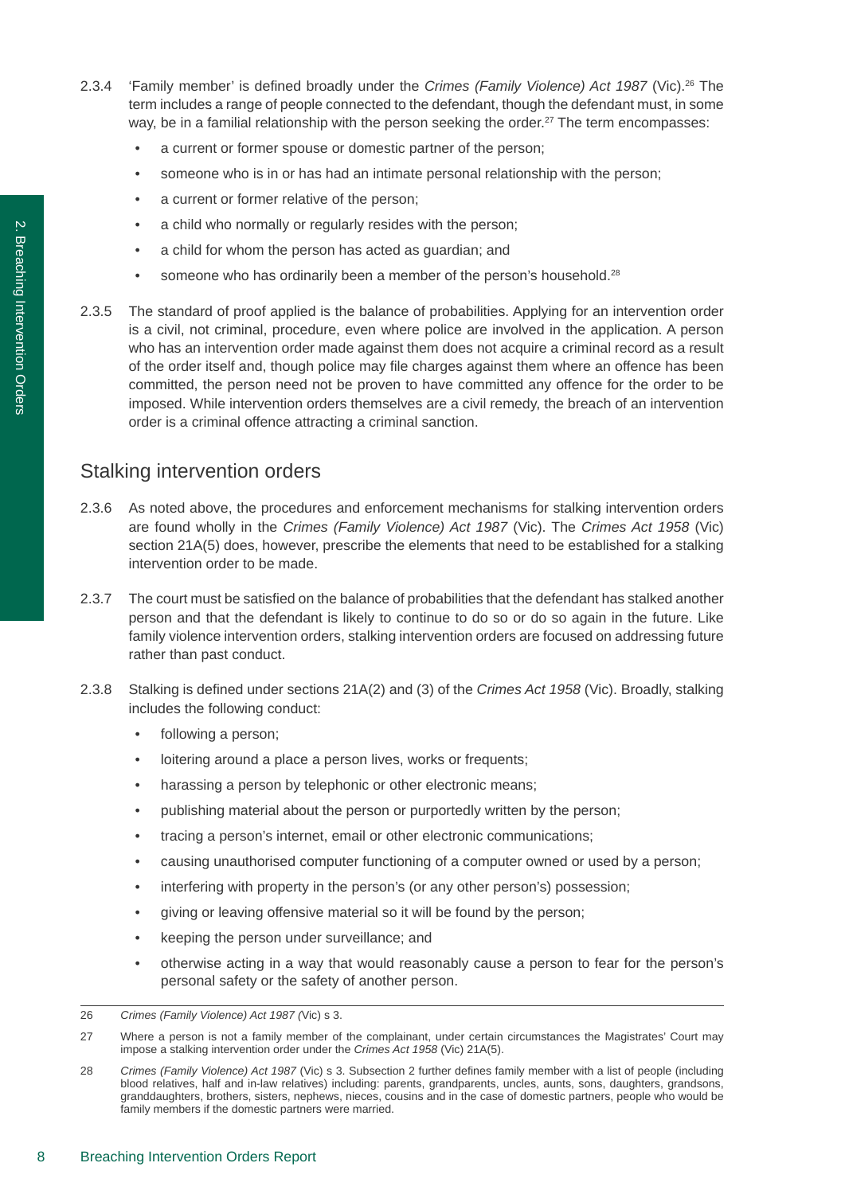2.3.4 'Family member' is defined broadly under the *Crimes (Family Violence) Act 1987* (Vic).[26] The term includes a range of people connected to the defendant, though the defendant must, in some way, be in a familial relationship with the person seeking the order.[27] The term encompasses:

- a current or former spouse or domestic partner of the person;
- someone who is in or has had an intimate personal relationship with the person;
- a current or former relative of the person;
- a child who normally or regularly resides with the person;
- a child for whom the person has acted as guardian; and
- someone who has ordinarily been a member of the person's household.[28]

2.3.5 The standard of proof applied is the balance of probabilities. Applying for an intervention order is a civil, not criminal, procedure, even where police are involved in the application. A person who has an intervention order made against them does not acquire a criminal record as a result of the order itself and, though police may file charges against them where an offence has been committed, the person need not be proven to have committed any offence for the order to be imposed. While intervention orders themselves are a civil remedy, the breach of an intervention order is a criminal offence attracting a criminal sanction.

## Stalking intervention orders

2.3.6 As noted above, the procedures and enforcement mechanisms for stalking intervention orders are found wholly in the *Crimes (Family Violence) Act 1987* (Vic). The *Crimes Act 1958* (Vic) section 21A(5) does, however, prescribe the elements that need to be established for a stalking intervention order to be made.

2.3.7 The court must be satisfied on the balance of probabilities that the defendant has stalked another person and that the defendant is likely to continue to do so or do so again in the future. Like family violence intervention orders, stalking intervention orders are focused on addressing future rather than past conduct.

2.3.8 Stalking is defined under sections 21A(2) and (3) of the *Crimes Act 1958* (Vic). Broadly, stalking includes the following conduct:

- following a person;
- loitering around a place a person lives, works or frequents;
- harassing a person by telephonic or other electronic means;
- publishing material about the person or purportedly written by the person;
- tracing a person's internet, email or other electronic communications;
- causing unauthorised computer functioning of a computer owned or used by a person;
- interfering with property in the person's (or any other person's) possession;
- giving or leaving offensive material so it will be found by the person;
- keeping the person under surveillance; and
- otherwise acting in a way that would reasonably cause a person to fear for the person's personal safety or the safety of another person.

---

26 *Crimes (Family Violence) Act 1987 (*Vic) s 3.

27 Where a person is not a family member of the complainant, under certain circumstances the Magistrates' Court may impose a stalking intervention order under the *Crimes Act 1958* (Vic) 21A(5).

28 *Crimes (Family Violence) Act 1987* (Vic) s 3. Subsection 2 further defines family member with a list of people (including blood relatives, half and in-law relatives) including: parents, grandparents, uncles, aunts, sons, daughters, grandsons, granddaughters, brothers, sisters, nephews, nieces, cousins and in the case of domestic partners, people who would be family members if the domestic partners were married.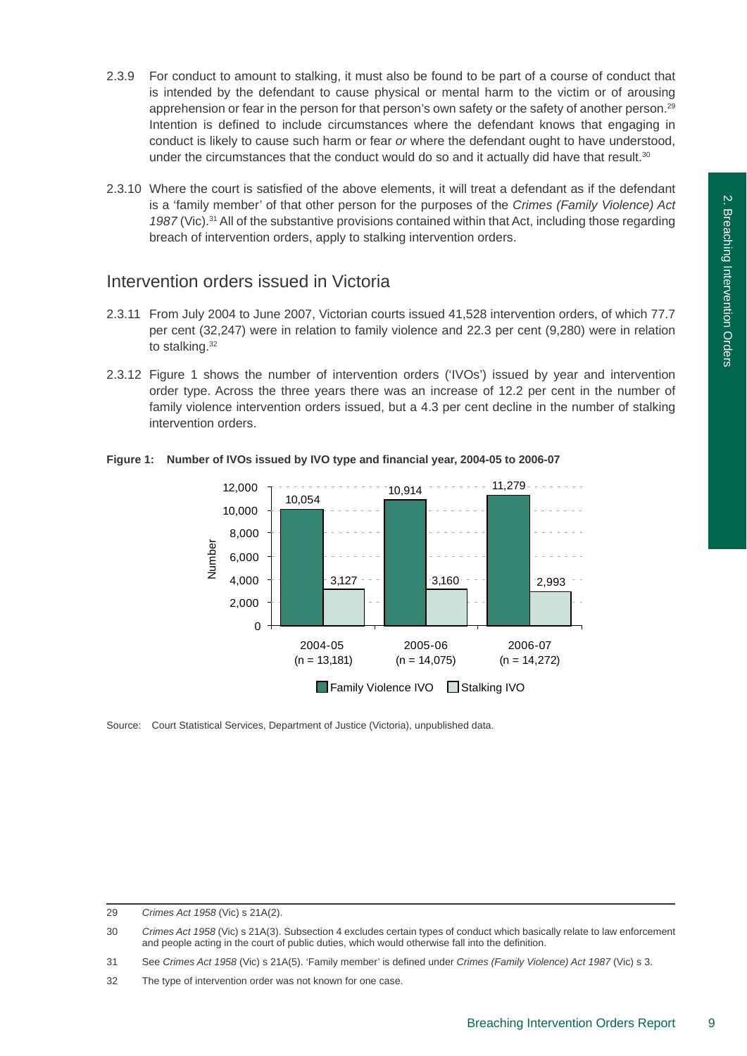2.3.9 For conduct to amount to stalking, it must also be found to be part of a course of conduct that is intended by the defendant to cause physical or mental harm to the victim or of arousing apprehension or fear in the person for that person's own safety or the safety of another person.[29] Intention is defined to include circumstances where the defendant knows that engaging in conduct is likely to cause such harm or fear *or* where the defendant ought to have understood, under the circumstances that the conduct would do so and it actually did have that result.[30]

2.3.10 Where the court is satisfied of the above elements, it will treat a defendant as if the defendant is a 'family member' of that other person for the purposes of the *Crimes (Family Violence) Act 1987* (Vic).[31] All of the substantive provisions contained within that Act, including those regarding breach of intervention orders, apply to stalking intervention orders.

## Intervention orders issued in Victoria

2.3.11 From July 2004 to June 2007, Victorian courts issued 41,528 intervention orders, of which 77.7 per cent (32,247) were in relation to family violence and 22.3 per cent (9,280) were in relation to stalking.[32]

2.3.12 Figure 1 shows the number of intervention orders ('IVOs') issued by year and intervention order type. Across the three years there was an increase of 12.2 per cent in the number of family violence intervention orders issued, but a 4.3 per cent decline in the number of stalking intervention orders.

**Figure 1: Number of IVOs issued by IVO type and financial year, 2004-05 to 2006-07**

| | 2004-05 (n = 13,181) | 2005-06 (n = 14,075) | 2006-07 (n = 14,272) |
|---|---|---|---|
| Family Violence IVO | 10,054 | 10,914 | 11,279 |
| Stalking IVO | 3,127 | 3,160 | 2,993 |

Source: Court Statistical Services, Department of Justice (Victoria), unpublished data.

---

29 *Crimes Act 1958* (Vic) s 21A(2).

30 *Crimes Act 1958* (Vic) s 21A(3). Subsection 4 excludes certain types of conduct which basically relate to law enforcement and people acting in the court of public duties, which would otherwise fall into the definition.

31 See *Crimes Act 1958* (Vic) s 21A(5). 'Family member' is defined under *Crimes (Family Violence) Act 1987* (Vic) s 3.

32 The type of intervention order was not known for one case.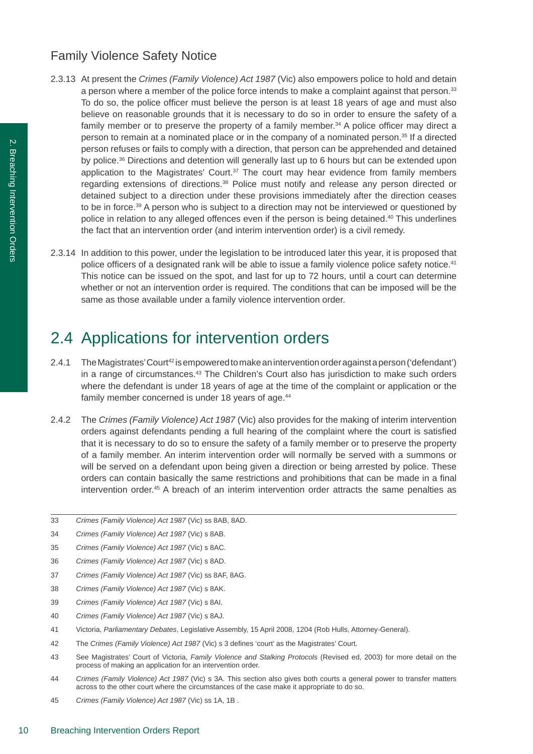### Family Violence Safety Notice

2.3.13 At present the *Crimes (Family Violence) Act 1987* (Vic) also empowers police to hold and detain a person where a member of the police force intends to make a complaint against that person.[33] To do so, the police officer must believe the person is at least 18 years of age and must also believe on reasonable grounds that it is necessary to do so in order to ensure the safety of a family member or to preserve the property of a family member.[34] A police officer may direct a person to remain at a nominated place or in the company of a nominated person.[35] If a directed person refuses or fails to comply with a direction, that person can be apprehended and detained by police.[36] Directions and detention will generally last up to 6 hours but can be extended upon application to the Magistrates' Court.[37] The court may hear evidence from family members regarding extensions of directions.[38] Police must notify and release any person directed or detained subject to a direction under these provisions immediately after the direction ceases to be in force.[39] A person who is subject to a direction may not be interviewed or questioned by police in relation to any alleged offences even if the person is being detained.[40] This underlines the fact that an intervention order (and interim intervention order) is a civil remedy.

2.3.14 In addition to this power, under the legislation to be introduced later this year, it is proposed that police officers of a designated rank will be able to issue a family violence police safety notice.[41] This notice can be issued on the spot, and last for up to 72 hours, until a court can determine whether or not an intervention order is required. The conditions that can be imposed will be the same as those available under a family violence intervention order.

## 2.4 Applications for intervention orders

2.4.1 The Magistrates' Court[42] is empowered to make an intervention order against a person ('defendant') in a range of circumstances.[43] The Children's Court also has jurisdiction to make such orders where the defendant is under 18 years of age at the time of the complaint or application or the family member concerned is under 18 years of age.[44]

2.4.2 The *Crimes (Family Violence) Act 1987* (Vic) also provides for the making of interim intervention orders against defendants pending a full hearing of the complaint where the court is satisfied that it is necessary to do so to ensure the safety of a family member or to preserve the property of a family member. An interim intervention order will normally be served with a summons or will be served on a defendant upon being given a direction or being arrested by police. These orders can contain basically the same restrictions and prohibitions that can be made in a final intervention order.[45] A breach of an interim intervention order attracts the same penalties as

---

33 *Crimes (Family Violence) Act 1987* (Vic) ss 8AB, 8AD.

34 *Crimes (Family Violence) Act 1987* (Vic) s 8AB.

35 *Crimes (Family Violence) Act 1987* (Vic) s 8AC.

36 *Crimes (Family Violence) Act 1987* (Vic) s 8AD.

37 *Crimes (Family Violence) Act 1987* (Vic) ss 8AF, 8AG.

38 *Crimes (Family Violence) Act 1987* (Vic) s 8AK.

39 *Crimes (Family Violence) Act 1987* (Vic) s 8AI.

40 *Crimes (Family Violence) Act 1987* (Vic) s 8AJ.

41 Victoria, *Parliamentary Debates*, Legislative Assembly, 15 April 2008, 1204 (Rob Hulls, Attorney-General).

42 The *Crimes (Family Violence) Act 1987* (Vic) s 3 defines 'court' as the Magistrates' Court.

43 See Magistrates' Court of Victoria, *Family Violence and Stalking Protocols* (Revised ed, 2003) for more detail on the process of making an application for an intervention order.

44 *Crimes (Family Violence) Act 1987* (Vic) s 3A. This section also gives both courts a general power to transfer matters across to the other court where the circumstances of the case make it appropriate to do so.

45 *Crimes (Family Violence) Act 1987* (Vic) ss 1A, 1B .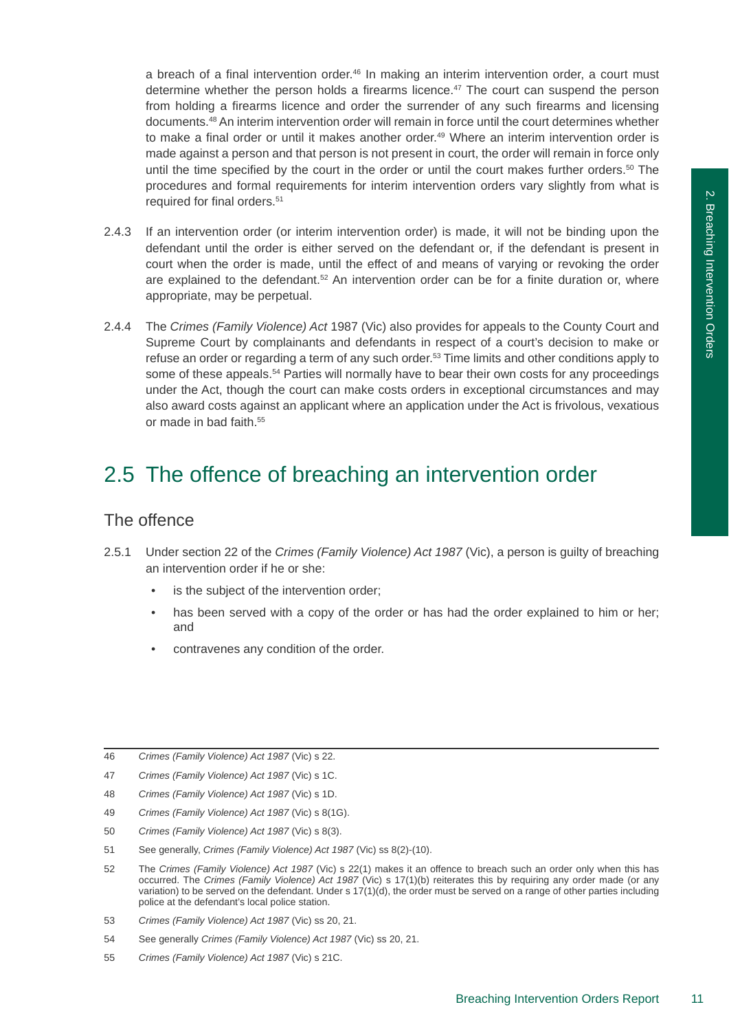a breach of a final intervention order.[46] In making an interim intervention order, a court must determine whether the person holds a firearms licence.[47] The court can suspend the person from holding a firearms licence and order the surrender of any such firearms and licensing documents.[48] An interim intervention order will remain in force until the court determines whether to make a final order or until it makes another order.[49] Where an interim intervention order is made against a person and that person is not present in court, the order will remain in force only until the time specified by the court in the order or until the court makes further orders.[50] The procedures and formal requirements for interim intervention orders vary slightly from what is required for final orders.[51]

2.4.3 If an intervention order (or interim intervention order) is made, it will not be binding upon the defendant until the order is either served on the defendant or, if the defendant is present in court when the order is made, until the effect of and means of varying or revoking the order are explained to the defendant.[52] An intervention order can be for a finite duration or, where appropriate, may be perpetual.

2.4.4 The *Crimes (Family Violence) Act* 1987 (Vic) also provides for appeals to the County Court and Supreme Court by complainants and defendants in respect of a court's decision to make or refuse an order or regarding a term of any such order.[53] Time limits and other conditions apply to some of these appeals.[54] Parties will normally have to bear their own costs for any proceedings under the Act, though the court can make costs orders in exceptional circumstances and may also award costs against an applicant where an application under the Act is frivolous, vexatious or made in bad faith.[55]

## 2.5 The offence of breaching an intervention order

### The offence

2.5.1 Under section 22 of the *Crimes (Family Violence) Act 1987* (Vic), a person is guilty of breaching an intervention order if he or she:

- is the subject of the intervention order;
- has been served with a copy of the order or has had the order explained to him or her; and
- contravenes any condition of the order.

---

46 *Crimes (Family Violence) Act 1987* (Vic) s 22.

47 *Crimes (Family Violence) Act 1987* (Vic) s 1C.

48 *Crimes (Family Violence) Act 1987* (Vic) s 1D.

49 *Crimes (Family Violence) Act 1987* (Vic) s 8(1G).

50 *Crimes (Family Violence) Act 1987* (Vic) s 8(3).

51 See generally, *Crimes (Family Violence) Act 1987* (Vic) ss 8(2)-(10).

52 The *Crimes (Family Violence) Act 1987* (Vic) s 22(1) makes it an offence to breach such an order only when this has occurred. The *Crimes (Family Violence) Act 1987* (Vic) s 17(1)(b) reiterates this by requiring any order made (or any variation) to be served on the defendant. Under s 17(1)(d), the order must be served on a range of other parties including police at the defendant's local police station.

53 *Crimes (Family Violence) Act 1987* (Vic) ss 20, 21.

54 See generally *Crimes (Family Violence) Act 1987* (Vic) ss 20, 21.

55 *Crimes (Family Violence) Act 1987* (Vic) s 21C.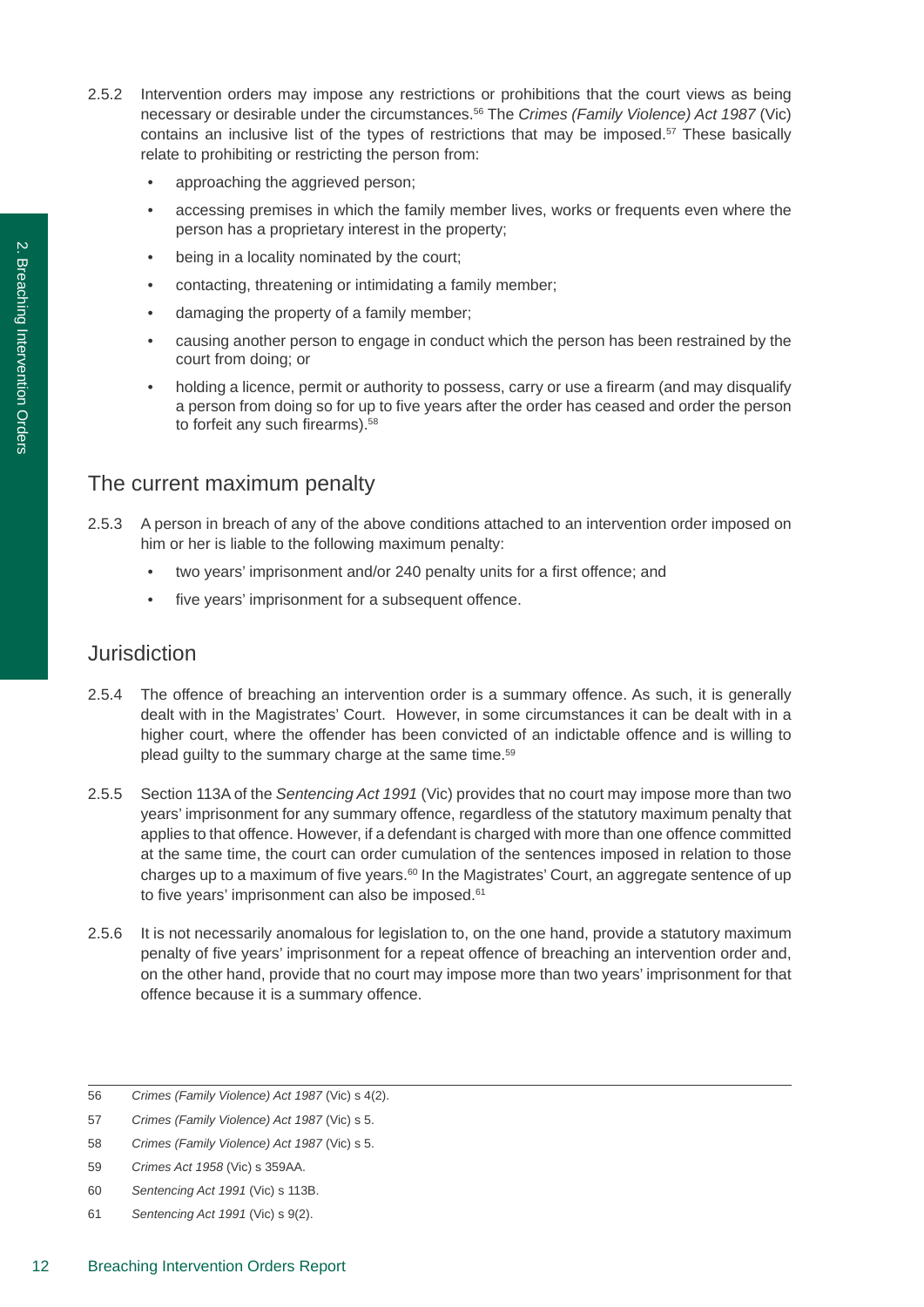2.5.2 Intervention orders may impose any restrictions or prohibitions that the court views as being necessary or desirable under the circumstances.[56] The *Crimes (Family Violence) Act 1987* (Vic) contains an inclusive list of the types of restrictions that may be imposed.[57] These basically relate to prohibiting or restricting the person from:

- approaching the aggrieved person;
- accessing premises in which the family member lives, works or frequents even where the person has a proprietary interest in the property;
- being in a locality nominated by the court;
- contacting, threatening or intimidating a family member;
- damaging the property of a family member;
- causing another person to engage in conduct which the person has been restrained by the court from doing; or
- holding a licence, permit or authority to possess, carry or use a firearm (and may disqualify a person from doing so for up to five years after the order has ceased and order the person to forfeit any such firearms).[58]

## The current maximum penalty

2.5.3 A person in breach of any of the above conditions attached to an intervention order imposed on him or her is liable to the following maximum penalty:

- two years' imprisonment and/or 240 penalty units for a first offence; and
- five years' imprisonment for a subsequent offence.

## Jurisdiction

2.5.4 The offence of breaching an intervention order is a summary offence. As such, it is generally dealt with in the Magistrates' Court. However, in some circumstances it can be dealt with in a higher court, where the offender has been convicted of an indictable offence and is willing to plead guilty to the summary charge at the same time.[59]

2.5.5 Section 113A of the *Sentencing Act 1991* (Vic) provides that no court may impose more than two years' imprisonment for any summary offence, regardless of the statutory maximum penalty that applies to that offence. However, if a defendant is charged with more than one offence committed at the same time, the court can order cumulation of the sentences imposed in relation to those charges up to a maximum of five years.[60] In the Magistrates' Court, an aggregate sentence of up to five years' imprisonment can also be imposed.[61]

2.5.6 It is not necessarily anomalous for legislation to, on the one hand, provide a statutory maximum penalty of five years' imprisonment for a repeat offence of breaching an intervention order and, on the other hand, provide that no court may impose more than two years' imprisonment for that offence because it is a summary offence.

---

56 *Crimes (Family Violence) Act 1987* (Vic) s 4(2).

57 *Crimes (Family Violence) Act 1987* (Vic) s 5.

58 *Crimes (Family Violence) Act 1987* (Vic) s 5.

59 *Crimes Act 1958* (Vic) s 359AA.

60 *Sentencing Act 1991* (Vic) s 113B.

61 *Sentencing Act 1991* (Vic) s 9(2).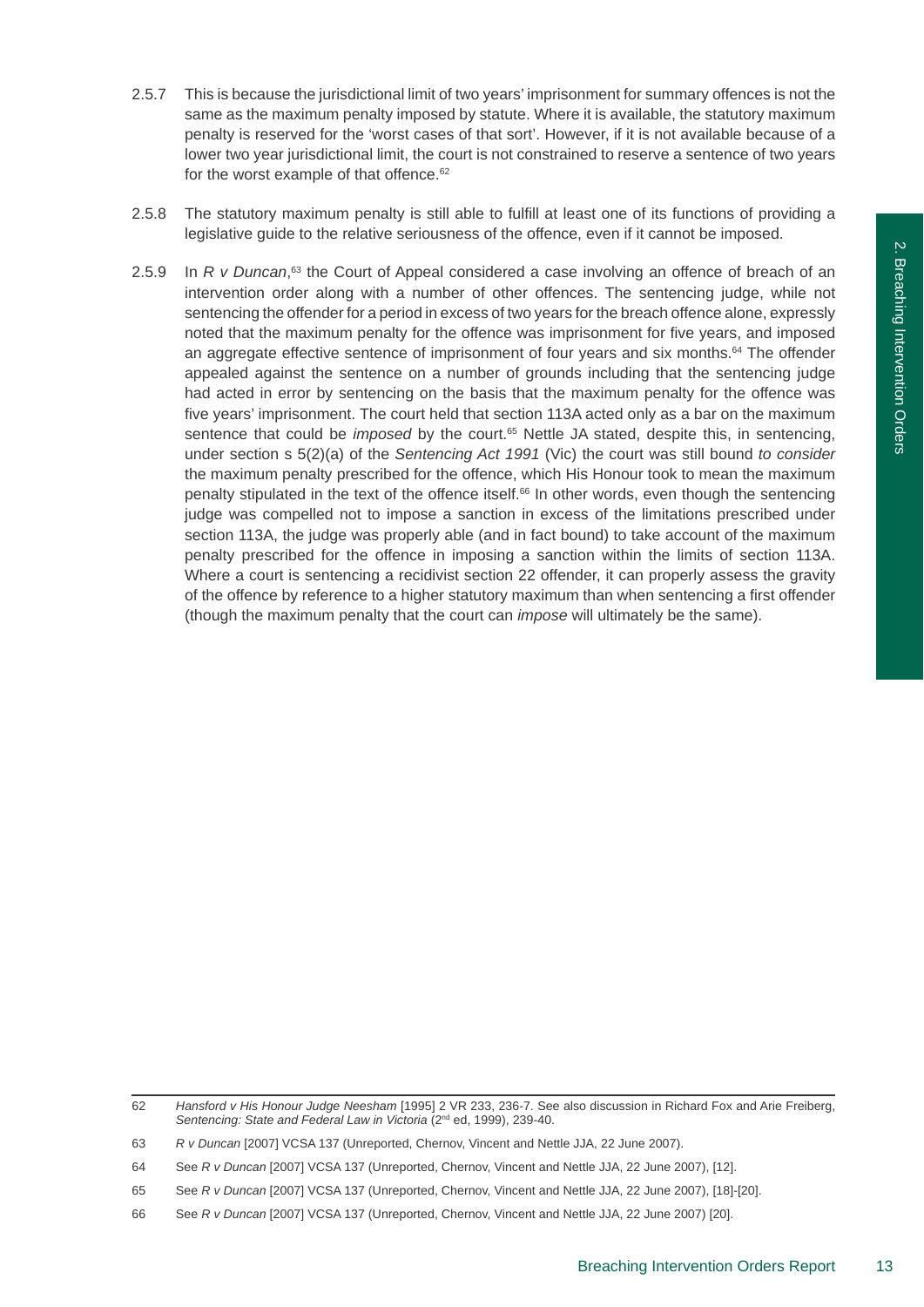2.5.7 This is because the jurisdictional limit of two years' imprisonment for summary offences is not the same as the maximum penalty imposed by statute. Where it is available, the statutory maximum penalty is reserved for the 'worst cases of that sort'. However, if it is not available because of a lower two year jurisdictional limit, the court is not constrained to reserve a sentence of two years for the worst example of that offence.[62]

2.5.8 The statutory maximum penalty is still able to fulfill at least one of its functions of providing a legislative guide to the relative seriousness of the offence, even if it cannot be imposed.

2.5.9 In *R v Duncan*,[63] the Court of Appeal considered a case involving an offence of breach of an intervention order along with a number of other offences. The sentencing judge, while not sentencing the offender for a period in excess of two years for the breach offence alone, expressly noted that the maximum penalty for the offence was imprisonment for five years, and imposed an aggregate effective sentence of imprisonment of four years and six months.[64] The offender appealed against the sentence on a number of grounds including that the sentencing judge had acted in error by sentencing on the basis that the maximum penalty for the offence was five years' imprisonment. The court held that section 113A acted only as a bar on the maximum sentence that could be *imposed* by the court.[65] Nettle JA stated, despite this, in sentencing, under section s 5(2)(a) of the *Sentencing Act 1991* (Vic) the court was still bound *to consider* the maximum penalty prescribed for the offence, which His Honour took to mean the maximum penalty stipulated in the text of the offence itself.[66] In other words, even though the sentencing judge was compelled not to impose a sanction in excess of the limitations prescribed under section 113A, the judge was properly able (and in fact bound) to take account of the maximum penalty prescribed for the offence in imposing a sanction within the limits of section 113A. Where a court is sentencing a recidivist section 22 offender, it can properly assess the gravity of the offence by reference to a higher statutory maximum than when sentencing a first offender (though the maximum penalty that the court can *impose* will ultimately be the same).

---

62 *Hansford v His Honour Judge Neesham* [1995] 2 VR 233, 236-7. See also discussion in Richard Fox and Arie Freiberg, *Sentencing: State and Federal Law in Victoria* (2nd ed, 1999), 239-40.

63 *R v Duncan* [2007] VCSA 137 (Unreported, Chernov, Vincent and Nettle JJA, 22 June 2007).

64 See *R v Duncan* [2007] VCSA 137 (Unreported, Chernov, Vincent and Nettle JJA, 22 June 2007), [12].

65 See *R v Duncan* [2007] VCSA 137 (Unreported, Chernov, Vincent and Nettle JJA, 22 June 2007), [18]-[20].

66 See *R v Duncan* [2007] VCSA 137 (Unreported, Chernov, Vincent and Nettle JJA, 22 June 2007) [20].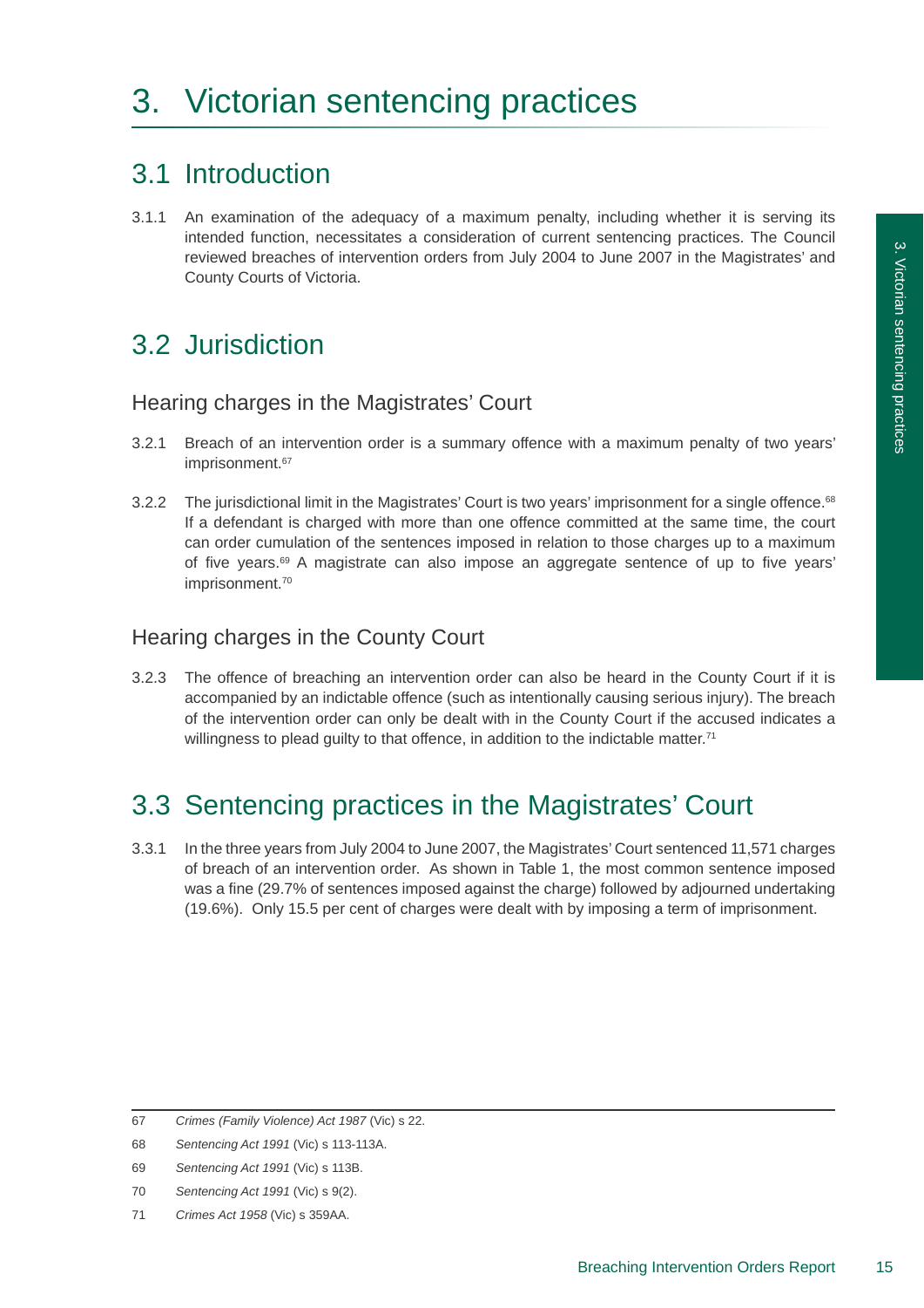# 3. Victorian sentencing practices

## 3.1 Introduction

3.1.1 An examination of the adequacy of a maximum penalty, including whether it is serving its intended function, necessitates a consideration of current sentencing practices. The Council reviewed breaches of intervention orders from July 2004 to June 2007 in the Magistrates' and County Courts of Victoria.

## 3.2 Jurisdiction

### Hearing charges in the Magistrates' Court

3.2.1 Breach of an intervention order is a summary offence with a maximum penalty of two years' imprisonment.[67]

3.2.2 The jurisdictional limit in the Magistrates' Court is two years' imprisonment for a single offence.[68] If a defendant is charged with more than one offence committed at the same time, the court can order cumulation of the sentences imposed in relation to those charges up to a maximum of five years.[69] A magistrate can also impose an aggregate sentence of up to five years' imprisonment.[70]

### Hearing charges in the County Court

3.2.3 The offence of breaching an intervention order can also be heard in the County Court if it is accompanied by an indictable offence (such as intentionally causing serious injury). The breach of the intervention order can only be dealt with in the County Court if the accused indicates a willingness to plead guilty to that offence, in addition to the indictable matter.[71]

## 3.3 Sentencing practices in the Magistrates' Court

3.3.1 In the three years from July 2004 to June 2007, the Magistrates' Court sentenced 11,571 charges of breach of an intervention order. As shown in Table 1, the most common sentence imposed was a fine (29.7% of sentences imposed against the charge) followed by adjourned undertaking (19.6%). Only 15.5 per cent of charges were dealt with by imposing a term of imprisonment.

---

67 *Crimes (Family Violence) Act 1987* (Vic) s 22.

68 *Sentencing Act 1991* (Vic) s 113-113A.

69 *Sentencing Act 1991* (Vic) s 113B.

70 *Sentencing Act 1991* (Vic) s 9(2).

71 *Crimes Act 1958* (Vic) s 359AA.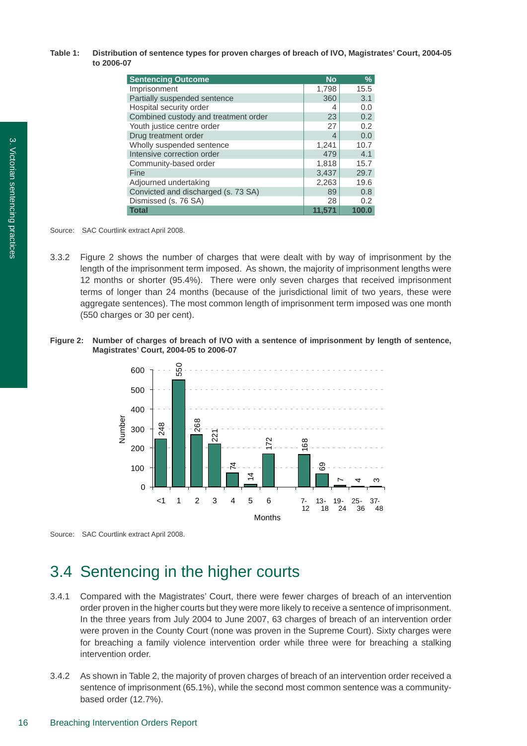**Table 1: Distribution of sentence types for proven charges of breach of IVO, Magistrates' Court, 2004-05 to 2006-07**

| Sentencing Outcome | No | % |
|---|---|---|
| Imprisonment | 1,798 | 15.5 |
| Partially suspended sentence | 360 | 3.1 |
| Hospital security order | 4 | 0.0 |
| Combined custody and treatment order | 23 | 0.2 |
| Youth justice centre order | 27 | 0.2 |
| Drug treatment order | 4 | 0.0 |
| Wholly suspended sentence | 1,241 | 10.7 |
| Intensive correction order | 479 | 4.1 |
| Community-based order | 1,818 | 15.7 |
| Fine | 3,437 | 29.7 |
| Adjourned undertaking | 2,263 | 19.6 |
| Convicted and discharged (s. 73 SA) | 89 | 0.8 |
| Dismissed (s. 76 SA) | 28 | 0.2 |
| **Total** | **11,571** | **100.0** |

Source: SAC Courtlink extract April 2008.

3.3.2 Figure 2 shows the number of charges that were dealt with by way of imprisonment by the length of the imprisonment term imposed. As shown, the majority of imprisonment lengths were 12 months or shorter (95.4%). There were only seven charges that received imprisonment terms of longer than 24 months (because of the jurisdictional limit of two years, these were aggregate sentences). The most common length of imprisonment term imposed was one month (550 charges or 30 per cent).

**Figure 2: Number of charges of breach of IVO with a sentence of imprisonment by length of sentence, Magistrates' Court, 2004-05 to 2006-07**

| Months | Number |
|---|---|
| <1 | 248 |
| 1 | 550 |
| 2 | 268 |
| 3 | 221 |
| 4 | 74 |
| 5 | 14 |
| 6 | 172 |
| 7-12 | 168 |
| 13-18 | 69 |
| 19-24 | 7 |
| 25-36 | 4 |
| 37-48 | 3 |

Source: SAC Courtlink extract April 2008.

## 3.4 Sentencing in the higher courts

3.4.1 Compared with the Magistrates' Court, there were fewer charges of breach of an intervention order proven in the higher courts but they were more likely to receive a sentence of imprisonment. In the three years from July 2004 to June 2007, 63 charges of breach of an intervention order were proven in the County Court (none was proven in the Supreme Court). Sixty charges were for breaching a family violence intervention order while three were for breaching a stalking intervention order.

3.4.2 As shown in Table 2, the majority of proven charges of breach of an intervention order received a sentence of imprisonment (65.1%), while the second most common sentence was a community-based order (12.7%).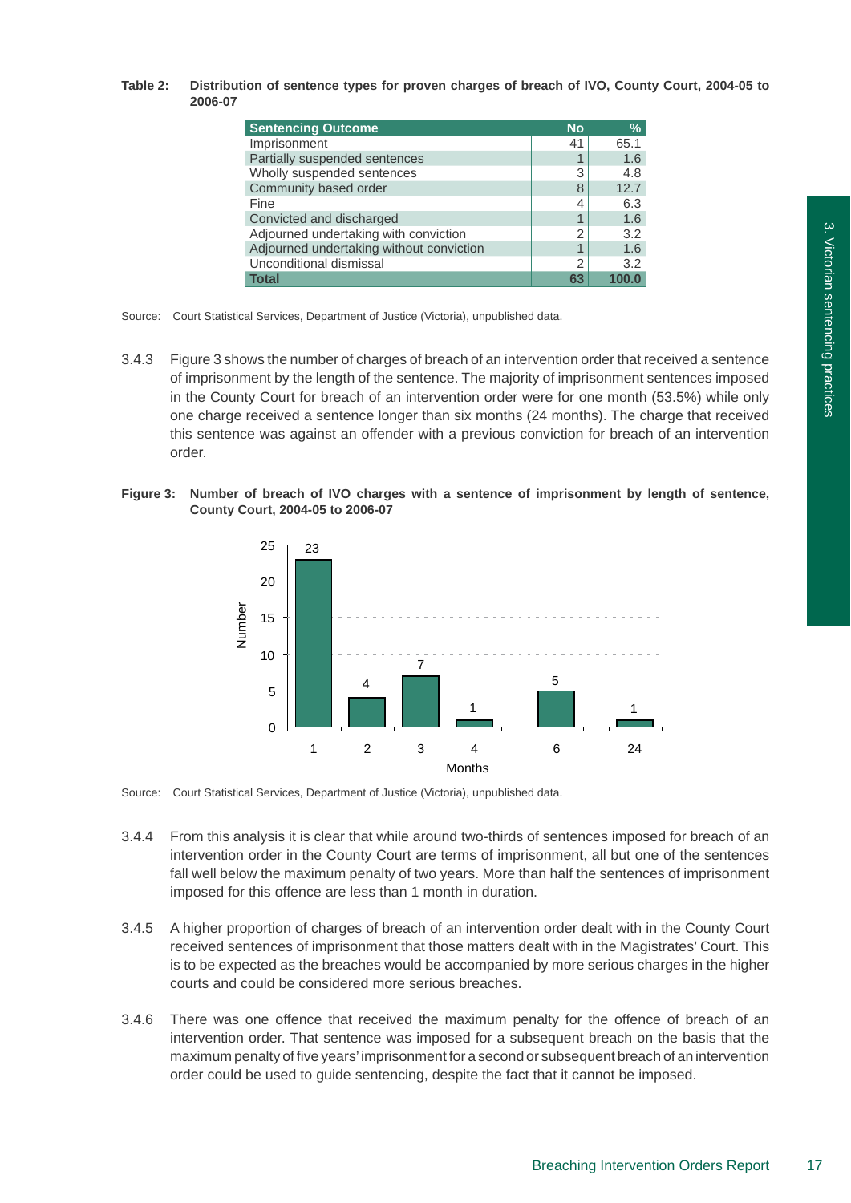**Table 2: Distribution of sentence types for proven charges of breach of IVO, County Court, 2004-05 to 2006-07**

| Sentencing Outcome | No | % |
|---|---|---|
| Imprisonment | 41 | 65.1 |
| Partially suspended sentences | 1 | 1.6 |
| Wholly suspended sentences | 3 | 4.8 |
| Community based order | 8 | 12.7 |
| Fine | 4 | 6.3 |
| Convicted and discharged | 1 | 1.6 |
| Adjourned undertaking with conviction | 2 | 3.2 |
| Adjourned undertaking without conviction | 1 | 1.6 |
| Unconditional dismissal | 2 | 3.2 |
| **Total** | **63** | **100.0** |

Source: Court Statistical Services, Department of Justice (Victoria), unpublished data.

3.4.3 Figure 3 shows the number of charges of breach of an intervention order that received a sentence of imprisonment by the length of the sentence. The majority of imprisonment sentences imposed in the County Court for breach of an intervention order were for one month (53.5%) while only one charge received a sentence longer than six months (24 months). The charge that received this sentence was against an offender with a previous conviction for breach of an intervention order.

**Figure 3: Number of breach of IVO charges with a sentence of imprisonment by length of sentence, County Court, 2004-05 to 2006-07**

| Months | Number |
|---|---|
| 1 | 23 |
| 2 | 4 |
| 3 | 7 |
| 4 | 1 |
| 6 | 5 |
| 24 | 1 |

Source: Court Statistical Services, Department of Justice (Victoria), unpublished data.

3.4.4 From this analysis it is clear that while around two-thirds of sentences imposed for breach of an intervention order in the County Court are terms of imprisonment, all but one of the sentences fall well below the maximum penalty of two years. More than half the sentences of imprisonment imposed for this offence are less than 1 month in duration.

3.4.5 A higher proportion of charges of breach of an intervention order dealt with in the County Court received sentences of imprisonment that those matters dealt with in the Magistrates' Court. This is to be expected as the breaches would be accompanied by more serious charges in the higher courts and could be considered more serious breaches.

3.4.6 There was one offence that received the maximum penalty for the offence of breach of an intervention order. That sentence was imposed for a subsequent breach on the basis that the maximum penalty of five years' imprisonment for a second or subsequent breach of an intervention order could be used to guide sentencing, despite the fact that it cannot be imposed.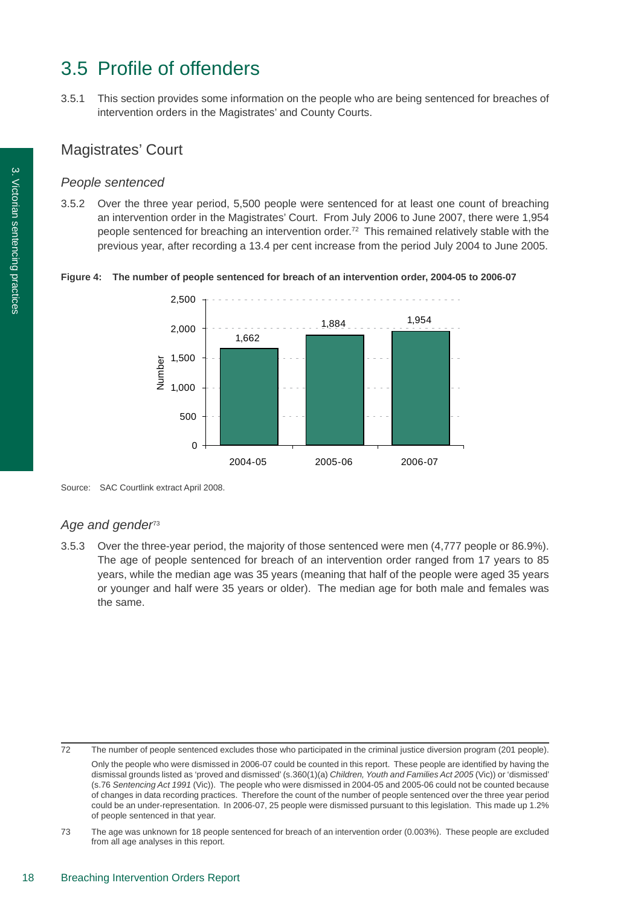## 3.5 Profile of offenders

3.5.1 This section provides some information on the people who are being sentenced for breaches of intervention orders in the Magistrates' and County Courts.

### Magistrates' Court

#### *People sentenced*

3.5.2 Over the three year period, 5,500 people were sentenced for at least one count of breaching an intervention order in the Magistrates' Court. From July 2006 to June 2007, there were 1,954 people sentenced for breaching an intervention order.[72] This remained relatively stable with the previous year, after recording a 13.4 per cent increase from the period July 2004 to June 2005.

**Figure 4: The number of people sentenced for breach of an intervention order, 2004-05 to 2006-07**

| Year | Number |
|---|---|
| 2004-05 | 1,662 |
| 2005-06 | 1,884 |
| 2006-07 | 1,954 |

Source: SAC Courtlink extract April 2008.

#### *Age and gender*[73]

3.5.3 Over the three-year period, the majority of those sentenced were men (4,777 people or 86.9%). The age of people sentenced for breach of an intervention order ranged from 17 years to 85 years, while the median age was 35 years (meaning that half of the people were aged 35 years or younger and half were 35 years or older). The median age for both male and females was the same.

---

72 The number of people sentenced excludes those who participated in the criminal justice diversion program (201 people).

Only the people who were dismissed in 2006-07 could be counted in this report. These people are identified by having the dismissal grounds listed as 'proved and dismissed' (s.360(1)(a) *Children, Youth and Families Act 2005* (Vic)) or 'dismissed' (s.76 *Sentencing Act 1991* (Vic)). The people who were dismissed in 2004-05 and 2005-06 could not be counted because of changes in data recording practices. Therefore the count of the number of people sentenced over the three year period could be an under-representation. In 2006-07, 25 people were dismissed pursuant to this legislation. This made up 1.2% of people sentenced in that year.

73 The age was unknown for 18 people sentenced for breach of an intervention order (0.003%). These people are excluded from all age analyses in this report.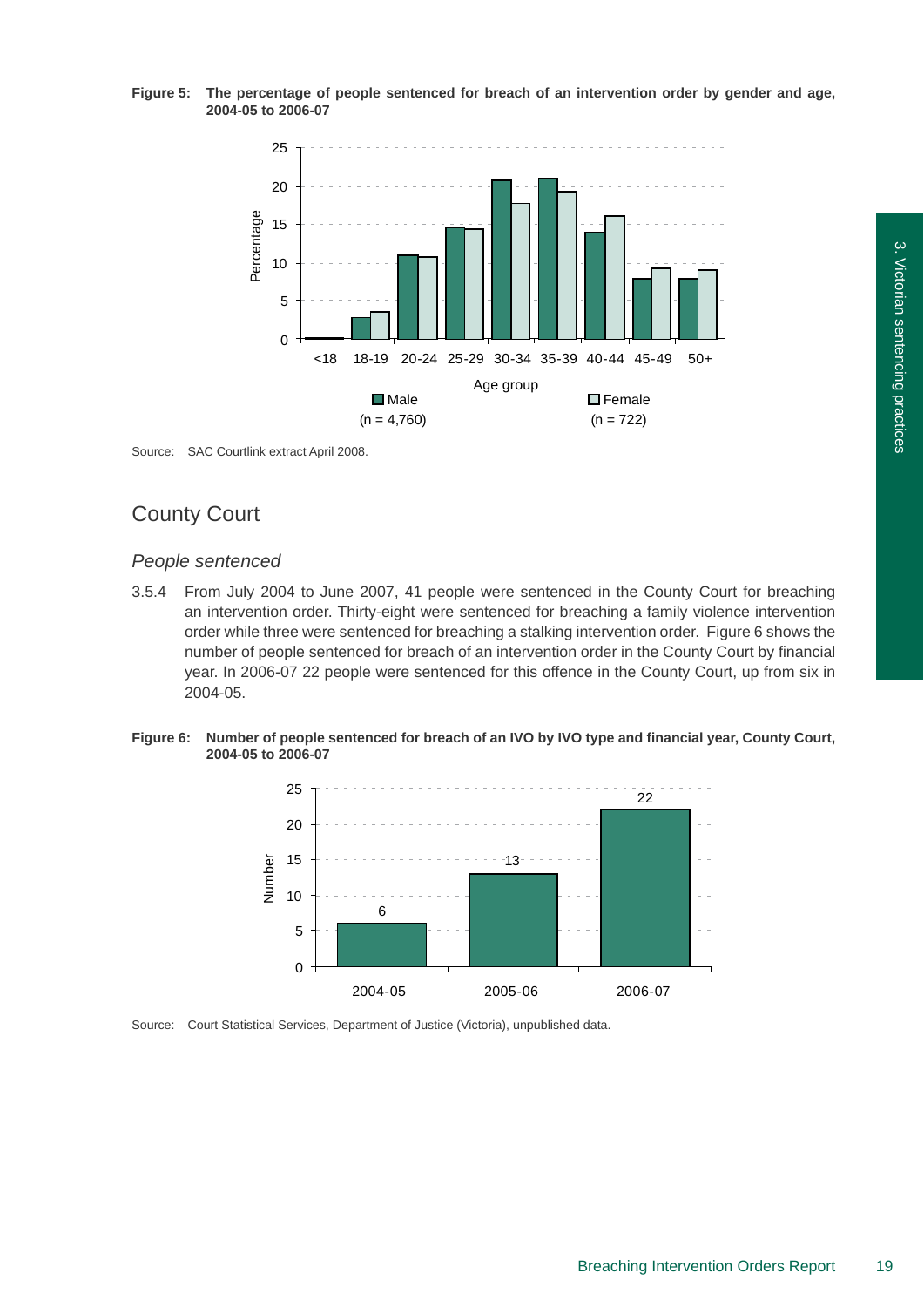**Figure 5: The percentage of people sentenced for breach of an intervention order by gender and age, 2004-05 to 2006-07**

Source: SAC Courtlink extract April 2008.

## County Court

### *People sentenced*

3.5.4 From July 2004 to June 2007, 41 people were sentenced in the County Court for breaching an intervention order. Thirty-eight were sentenced for breaching a family violence intervention order while three were sentenced for breaching a stalking intervention order. Figure 6 shows the number of people sentenced for breach of an intervention order in the County Court by financial year. In 2006-07 22 people were sentenced for this offence in the County Court, up from six in 2004-05.

**Figure 6: Number of people sentenced for breach of an IVO by IVO type and financial year, County Court, 2004-05 to 2006-07**

Source: Court Statistical Services, Department of Justice (Victoria), unpublished data.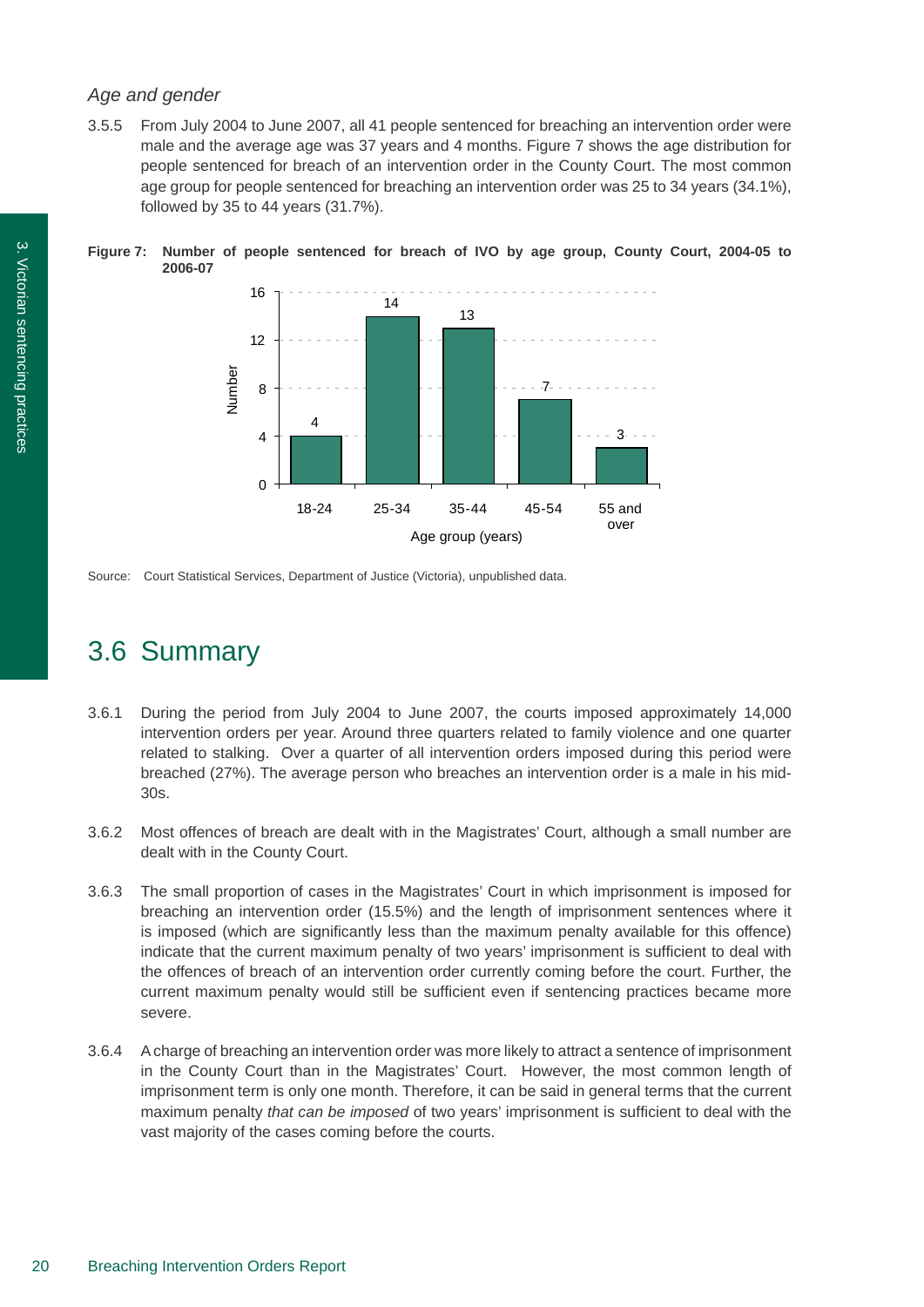*Age and gender*

3.5.5 From July 2004 to June 2007, all 41 people sentenced for breaching an intervention order were male and the average age was 37 years and 4 months. Figure 7 shows the age distribution for people sentenced for breach of an intervention order in the County Court. The most common age group for people sentenced for breaching an intervention order was 25 to 34 years (34.1%), followed by 35 to 44 years (31.7%).

**Figure 7: Number of people sentenced for breach of IVO by age group, County Court, 2004-05 to 2006-07**

| Age group (years) | Number |
|---|---|
| 18-24 | 4 |
| 25-34 | 14 |
| 35-44 | 13 |
| 45-54 | 7 |
| 55 and over | 3 |

Source: Court Statistical Services, Department of Justice (Victoria), unpublished data.

## 3.6 Summary

3.6.1 During the period from July 2004 to June 2007, the courts imposed approximately 14,000 intervention orders per year. Around three quarters related to family violence and one quarter related to stalking. Over a quarter of all intervention orders imposed during this period were breached (27%). The average person who breaches an intervention order is a male in his mid-30s.

3.6.2 Most offences of breach are dealt with in the Magistrates' Court, although a small number are dealt with in the County Court.

3.6.3 The small proportion of cases in the Magistrates' Court in which imprisonment is imposed for breaching an intervention order (15.5%) and the length of imprisonment sentences where it is imposed (which are significantly less than the maximum penalty available for this offence) indicate that the current maximum penalty of two years' imprisonment is sufficient to deal with the offences of breach of an intervention order currently coming before the court. Further, the current maximum penalty would still be sufficient even if sentencing practices became more severe.

3.6.4 A charge of breaching an intervention order was more likely to attract a sentence of imprisonment in the County Court than in the Magistrates' Court. However, the most common length of imprisonment term is only one month. Therefore, it can be said in general terms that the current maximum penalty *that can be imposed* of two years' imprisonment is sufficient to deal with the vast majority of the cases coming before the courts.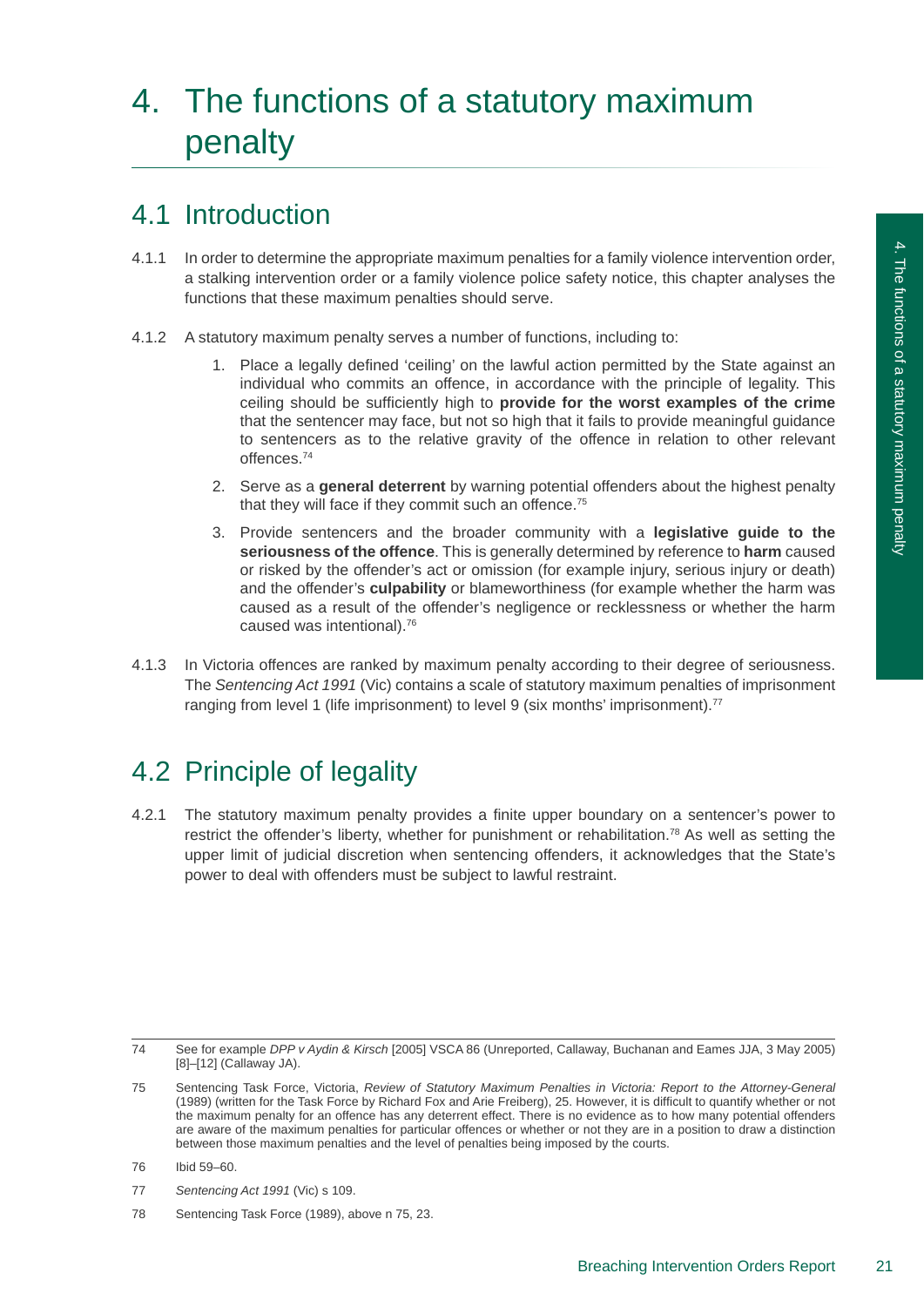# 4. The functions of a statutory maximum penalty

## 4.1 Introduction

4.1.1 In order to determine the appropriate maximum penalties for a family violence intervention order, a stalking intervention order or a family violence police safety notice, this chapter analyses the functions that these maximum penalties should serve.

4.1.2 A statutory maximum penalty serves a number of functions, including to:

1. Place a legally defined 'ceiling' on the lawful action permitted by the State against an individual who commits an offence, in accordance with the principle of legality. This ceiling should be sufficiently high to **provide for the worst examples of the crime** that the sentencer may face, but not so high that it fails to provide meaningful guidance to sentencers as to the relative gravity of the offence in relation to other relevant offences.[74]
2. Serve as a **general deterrent** by warning potential offenders about the highest penalty that they will face if they commit such an offence.[75]
3. Provide sentencers and the broader community with a **legislative guide to the seriousness of the offence**. This is generally determined by reference to **harm** caused or risked by the offender's act or omission (for example injury, serious injury or death) and the offender's **culpability** or blameworthiness (for example whether the harm was caused as a result of the offender's negligence or recklessness or whether the harm caused was intentional).[76]

4.1.3 In Victoria offences are ranked by maximum penalty according to their degree of seriousness. The *Sentencing Act 1991* (Vic) contains a scale of statutory maximum penalties of imprisonment ranging from level 1 (life imprisonment) to level 9 (six months' imprisonment).[77]

## 4.2 Principle of legality

4.2.1 The statutory maximum penalty provides a finite upper boundary on a sentencer's power to restrict the offender's liberty, whether for punishment or rehabilitation.[78] As well as setting the upper limit of judicial discretion when sentencing offenders, it acknowledges that the State's power to deal with offenders must be subject to lawful restraint.

---

74 See for example *DPP v Aydin & Kirsch* [2005] VSCA 86 (Unreported, Callaway, Buchanan and Eames JJA, 3 May 2005) [8]–[12] (Callaway JA).

75 Sentencing Task Force, Victoria, *Review of Statutory Maximum Penalties in Victoria: Report to the Attorney-General* (1989) (written for the Task Force by Richard Fox and Arie Freiberg), 25. However, it is difficult to quantify whether or not the maximum penalty for an offence has any deterrent effect. There is no evidence as to how many potential offenders are aware of the maximum penalties for particular offences or whether or not they are in a position to draw a distinction between those maximum penalties and the level of penalties being imposed by the courts.

76 Ibid 59–60.

77 *Sentencing Act 1991* (Vic) s 109.

78 Sentencing Task Force (1989), above n 75, 23.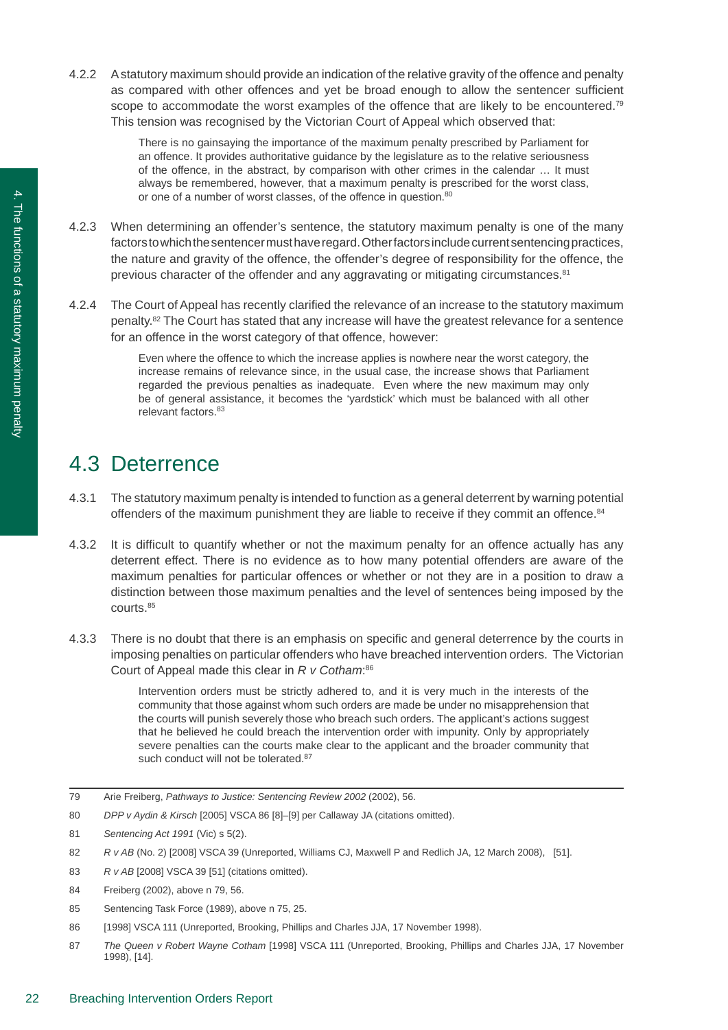4.2.2 A statutory maximum should provide an indication of the relative gravity of the offence and penalty as compared with other offences and yet be broad enough to allow the sentencer sufficient scope to accommodate the worst examples of the offence that are likely to be encountered.[79] This tension was recognised by the Victorian Court of Appeal which observed that:

> There is no gainsaying the importance of the maximum penalty prescribed by Parliament for an offence. It provides authoritative guidance by the legislature as to the relative seriousness of the offence, in the abstract, by comparison with other crimes in the calendar … It must always be remembered, however, that a maximum penalty is prescribed for the worst class, or one of a number of worst classes, of the offence in question.[80]

4.2.3 When determining an offender's sentence, the statutory maximum penalty is one of the many factors to which the sentencer must have regard. Other factors include current sentencing practices, the nature and gravity of the offence, the offender's degree of responsibility for the offence, the previous character of the offender and any aggravating or mitigating circumstances.[81]

4.2.4 The Court of Appeal has recently clarified the relevance of an increase to the statutory maximum penalty.[82] The Court has stated that any increase will have the greatest relevance for a sentence for an offence in the worst category of that offence, however:

> Even where the offence to which the increase applies is nowhere near the worst category, the increase remains of relevance since, in the usual case, the increase shows that Parliament regarded the previous penalties as inadequate. Even where the new maximum may only be of general assistance, it becomes the 'yardstick' which must be balanced with all other relevant factors.[83]

## 4.3 Deterrence

4.3.1 The statutory maximum penalty is intended to function as a general deterrent by warning potential offenders of the maximum punishment they are liable to receive if they commit an offence.[84]

4.3.2 It is difficult to quantify whether or not the maximum penalty for an offence actually has any deterrent effect. There is no evidence as to how many potential offenders are aware of the maximum penalties for particular offences or whether or not they are in a position to draw a distinction between those maximum penalties and the level of sentences being imposed by the courts.[85]

4.3.3 There is no doubt that there is an emphasis on specific and general deterrence by the courts in imposing penalties on particular offenders who have breached intervention orders. The Victorian Court of Appeal made this clear in *R v Cotham*:[86]

> Intervention orders must be strictly adhered to, and it is very much in the interests of the community that those against whom such orders are made be under no misapprehension that the courts will punish severely those who breach such orders. The applicant's actions suggest that he believed he could breach the intervention order with impunity. Only by appropriately severe penalties can the courts make clear to the applicant and the broader community that such conduct will not be tolerated.[87]

---

79 Arie Freiberg, *Pathways to Justice: Sentencing Review 2002* (2002), 56.

80 *DPP v Aydin & Kirsch* [2005] VSCA 86 [8]–[9] per Callaway JA (citations omitted).

81 *Sentencing Act 1991* (Vic) s 5(2).

82 *R v AB* (No. 2) [2008] VSCA 39 (Unreported, Williams CJ, Maxwell P and Redlich JA, 12 March 2008), [51].

83 *R v AB* [2008] VSCA 39 [51] (citations omitted).

84 Freiberg (2002), above n 79, 56.

85 Sentencing Task Force (1989), above n 75, 25.

86 [1998] VSCA 111 (Unreported, Brooking, Phillips and Charles JJA, 17 November 1998).

87 *The Queen v Robert Wayne Cotham* [1998] VSCA 111 (Unreported, Brooking, Phillips and Charles JJA, 17 November 1998), [14].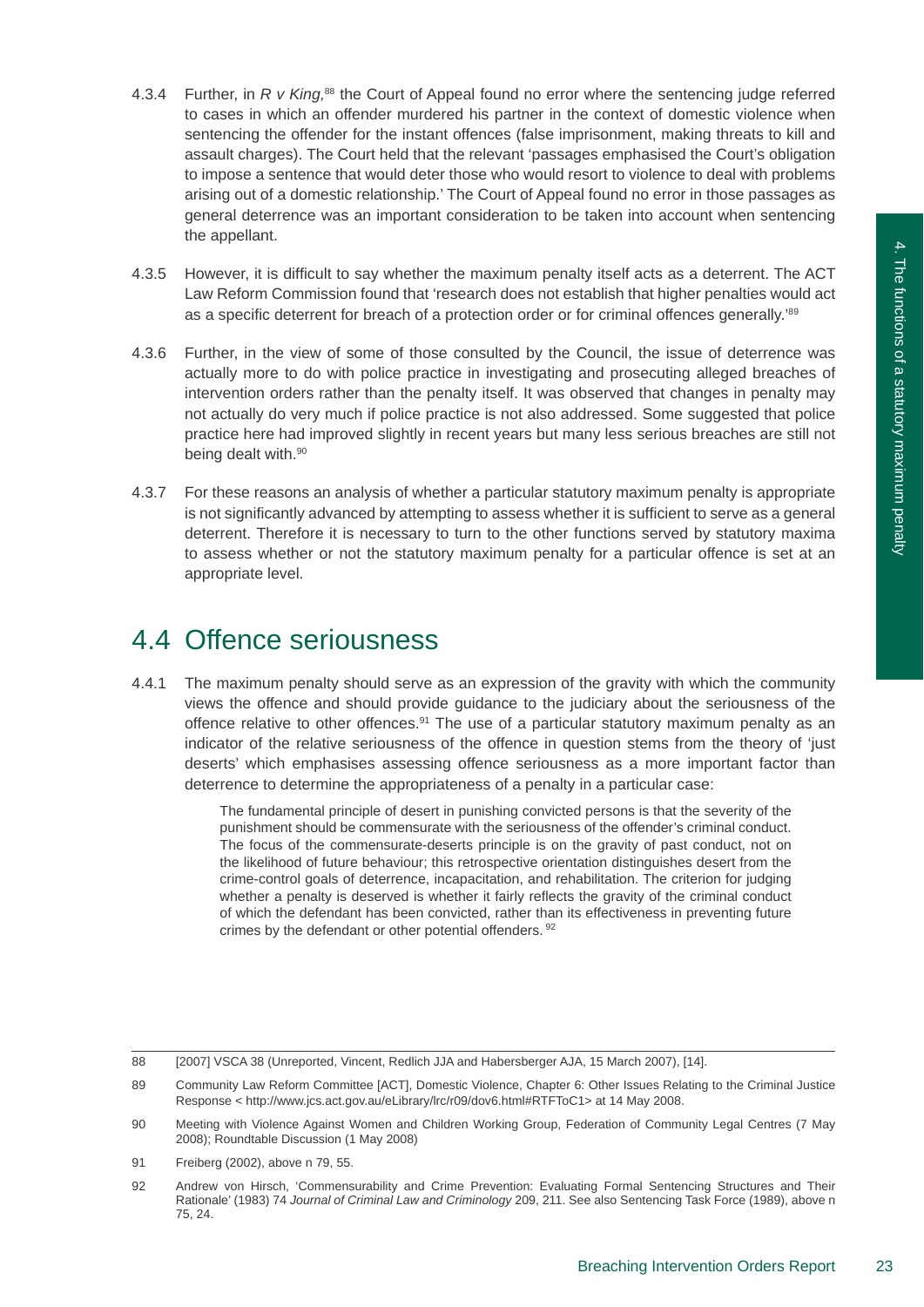4.3.4 Further, in *R v King,*[88] the Court of Appeal found no error where the sentencing judge referred to cases in which an offender murdered his partner in the context of domestic violence when sentencing the offender for the instant offences (false imprisonment, making threats to kill and assault charges). The Court held that the relevant 'passages emphasised the Court's obligation to impose a sentence that would deter those who would resort to violence to deal with problems arising out of a domestic relationship.' The Court of Appeal found no error in those passages as general deterrence was an important consideration to be taken into account when sentencing the appellant.

4.3.5 However, it is difficult to say whether the maximum penalty itself acts as a deterrent. The ACT Law Reform Commission found that 'research does not establish that higher penalties would act as a specific deterrent for breach of a protection order or for criminal offences generally.'[89]

4.3.6 Further, in the view of some of those consulted by the Council, the issue of deterrence was actually more to do with police practice in investigating and prosecuting alleged breaches of intervention orders rather than the penalty itself. It was observed that changes in penalty may not actually do very much if police practice is not also addressed. Some suggested that police practice here had improved slightly in recent years but many less serious breaches are still not being dealt with.[90]

4.3.7 For these reasons an analysis of whether a particular statutory maximum penalty is appropriate is not significantly advanced by attempting to assess whether it is sufficient to serve as a general deterrent. Therefore it is necessary to turn to the other functions served by statutory maxima to assess whether or not the statutory maximum penalty for a particular offence is set at an appropriate level.

## 4.4 Offence seriousness

4.4.1 The maximum penalty should serve as an expression of the gravity with which the community views the offence and should provide guidance to the judiciary about the seriousness of the offence relative to other offences.[91] The use of a particular statutory maximum penalty as an indicator of the relative seriousness of the offence in question stems from the theory of 'just deserts' which emphasises assessing offence seriousness as a more important factor than deterrence to determine the appropriateness of a penalty in a particular case:

> The fundamental principle of desert in punishing convicted persons is that the severity of the punishment should be commensurate with the seriousness of the offender's criminal conduct. The focus of the commensurate-deserts principle is on the gravity of past conduct, not on the likelihood of future behaviour; this retrospective orientation distinguishes desert from the crime-control goals of deterrence, incapacitation, and rehabilitation. The criterion for judging whether a penalty is deserved is whether it fairly reflects the gravity of the criminal conduct of which the defendant has been convicted, rather than its effectiveness in preventing future crimes by the defendant or other potential offenders.[92]

---

88 [2007] VSCA 38 (Unreported, Vincent, Redlich JJA and Habersberger AJA, 15 March 2007), [14].

89 Community Law Reform Committee [ACT], Domestic Violence, Chapter 6: Other Issues Relating to the Criminal Justice Response < http://www.jcs.act.gov.au/eLibrary/lrc/r09/dov6.html#RTFToC1> at 14 May 2008.

90 Meeting with Violence Against Women and Children Working Group, Federation of Community Legal Centres (7 May 2008); Roundtable Discussion (1 May 2008)

91 Freiberg (2002), above n 79, 55.

92 Andrew von Hirsch, 'Commensurability and Crime Prevention: Evaluating Formal Sentencing Structures and Their Rationale' (1983) 74 *Journal of Criminal Law and Criminology* 209, 211. See also Sentencing Task Force (1989), above n 75, 24.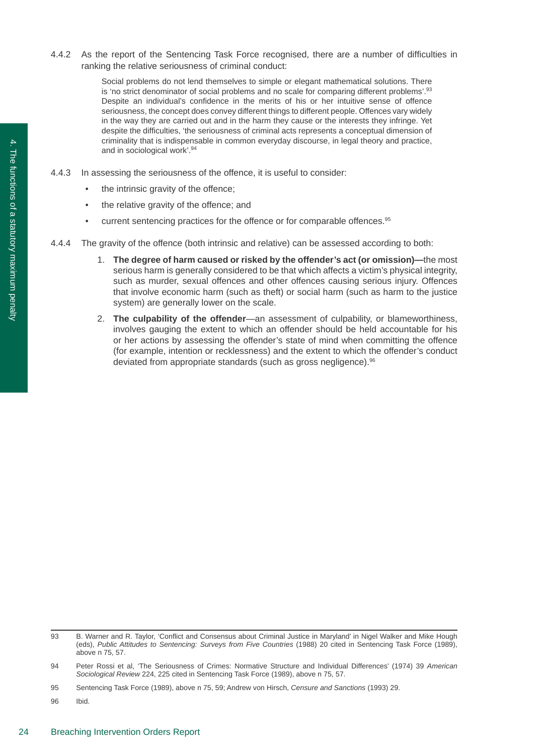4.4.2 As the report of the Sentencing Task Force recognised, there are a number of difficulties in ranking the relative seriousness of criminal conduct:

> Social problems do not lend themselves to simple or elegant mathematical solutions. There is 'no strict denominator of social problems and no scale for comparing different problems'.[93] Despite an individual's confidence in the merits of his or her intuitive sense of offence seriousness, the concept does convey different things to different people. Offences vary widely in the way they are carried out and in the harm they cause or the interests they infringe. Yet despite the difficulties, 'the seriousness of criminal acts represents a conceptual dimension of criminality that is indispensable in common everyday discourse, in legal theory and practice, and in sociological work'.[94]

4.4.3 In assessing the seriousness of the offence, it is useful to consider:

- the intrinsic gravity of the offence;
- the relative gravity of the offence; and
- current sentencing practices for the offence or for comparable offences.[95]

4.4.4 The gravity of the offence (both intrinsic and relative) can be assessed according to both:

1. **The degree of harm caused or risked by the offender's act (or omission)—**the most serious harm is generally considered to be that which affects a victim's physical integrity, such as murder, sexual offences and other offences causing serious injury. Offences that involve economic harm (such as theft) or social harm (such as harm to the justice system) are generally lower on the scale.
2. **The culpability of the offender**—an assessment of culpability, or blameworthiness, involves gauging the extent to which an offender should be held accountable for his or her actions by assessing the offender's state of mind when committing the offence (for example, intention or recklessness) and the extent to which the offender's conduct deviated from appropriate standards (such as gross negligence).[96]

---

93 B. Warner and R. Taylor, 'Conflict and Consensus about Criminal Justice in Maryland' in Nigel Walker and Mike Hough (eds), *Public Attitudes to Sentencing: Surveys from Five Countries* (1988) 20 cited in Sentencing Task Force (1989), above n 75, 57.

94 Peter Rossi et al, 'The Seriousness of Crimes: Normative Structure and Individual Differences' (1974) 39 *American Sociological Review* 224, 225 cited in Sentencing Task Force (1989), above n 75, 57.

95 Sentencing Task Force (1989), above n 75, 59; Andrew von Hirsch, *Censure and Sanctions* (1993) 29.

96 Ibid.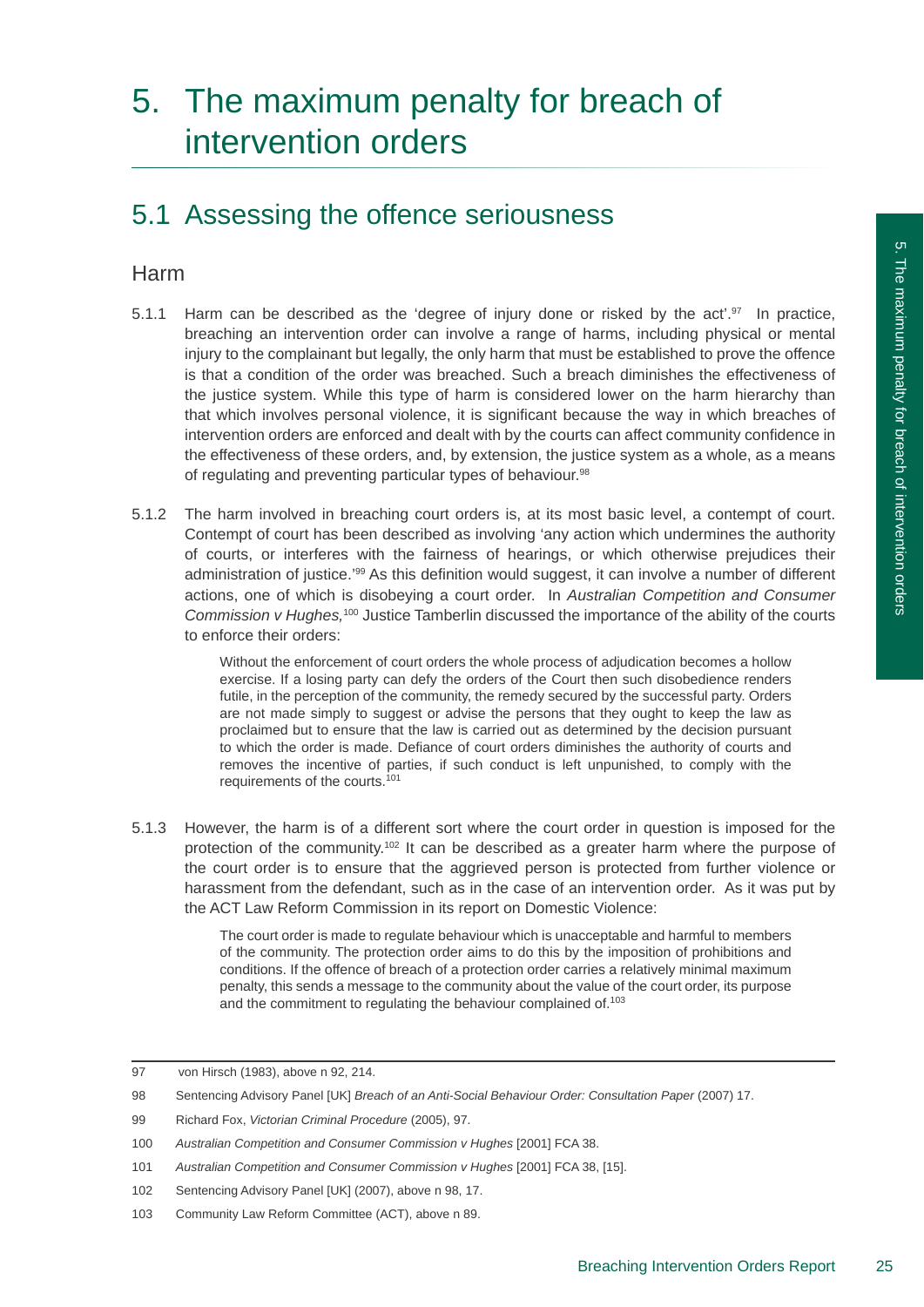# 5. The maximum penalty for breach of intervention orders

## 5.1 Assessing the offence seriousness

### Harm

5.1.1 Harm can be described as the 'degree of injury done or risked by the act'.[97] In practice, breaching an intervention order can involve a range of harms, including physical or mental injury to the complainant but legally, the only harm that must be established to prove the offence is that a condition of the order was breached. Such a breach diminishes the effectiveness of the justice system. While this type of harm is considered lower on the harm hierarchy than that which involves personal violence, it is significant because the way in which breaches of intervention orders are enforced and dealt with by the courts can affect community confidence in the effectiveness of these orders, and, by extension, the justice system as a whole, as a means of regulating and preventing particular types of behaviour.[98]

5.1.2 The harm involved in breaching court orders is, at its most basic level, a contempt of court. Contempt of court has been described as involving 'any action which undermines the authority of courts, or interferes with the fairness of hearings, or which otherwise prejudices their administration of justice.'[99] As this definition would suggest, it can involve a number of different actions, one of which is disobeying a court order. In *Australian Competition and Consumer Commission v Hughes,*[100] Justice Tamberlin discussed the importance of the ability of the courts to enforce their orders:

> Without the enforcement of court orders the whole process of adjudication becomes a hollow exercise. If a losing party can defy the orders of the Court then such disobedience renders futile, in the perception of the community, the remedy secured by the successful party. Orders are not made simply to suggest or advise the persons that they ought to keep the law as proclaimed but to ensure that the law is carried out as determined by the decision pursuant to which the order is made. Defiance of court orders diminishes the authority of courts and removes the incentive of parties, if such conduct is left unpunished, to comply with the requirements of the courts.[101]

5.1.3 However, the harm is of a different sort where the court order in question is imposed for the protection of the community.[102] It can be described as a greater harm where the purpose of the court order is to ensure that the aggrieved person is protected from further violence or harassment from the defendant, such as in the case of an intervention order. As it was put by the ACT Law Reform Commission in its report on Domestic Violence:

> The court order is made to regulate behaviour which is unacceptable and harmful to members of the community. The protection order aims to do this by the imposition of prohibitions and conditions. If the offence of breach of a protection order carries a relatively minimal maximum penalty, this sends a message to the community about the value of the court order, its purpose and the commitment to regulating the behaviour complained of.[103]

---

97 von Hirsch (1983), above n 92, 214.

98 Sentencing Advisory Panel [UK] *Breach of an Anti-Social Behaviour Order: Consultation Paper* (2007) 17.

99 Richard Fox, *Victorian Criminal Procedure* (2005), 97.

100 *Australian Competition and Consumer Commission v Hughes* [2001] FCA 38.

101 *Australian Competition and Consumer Commission v Hughes* [2001] FCA 38, [15].

102 Sentencing Advisory Panel [UK] (2007), above n 98, 17.

103 Community Law Reform Committee (ACT), above n 89.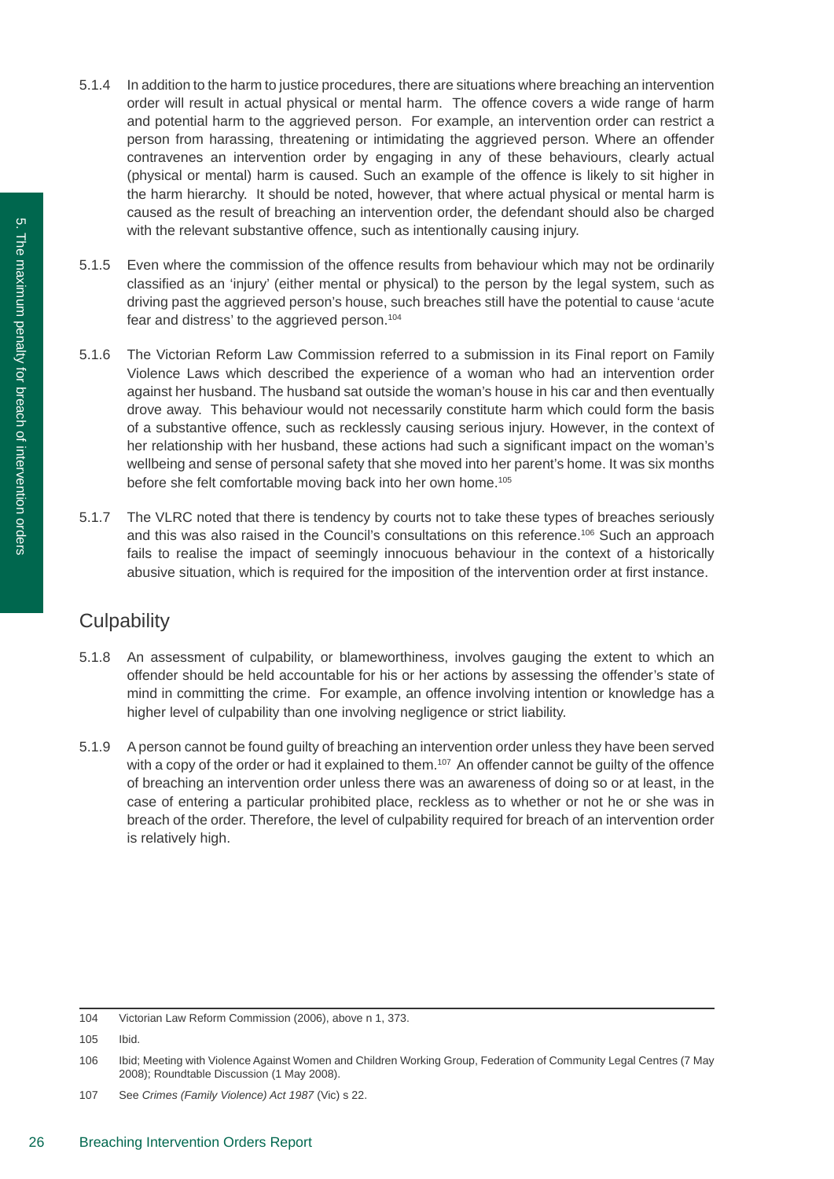5.1.4 In addition to the harm to justice procedures, there are situations where breaching an intervention order will result in actual physical or mental harm. The offence covers a wide range of harm and potential harm to the aggrieved person. For example, an intervention order can restrict a person from harassing, threatening or intimidating the aggrieved person. Where an offender contravenes an intervention order by engaging in any of these behaviours, clearly actual (physical or mental) harm is caused. Such an example of the offence is likely to sit higher in the harm hierarchy. It should be noted, however, that where actual physical or mental harm is caused as the result of breaching an intervention order, the defendant should also be charged with the relevant substantive offence, such as intentionally causing injury.

5.1.5 Even where the commission of the offence results from behaviour which may not be ordinarily classified as an 'injury' (either mental or physical) to the person by the legal system, such as driving past the aggrieved person's house, such breaches still have the potential to cause 'acute fear and distress' to the aggrieved person.[104]

5.1.6 The Victorian Reform Law Commission referred to a submission in its Final report on Family Violence Laws which described the experience of a woman who had an intervention order against her husband. The husband sat outside the woman's house in his car and then eventually drove away. This behaviour would not necessarily constitute harm which could form the basis of a substantive offence, such as recklessly causing serious injury. However, in the context of her relationship with her husband, these actions had such a significant impact on the woman's wellbeing and sense of personal safety that she moved into her parent's home. It was six months before she felt comfortable moving back into her own home.[105]

5.1.7 The VLRC noted that there is tendency by courts not to take these types of breaches seriously and this was also raised in the Council's consultations on this reference.[106] Such an approach fails to realise the impact of seemingly innocuous behaviour in the context of a historically abusive situation, which is required for the imposition of the intervention order at first instance.

## Culpability

5.1.8 An assessment of culpability, or blameworthiness, involves gauging the extent to which an offender should be held accountable for his or her actions by assessing the offender's state of mind in committing the crime. For example, an offence involving intention or knowledge has a higher level of culpability than one involving negligence or strict liability.

5.1.9 A person cannot be found guilty of breaching an intervention order unless they have been served with a copy of the order or had it explained to them.[107] An offender cannot be guilty of the offence of breaching an intervention order unless there was an awareness of doing so or at least, in the case of entering a particular prohibited place, reckless as to whether or not he or she was in breach of the order. Therefore, the level of culpability required for breach of an intervention order is relatively high.

---

104 Victorian Law Reform Commission (2006), above n 1, 373.

105 Ibid.

106 Ibid; Meeting with Violence Against Women and Children Working Group, Federation of Community Legal Centres (7 May 2008); Roundtable Discussion (1 May 2008).

107 See *Crimes (Family Violence) Act 1987* (Vic) s 22.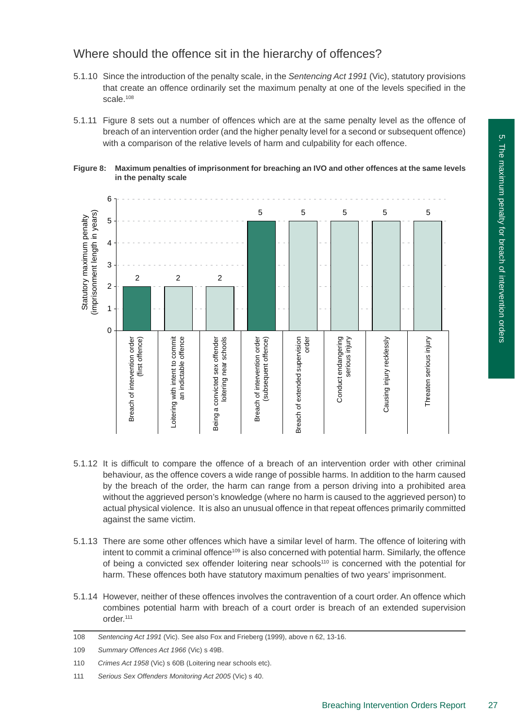## Where should the offence sit in the hierarchy of offences?

5.1.10 Since the introduction of the penalty scale, in the *Sentencing Act 1991* (Vic), statutory provisions that create an offence ordinarily set the maximum penalty at one of the levels specified in the scale.[108]

5.1.11 Figure 8 sets out a number of offences which are at the same penalty level as the offence of breach of an intervention order (and the higher penalty level for a second or subsequent offence) with a comparison of the relative levels of harm and culpability for each offence.

**Figure 8: Maximum penalties of imprisonment for breaching an IVO and other offences at the same levels in the penalty scale**

| Offence | Statutory maximum penalty (imprisonment length in years) |
| --- | --- |
| Breach of intervention order (first offence) | 2 |
| Loitering with intent to commit an indictable offence | 2 |
| Being a convicted sex offender loitering near schools | 2 |
| Breach of intervention order (subsequent offence) | 5 |
| Breach of extended supervision order | 5 |
| Conduct endangering serious injury | 5 |
| Causing injury recklessly | 5 |
| Threaten serious injury | 5 |

5.1.12 It is difficult to compare the offence of a breach of an intervention order with other criminal behaviour, as the offence covers a wide range of possible harms. In addition to the harm caused by the breach of the order, the harm can range from a person driving into a prohibited area without the aggrieved person's knowledge (where no harm is caused to the aggrieved person) to actual physical violence. It is also an unusual offence in that repeat offences primarily committed against the same victim.

5.1.13 There are some other offences which have a similar level of harm. The offence of loitering with intent to commit a criminal offence[109] is also concerned with potential harm. Similarly, the offence of being a convicted sex offender loitering near schools[110] is concerned with the potential for harm. These offences both have statutory maximum penalties of two years' imprisonment.

5.1.14 However, neither of these offences involves the contravention of a court order. An offence which combines potential harm with breach of a court order is breach of an extended supervision order.[111]

---

108 *Sentencing Act 1991* (Vic). See also Fox and Frieberg (1999), above n 62, 13-16.

109 *Summary Offences Act 1966* (Vic) s 49B.

110 *Crimes Act 1958* (Vic) s 60B (Loitering near schools etc).

111 *Serious Sex Offenders Monitoring Act 2005* (Vic) s 40.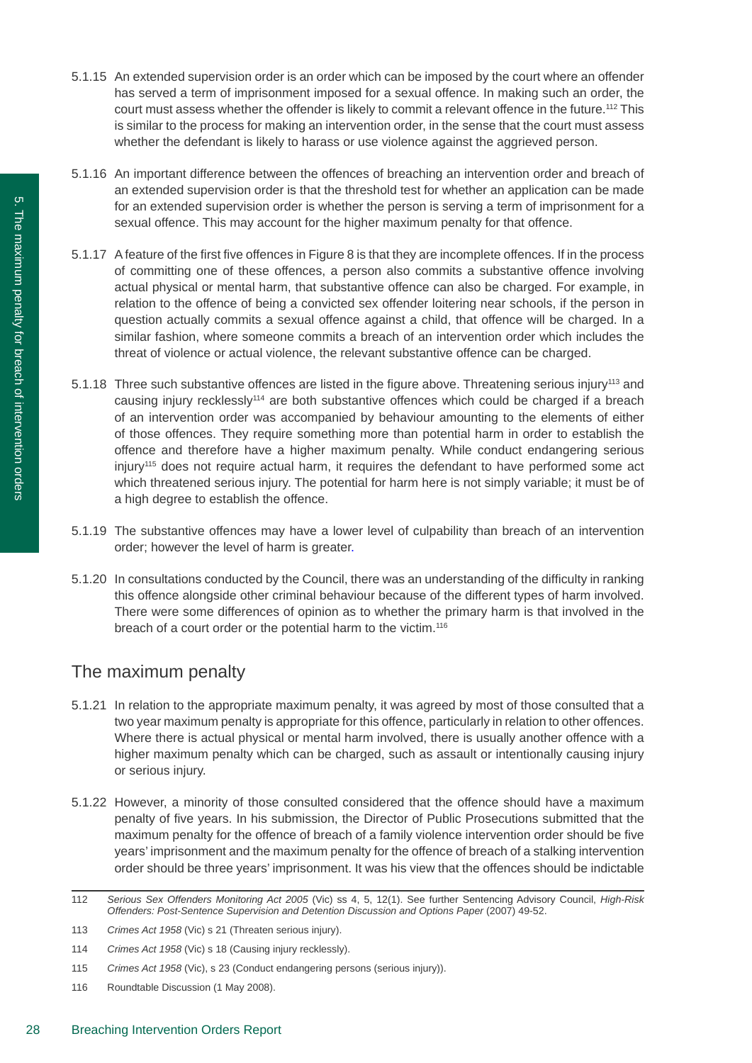5.1.15 An extended supervision order is an order which can be imposed by the court where an offender has served a term of imprisonment imposed for a sexual offence. In making such an order, the court must assess whether the offender is likely to commit a relevant offence in the future.[112] This is similar to the process for making an intervention order, in the sense that the court must assess whether the defendant is likely to harass or use violence against the aggrieved person.

5.1.16 An important difference between the offences of breaching an intervention order and breach of an extended supervision order is that the threshold test for whether an application can be made for an extended supervision order is whether the person is serving a term of imprisonment for a sexual offence. This may account for the higher maximum penalty for that offence.

5.1.17 A feature of the first five offences in Figure 8 is that they are incomplete offences. If in the process of committing one of these offences, a person also commits a substantive offence involving actual physical or mental harm, that substantive offence can also be charged. For example, in relation to the offence of being a convicted sex offender loitering near schools, if the person in question actually commits a sexual offence against a child, that offence will be charged. In a similar fashion, where someone commits a breach of an intervention order which includes the threat of violence or actual violence, the relevant substantive offence can be charged.

5.1.18 Three such substantive offences are listed in the figure above. Threatening serious injury[113] and causing injury recklessly[114] are both substantive offences which could be charged if a breach of an intervention order was accompanied by behaviour amounting to the elements of either of those offences. They require something more than potential harm in order to establish the offence and therefore have a higher maximum penalty. While conduct endangering serious injury[115] does not require actual harm, it requires the defendant to have performed some act which threatened serious injury. The potential for harm here is not simply variable; it must be of a high degree to establish the offence.

5.1.19 The substantive offences may have a lower level of culpability than breach of an intervention order; however the level of harm is greater.

5.1.20 In consultations conducted by the Council, there was an understanding of the difficulty in ranking this offence alongside other criminal behaviour because of the different types of harm involved. There were some differences of opinion as to whether the primary harm is that involved in the breach of a court order or the potential harm to the victim.[116]

## The maximum penalty

5.1.21 In relation to the appropriate maximum penalty, it was agreed by most of those consulted that a two year maximum penalty is appropriate for this offence, particularly in relation to other offences. Where there is actual physical or mental harm involved, there is usually another offence with a higher maximum penalty which can be charged, such as assault or intentionally causing injury or serious injury.

5.1.22 However, a minority of those consulted considered that the offence should have a maximum penalty of five years. In his submission, the Director of Public Prosecutions submitted that the maximum penalty for the offence of breach of a family violence intervention order should be five years' imprisonment and the maximum penalty for the offence of breach of a stalking intervention order should be three years' imprisonment. It was his view that the offences should be indictable

---

112 *Serious Sex Offenders Monitoring Act 2005* (Vic) ss 4, 5, 12(1). See further Sentencing Advisory Council, *High-Risk Offenders: Post-Sentence Supervision and Detention Discussion and Options Paper* (2007) 49-52.

113 *Crimes Act 1958* (Vic) s 21 (Threaten serious injury).

114 *Crimes Act 1958* (Vic) s 18 (Causing injury recklessly).

115 *Crimes Act 1958* (Vic), s 23 (Conduct endangering persons (serious injury)).

116 Roundtable Discussion (1 May 2008).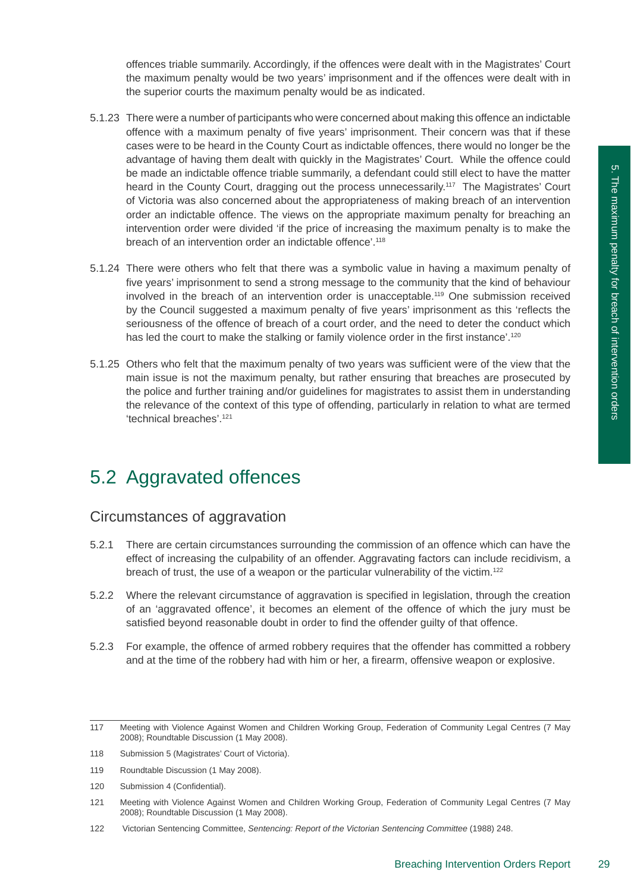offences triable summarily. Accordingly, if the offences were dealt with in the Magistrates' Court the maximum penalty would be two years' imprisonment and if the offences were dealt with in the superior courts the maximum penalty would be as indicated.

5.1.23 There were a number of participants who were concerned about making this offence an indictable offence with a maximum penalty of five years' imprisonment. Their concern was that if these cases were to be heard in the County Court as indictable offences, there would no longer be the advantage of having them dealt with quickly in the Magistrates' Court. While the offence could be made an indictable offence triable summarily, a defendant could still elect to have the matter heard in the County Court, dragging out the process unnecessarily.[117] The Magistrates' Court of Victoria was also concerned about the appropriateness of making breach of an intervention order an indictable offence. The views on the appropriate maximum penalty for breaching an intervention order were divided 'if the price of increasing the maximum penalty is to make the breach of an intervention order an indictable offence'.[118]

5.1.24 There were others who felt that there was a symbolic value in having a maximum penalty of five years' imprisonment to send a strong message to the community that the kind of behaviour involved in the breach of an intervention order is unacceptable.[119] One submission received by the Council suggested a maximum penalty of five years' imprisonment as this 'reflects the seriousness of the offence of breach of a court order, and the need to deter the conduct which has led the court to make the stalking or family violence order in the first instance'.[120]

5.1.25 Others who felt that the maximum penalty of two years was sufficient were of the view that the main issue is not the maximum penalty, but rather ensuring that breaches are prosecuted by the police and further training and/or guidelines for magistrates to assist them in understanding the relevance of the context of this type of offending, particularly in relation to what are termed 'technical breaches'.[121]

## 5.2 Aggravated offences

### Circumstances of aggravation

5.2.1 There are certain circumstances surrounding the commission of an offence which can have the effect of increasing the culpability of an offender. Aggravating factors can include recidivism, a breach of trust, the use of a weapon or the particular vulnerability of the victim.[122]

5.2.2 Where the relevant circumstance of aggravation is specified in legislation, through the creation of an 'aggravated offence', it becomes an element of the offence of which the jury must be satisfied beyond reasonable doubt in order to find the offender guilty of that offence.

5.2.3 For example, the offence of armed robbery requires that the offender has committed a robbery and at the time of the robbery had with him or her, a firearm, offensive weapon or explosive.

---

117 Meeting with Violence Against Women and Children Working Group, Federation of Community Legal Centres (7 May 2008); Roundtable Discussion (1 May 2008).

118 Submission 5 (Magistrates' Court of Victoria).

119 Roundtable Discussion (1 May 2008).

120 Submission 4 (Confidential).

121 Meeting with Violence Against Women and Children Working Group, Federation of Community Legal Centres (7 May 2008); Roundtable Discussion (1 May 2008).

122 Victorian Sentencing Committee, *Sentencing: Report of the Victorian Sentencing Committee* (1988) 248.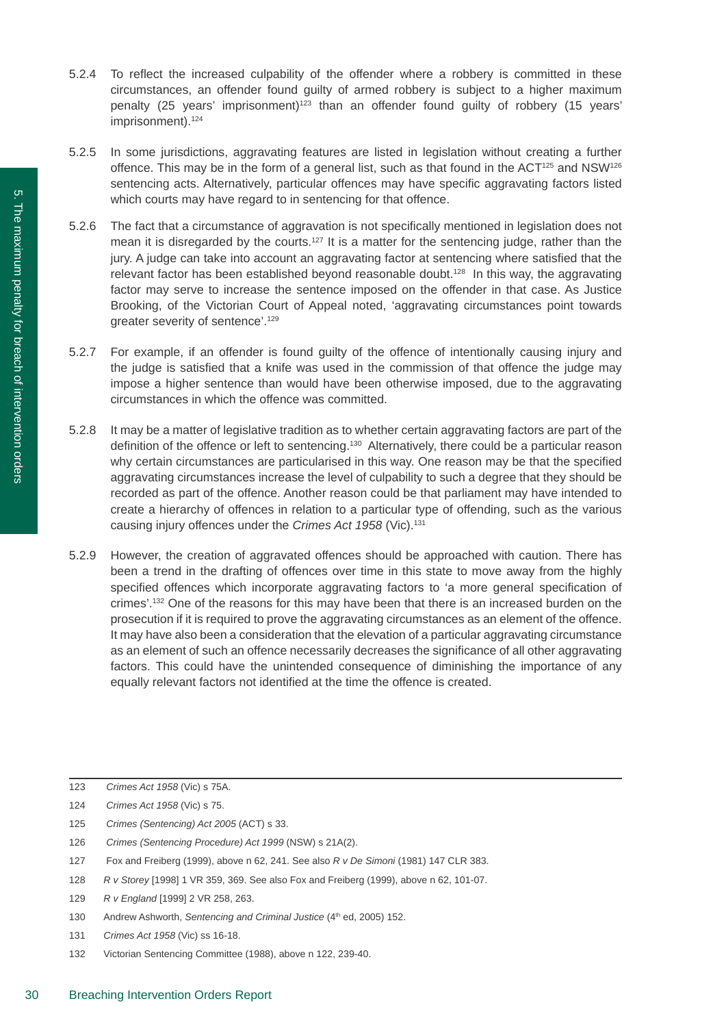5.2.4 To reflect the increased culpability of the offender where a robbery is committed in these circumstances, an offender found guilty of armed robbery is subject to a higher maximum penalty (25 years' imprisonment)[123] than an offender found guilty of robbery (15 years' imprisonment).[124]

5.2.5 In some jurisdictions, aggravating features are listed in legislation without creating a further offence. This may be in the form of a general list, such as that found in the ACT[125] and NSW[126] sentencing acts. Alternatively, particular offences may have specific aggravating factors listed which courts may have regard to in sentencing for that offence.

5.2.6 The fact that a circumstance of aggravation is not specifically mentioned in legislation does not mean it is disregarded by the courts.[127] It is a matter for the sentencing judge, rather than the jury. A judge can take into account an aggravating factor at sentencing where satisfied that the relevant factor has been established beyond reasonable doubt.[128] In this way, the aggravating factor may serve to increase the sentence imposed on the offender in that case. As Justice Brooking, of the Victorian Court of Appeal noted, 'aggravating circumstances point towards greater severity of sentence'.[129]

5.2.7 For example, if an offender is found guilty of the offence of intentionally causing injury and the judge is satisfied that a knife was used in the commission of that offence the judge may impose a higher sentence than would have been otherwise imposed, due to the aggravating circumstances in which the offence was committed.

5.2.8 It may be a matter of legislative tradition as to whether certain aggravating factors are part of the definition of the offence or left to sentencing.[130] Alternatively, there could be a particular reason why certain circumstances are particularised in this way. One reason may be that the specified aggravating circumstances increase the level of culpability to such a degree that they should be recorded as part of the offence. Another reason could be that parliament may have intended to create a hierarchy of offences in relation to a particular type of offending, such as the various causing injury offences under the *Crimes Act 1958* (Vic).[131]

5.2.9 However, the creation of aggravated offences should be approached with caution. There has been a trend in the drafting of offences over time in this state to move away from the highly specified offences which incorporate aggravating factors to 'a more general specification of crimes'.[132] One of the reasons for this may have been that there is an increased burden on the prosecution if it is required to prove the aggravating circumstances as an element of the offence. It may have also been a consideration that the elevation of a particular aggravating circumstance as an element of such an offence necessarily decreases the significance of all other aggravating factors. This could have the unintended consequence of diminishing the importance of any equally relevant factors not identified at the time the offence is created.

---

123 *Crimes Act 1958* (Vic) s 75A.

124 *Crimes Act 1958* (Vic) s 75.

125 *Crimes (Sentencing) Act 2005* (ACT) s 33.

126 *Crimes (Sentencing Procedure) Act 1999* (NSW) s 21A(2).

127 Fox and Freiberg (1999), above n 62, 241. See also *R v De Simoni* (1981) 147 CLR 383.

128 *R v Storey* [1998] 1 VR 359, 369. See also Fox and Freiberg (1999), above n 62, 101-07.

129 *R v England* [1999] 2 VR 258, 263.

130 Andrew Ashworth, *Sentencing and Criminal Justice* (4th ed, 2005) 152.

131 *Crimes Act 1958* (Vic) ss 16-18.

132 Victorian Sentencing Committee (1988), above n 122, 239-40.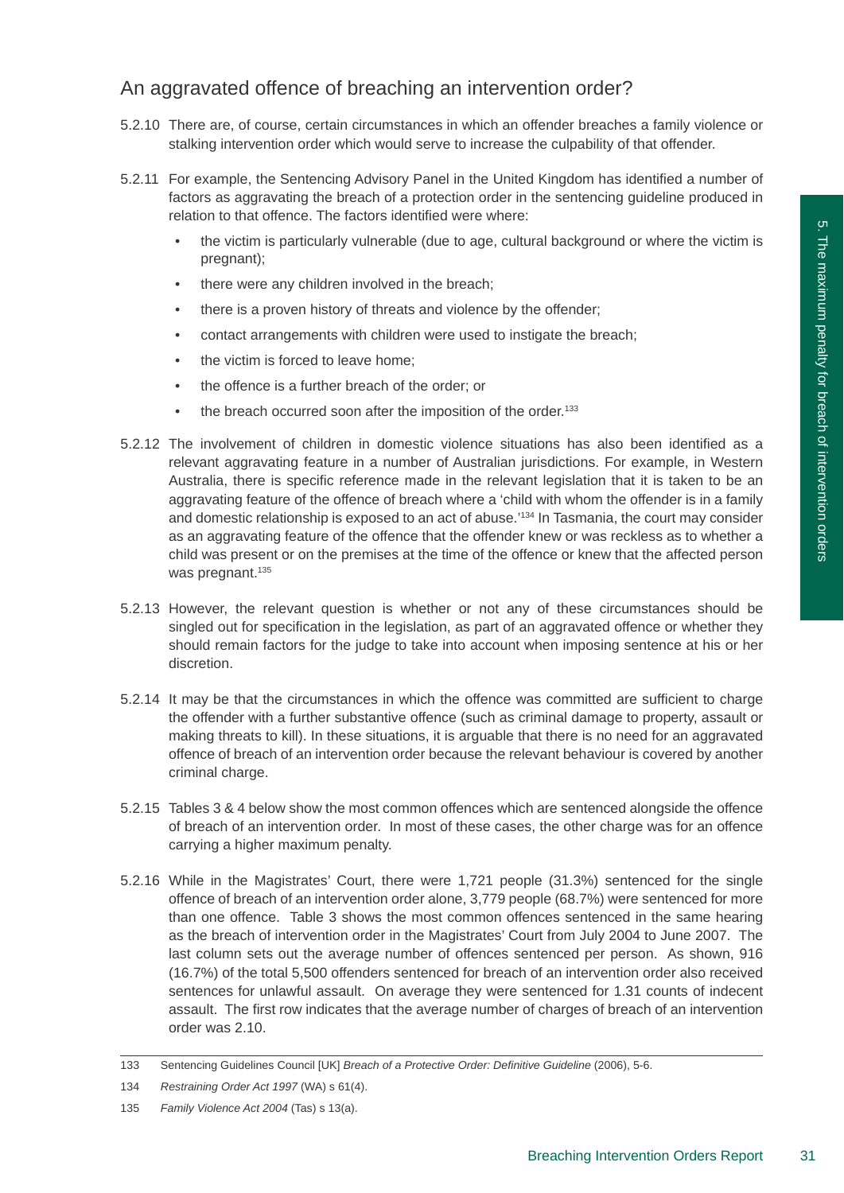## An aggravated offence of breaching an intervention order?

5.2.10 There are, of course, certain circumstances in which an offender breaches a family violence or stalking intervention order which would serve to increase the culpability of that offender.

5.2.11 For example, the Sentencing Advisory Panel in the United Kingdom has identified a number of factors as aggravating the breach of a protection order in the sentencing guideline produced in relation to that offence. The factors identified were where:

- the victim is particularly vulnerable (due to age, cultural background or where the victim is pregnant);
- there were any children involved in the breach;
- there is a proven history of threats and violence by the offender;
- contact arrangements with children were used to instigate the breach;
- the victim is forced to leave home;
- the offence is a further breach of the order; or
- the breach occurred soon after the imposition of the order.[133]

5.2.12 The involvement of children in domestic violence situations has also been identified as a relevant aggravating feature in a number of Australian jurisdictions. For example, in Western Australia, there is specific reference made in the relevant legislation that it is taken to be an aggravating feature of the offence of breach where a 'child with whom the offender is in a family and domestic relationship is exposed to an act of abuse.'[134] In Tasmania, the court may consider as an aggravating feature of the offence that the offender knew or was reckless as to whether a child was present or on the premises at the time of the offence or knew that the affected person was pregnant.[135]

5.2.13 However, the relevant question is whether or not any of these circumstances should be singled out for specification in the legislation, as part of an aggravated offence or whether they should remain factors for the judge to take into account when imposing sentence at his or her discretion.

5.2.14 It may be that the circumstances in which the offence was committed are sufficient to charge the offender with a further substantive offence (such as criminal damage to property, assault or making threats to kill). In these situations, it is arguable that there is no need for an aggravated offence of breach of an intervention order because the relevant behaviour is covered by another criminal charge.

5.2.15 Tables 3 & 4 below show the most common offences which are sentenced alongside the offence of breach of an intervention order. In most of these cases, the other charge was for an offence carrying a higher maximum penalty.

5.2.16 While in the Magistrates' Court, there were 1,721 people (31.3%) sentenced for the single offence of breach of an intervention order alone, 3,779 people (68.7%) were sentenced for more than one offence. Table 3 shows the most common offences sentenced in the same hearing as the breach of intervention order in the Magistrates' Court from July 2004 to June 2007. The last column sets out the average number of offences sentenced per person. As shown, 916 (16.7%) of the total 5,500 offenders sentenced for breach of an intervention order also received sentences for unlawful assault. On average they were sentenced for 1.31 counts of indecent assault. The first row indicates that the average number of charges of breach of an intervention order was 2.10.

---

133 Sentencing Guidelines Council [UK] *Breach of a Protective Order: Definitive Guideline* (2006), 5-6.

134 *Restraining Order Act 1997* (WA) s 61(4).

135 *Family Violence Act 2004* (Tas) s 13(a).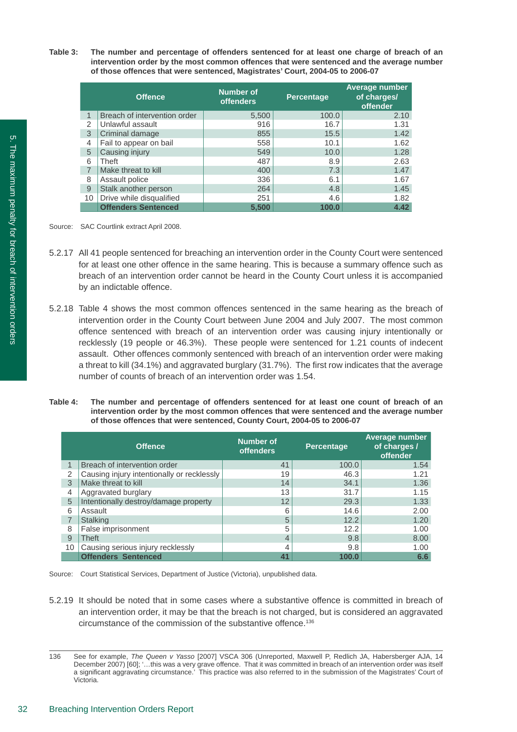**Table 3: The number and percentage of offenders sentenced for at least one charge of breach of an intervention order by the most common offences that were sentenced and the average number of those offences that were sentenced, Magistrates' Court, 2004-05 to 2006-07**

| | Offence | Number of offenders | Percentage | Average number of charges/ offender |
|---|---|---|---|---|
| 1 | Breach of intervention order | 5,500 | 100.0 | 2.10 |
| 2 | Unlawful assault | 916 | 16.7 | 1.31 |
| 3 | Criminal damage | 855 | 15.5 | 1.42 |
| 4 | Fail to appear on bail | 558 | 10.1 | 1.62 |
| 5 | Causing injury | 549 | 10.0 | 1.28 |
| 6 | Theft | 487 | 8.9 | 2.63 |
| 7 | Make threat to kill | 400 | 7.3 | 1.47 |
| 8 | Assault police | 336 | 6.1 | 1.67 |
| 9 | Stalk another person | 264 | 4.8 | 1.45 |
| 10 | Drive while disqualified | 251 | 4.6 | 1.82 |
| | **Offenders Sentenced** | **5,500** | **100.0** | **4.42** |

Source: SAC Courtlink extract April 2008.

5.2.17 All 41 people sentenced for breaching an intervention order in the County Court were sentenced for at least one other offence in the same hearing. This is because a summary offence such as breach of an intervention order cannot be heard in the County Court unless it is accompanied by an indictable offence.

5.2.18 Table 4 shows the most common offences sentenced in the same hearing as the breach of intervention order in the County Court between June 2004 and July 2007. The most common offence sentenced with breach of an intervention order was causing injury intentionally or recklessly (19 people or 46.3%). These people were sentenced for 1.21 counts of indecent assault. Other offences commonly sentenced with breach of an intervention order were making a threat to kill (34.1%) and aggravated burglary (31.7%). The first row indicates that the average number of counts of breach of an intervention order was 1.54.

**Table 4: The number and percentage of offenders sentenced for at least one count of breach of an intervention order by the most common offences that were sentenced and the average number of those offences that were sentenced, County Court, 2004-05 to 2006-07**

| | Offence | Number of offenders | Percentage | Average number of charges / offender |
|---|---|---|---|---|
| 1 | Breach of intervention order | 41 | 100.0 | 1.54 |
| 2 | Causing injury intentionally or recklessly | 19 | 46.3 | 1.21 |
| 3 | Make threat to kill | 14 | 34.1 | 1.36 |
| 4 | Aggravated burglary | 13 | 31.7 | 1.15 |
| 5 | Intentionally destroy/damage property | 12 | 29.3 | 1.33 |
| 6 | Assault | 6 | 14.6 | 2.00 |
| 7 | Stalking | 5 | 12.2 | 1.20 |
| 8 | False imprisonment | 5 | 12.2 | 1.00 |
| 9 | Theft | 4 | 9.8 | 8.00 |
| 10 | Causing serious injury recklessly | 4 | 9.8 | 1.00 |
| | **Offenders Sentenced** | **41** | **100.0** | **6.6** |

Source: Court Statistical Services, Department of Justice (Victoria), unpublished data.

5.2.19 It should be noted that in some cases where a substantive offence is committed in breach of an intervention order, it may be that the breach is not charged, but is considered an aggravated circumstance of the commission of the substantive offence.[136]

---

136 See for example, *The Queen v Yasso* [2007] VSCA 306 (Unreported, Maxwell P, Redlich JA, Habersberger AJA, 14 December 2007) [60]; '…this was a very grave offence. That it was committed in breach of an intervention order was itself a significant aggravating circumstance.' This practice was also referred to in the submission of the Magistrates' Court of Victoria.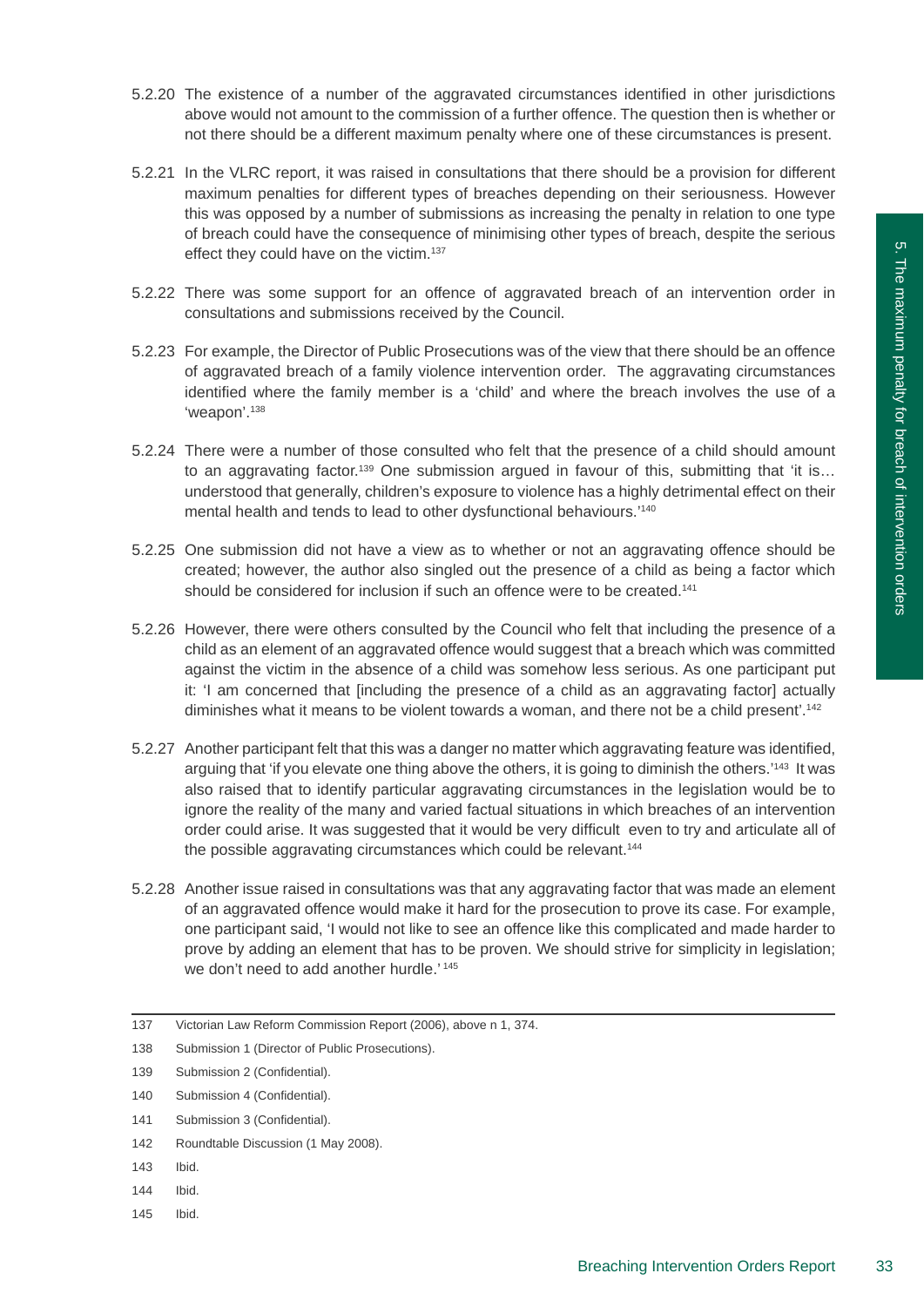5.2.20 The existence of a number of the aggravated circumstances identified in other jurisdictions above would not amount to the commission of a further offence. The question then is whether or not there should be a different maximum penalty where one of these circumstances is present.

5.2.21 In the VLRC report, it was raised in consultations that there should be a provision for different maximum penalties for different types of breaches depending on their seriousness. However this was opposed by a number of submissions as increasing the penalty in relation to one type of breach could have the consequence of minimising other types of breach, despite the serious effect they could have on the victim.[137]

5.2.22 There was some support for an offence of aggravated breach of an intervention order in consultations and submissions received by the Council.

5.2.23 For example, the Director of Public Prosecutions was of the view that there should be an offence of aggravated breach of a family violence intervention order. The aggravating circumstances identified where the family member is a 'child' and where the breach involves the use of a 'weapon'.[138]

5.2.24 There were a number of those consulted who felt that the presence of a child should amount to an aggravating factor.[139] One submission argued in favour of this, submitting that 'it is… understood that generally, children's exposure to violence has a highly detrimental effect on their mental health and tends to lead to other dysfunctional behaviours.'[140]

5.2.25 One submission did not have a view as to whether or not an aggravating offence should be created; however, the author also singled out the presence of a child as being a factor which should be considered for inclusion if such an offence were to be created.[141]

5.2.26 However, there were others consulted by the Council who felt that including the presence of a child as an element of an aggravated offence would suggest that a breach which was committed against the victim in the absence of a child was somehow less serious. As one participant put it: 'I am concerned that [including the presence of a child as an aggravating factor] actually diminishes what it means to be violent towards a woman, and there not be a child present'.[142]

5.2.27 Another participant felt that this was a danger no matter which aggravating feature was identified, arguing that 'if you elevate one thing above the others, it is going to diminish the others.'[143] It was also raised that to identify particular aggravating circumstances in the legislation would be to ignore the reality of the many and varied factual situations in which breaches of an intervention order could arise. It was suggested that it would be very difficult even to try and articulate all of the possible aggravating circumstances which could be relevant.[144]

5.2.28 Another issue raised in consultations was that any aggravating factor that was made an element of an aggravated offence would make it hard for the prosecution to prove its case. For example, one participant said, 'I would not like to see an offence like this complicated and made harder to prove by adding an element that has to be proven. We should strive for simplicity in legislation; we don't need to add another hurdle.'[145]

---

137 Victorian Law Reform Commission Report (2006), above n 1, 374.

138 Submission 1 (Director of Public Prosecutions).

139 Submission 2 (Confidential).

140 Submission 4 (Confidential).

141 Submission 3 (Confidential).

142 Roundtable Discussion (1 May 2008).

143 Ibid.

144 Ibid.

145 Ibid.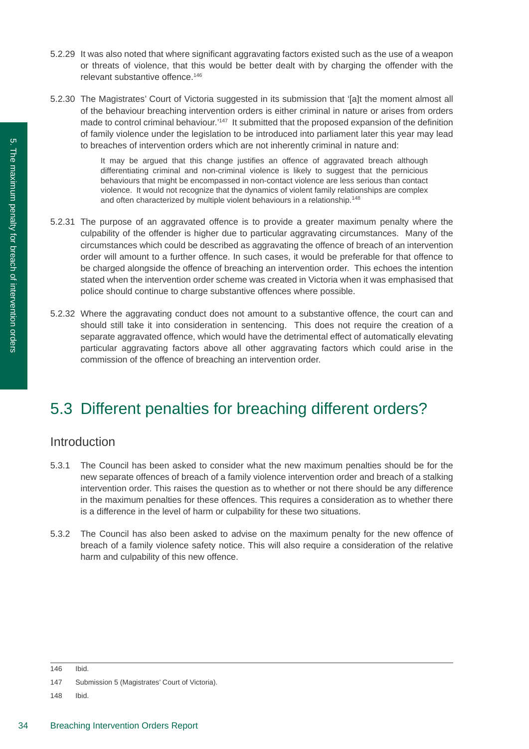5.2.29 It was also noted that where significant aggravating factors existed such as the use of a weapon or threats of violence, that this would be better dealt with by charging the offender with the relevant substantive offence.[146]

5.2.30 The Magistrates' Court of Victoria suggested in its submission that '[a]t the moment almost all of the behaviour breaching intervention orders is either criminal in nature or arises from orders made to control criminal behaviour.'[147] It submitted that the proposed expansion of the definition of family violence under the legislation to be introduced into parliament later this year may lead to breaches of intervention orders which are not inherently criminal in nature and:

> It may be argued that this change justifies an offence of aggravated breach although differentiating criminal and non-criminal violence is likely to suggest that the pernicious behaviours that might be encompassed in non-contact violence are less serious than contact violence. It would not recognize that the dynamics of violent family relationships are complex and often characterized by multiple violent behaviours in a relationship.[148]

5.2.31 The purpose of an aggravated offence is to provide a greater maximum penalty where the culpability of the offender is higher due to particular aggravating circumstances. Many of the circumstances which could be described as aggravating the offence of breach of an intervention order will amount to a further offence. In such cases, it would be preferable for that offence to be charged alongside the offence of breaching an intervention order. This echoes the intention stated when the intervention order scheme was created in Victoria when it was emphasised that police should continue to charge substantive offences where possible.

5.2.32 Where the aggravating conduct does not amount to a substantive offence, the court can and should still take it into consideration in sentencing. This does not require the creation of a separate aggravated offence, which would have the detrimental effect of automatically elevating particular aggravating factors above all other aggravating factors which could arise in the commission of the offence of breaching an intervention order.

## 5.3 Different penalties for breaching different orders?

### Introduction

5.3.1 The Council has been asked to consider what the new maximum penalties should be for the new separate offences of breach of a family violence intervention order and breach of a stalking intervention order. This raises the question as to whether or not there should be any difference in the maximum penalties for these offences. This requires a consideration as to whether there is a difference in the level of harm or culpability for these two situations.

5.3.2 The Council has also been asked to advise on the maximum penalty for the new offence of breach of a family violence safety notice. This will also require a consideration of the relative harm and culpability of this new offence.

---

146 Ibid.

147 Submission 5 (Magistrates' Court of Victoria).

148 Ibid.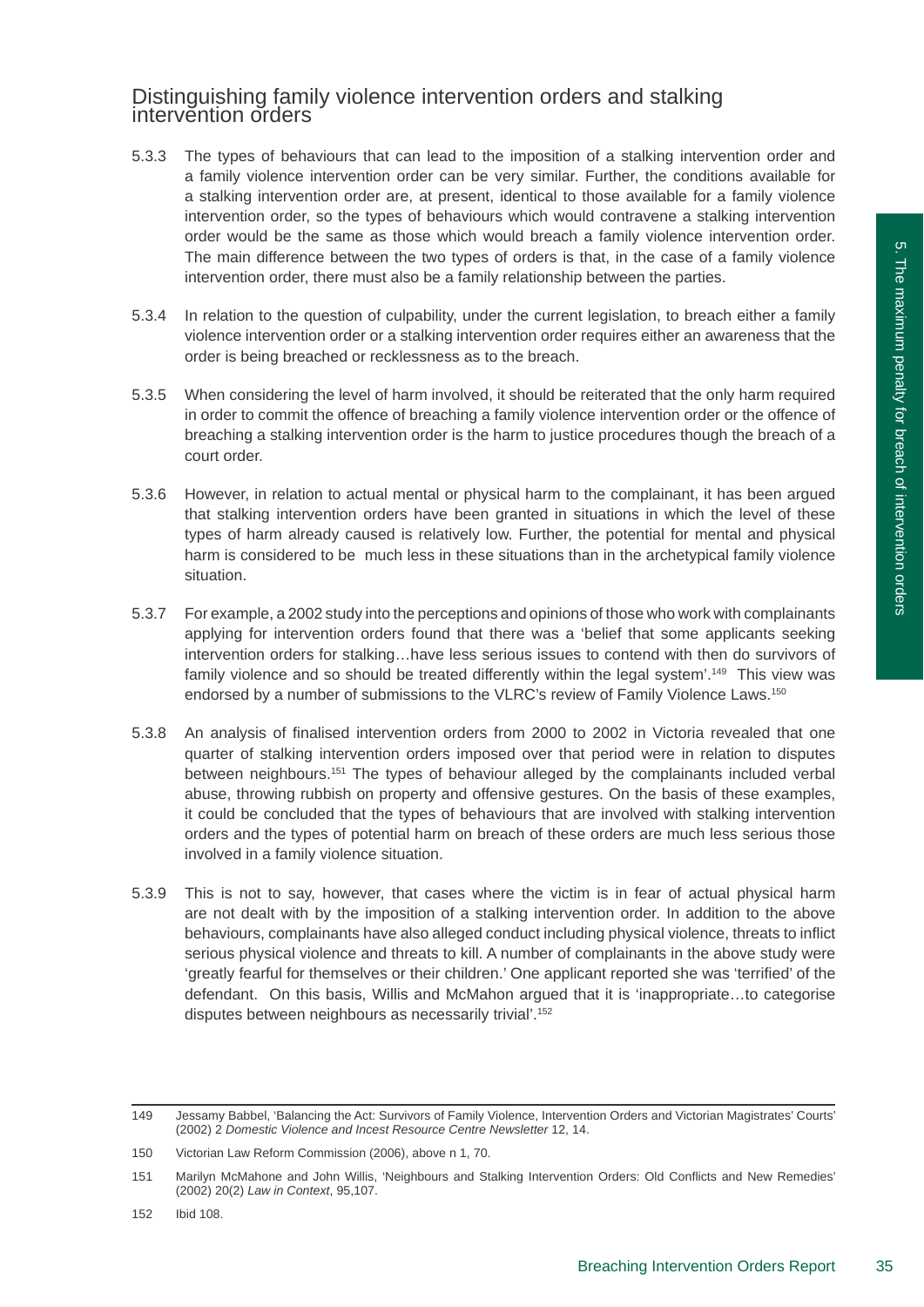## Distinguishing family violence intervention orders and stalking intervention orders

5.3.3 The types of behaviours that can lead to the imposition of a stalking intervention order and a family violence intervention order can be very similar. Further, the conditions available for a stalking intervention order are, at present, identical to those available for a family violence intervention order, so the types of behaviours which would contravene a stalking intervention order would be the same as those which would breach a family violence intervention order. The main difference between the two types of orders is that, in the case of a family violence intervention order, there must also be a family relationship between the parties.

5.3.4 In relation to the question of culpability, under the current legislation, to breach either a family violence intervention order or a stalking intervention order requires either an awareness that the order is being breached or recklessness as to the breach.

5.3.5 When considering the level of harm involved, it should be reiterated that the only harm required in order to commit the offence of breaching a family violence intervention order or the offence of breaching a stalking intervention order is the harm to justice procedures though the breach of a court order.

5.3.6 However, in relation to actual mental or physical harm to the complainant, it has been argued that stalking intervention orders have been granted in situations in which the level of these types of harm already caused is relatively low. Further, the potential for mental and physical harm is considered to be much less in these situations than in the archetypical family violence situation.

5.3.7 For example, a 2002 study into the perceptions and opinions of those who work with complainants applying for intervention orders found that there was a 'belief that some applicants seeking intervention orders for stalking…have less serious issues to contend with then do survivors of family violence and so should be treated differently within the legal system'.[149] This view was endorsed by a number of submissions to the VLRC's review of Family Violence Laws.[150]

5.3.8 An analysis of finalised intervention orders from 2000 to 2002 in Victoria revealed that one quarter of stalking intervention orders imposed over that period were in relation to disputes between neighbours.[151] The types of behaviour alleged by the complainants included verbal abuse, throwing rubbish on property and offensive gestures. On the basis of these examples, it could be concluded that the types of behaviours that are involved with stalking intervention orders and the types of potential harm on breach of these orders are much less serious those involved in a family violence situation.

5.3.9 This is not to say, however, that cases where the victim is in fear of actual physical harm are not dealt with by the imposition of a stalking intervention order. In addition to the above behaviours, complainants have also alleged conduct including physical violence, threats to inflict serious physical violence and threats to kill. A number of complainants in the above study were 'greatly fearful for themselves or their children.' One applicant reported she was 'terrified' of the defendant. On this basis, Willis and McMahon argued that it is 'inappropriate…to categorise disputes between neighbours as necessarily trivial'.[152]

---

149 Jessamy Babbel, 'Balancing the Act: Survivors of Family Violence, Intervention Orders and Victorian Magistrates' Courts' (2002) 2 *Domestic Violence and Incest Resource Centre Newsletter* 12, 14.

150 Victorian Law Reform Commission (2006), above n 1, 70.

151 Marilyn McMahone and John Willis, 'Neighbours and Stalking Intervention Orders: Old Conflicts and New Remedies' (2002) 20(2) *Law in Context*, 95,107.

152 Ibid 108.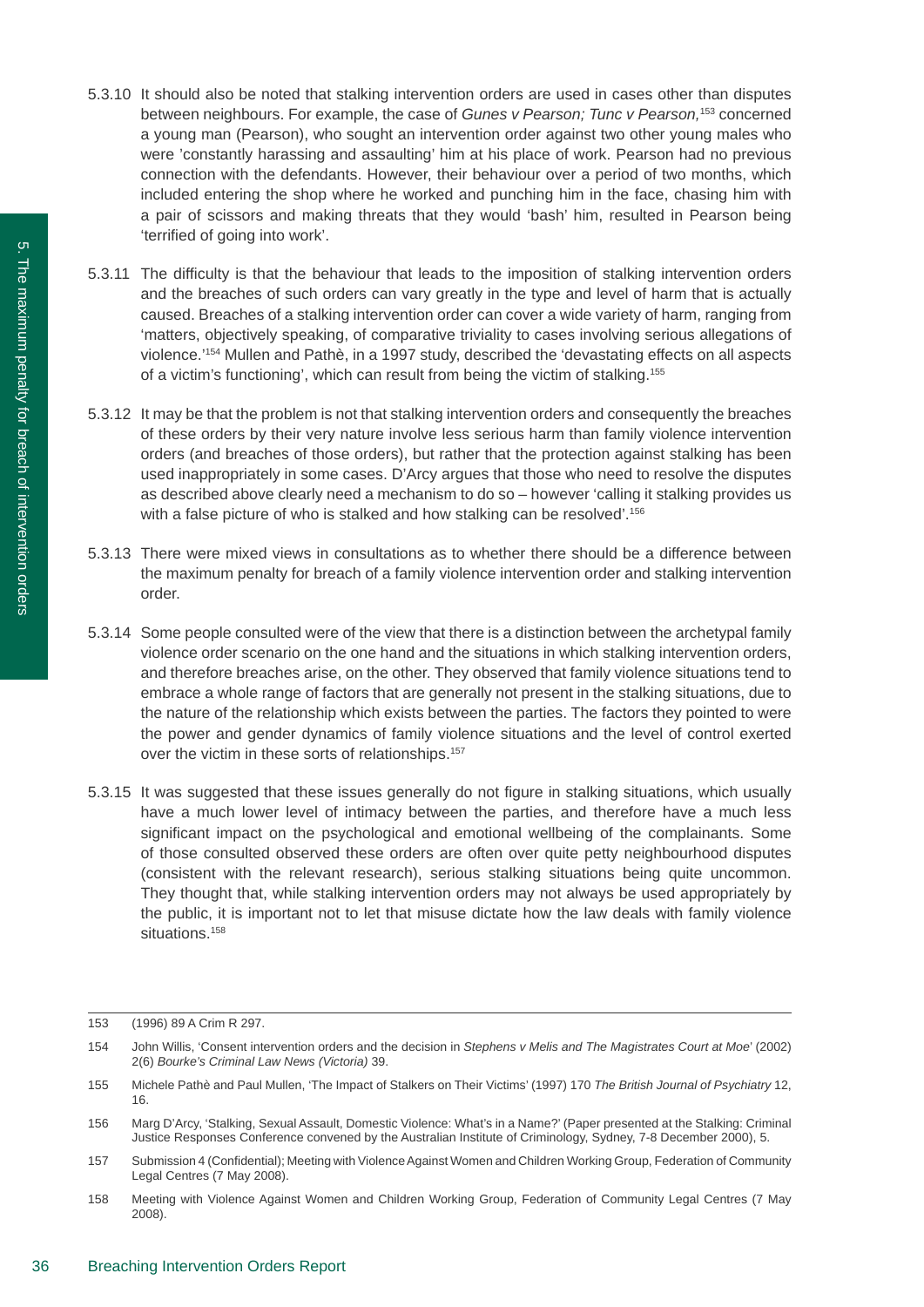5.3.10 It should also be noted that stalking intervention orders are used in cases other than disputes between neighbours. For example, the case of *Gunes v Pearson; Tunc v Pearson,*[153] concerned a young man (Pearson), who sought an intervention order against two other young males who were 'constantly harassing and assaulting' him at his place of work. Pearson had no previous connection with the defendants. However, their behaviour over a period of two months, which included entering the shop where he worked and punching him in the face, chasing him with a pair of scissors and making threats that they would 'bash' him, resulted in Pearson being 'terrified of going into work'.

5.3.11 The difficulty is that the behaviour that leads to the imposition of stalking intervention orders and the breaches of such orders can vary greatly in the type and level of harm that is actually caused. Breaches of a stalking intervention order can cover a wide variety of harm, ranging from 'matters, objectively speaking, of comparative triviality to cases involving serious allegations of violence.'[154] Mullen and Pathè, in a 1997 study, described the 'devastating effects on all aspects of a victim's functioning', which can result from being the victim of stalking.[155]

5.3.12 It may be that the problem is not that stalking intervention orders and consequently the breaches of these orders by their very nature involve less serious harm than family violence intervention orders (and breaches of those orders), but rather that the protection against stalking has been used inappropriately in some cases. D'Arcy argues that those who need to resolve the disputes as described above clearly need a mechanism to do so – however 'calling it stalking provides us with a false picture of who is stalked and how stalking can be resolved'.[156]

5.3.13 There were mixed views in consultations as to whether there should be a difference between the maximum penalty for breach of a family violence intervention order and stalking intervention order.

5.3.14 Some people consulted were of the view that there is a distinction between the archetypal family violence order scenario on the one hand and the situations in which stalking intervention orders, and therefore breaches arise, on the other. They observed that family violence situations tend to embrace a whole range of factors that are generally not present in the stalking situations, due to the nature of the relationship which exists between the parties. The factors they pointed to were the power and gender dynamics of family violence situations and the level of control exerted over the victim in these sorts of relationships.[157]

5.3.15 It was suggested that these issues generally do not figure in stalking situations, which usually have a much lower level of intimacy between the parties, and therefore have a much less significant impact on the psychological and emotional wellbeing of the complainants. Some of those consulted observed these orders are often over quite petty neighbourhood disputes (consistent with the relevant research), serious stalking situations being quite uncommon. They thought that, while stalking intervention orders may not always be used appropriately by the public, it is important not to let that misuse dictate how the law deals with family violence situations.[158]

---

153 (1996) 89 A Crim R 297.

154 John Willis, 'Consent intervention orders and the decision in *Stephens v Melis and The Magistrates Court at Moe*' (2002) 2(6) *Bourke's Criminal Law News (Victoria)* 39.

155 Michele Pathè and Paul Mullen, 'The Impact of Stalkers on Their Victims' (1997) 170 *The British Journal of Psychiatry* 12, 16.

156 Marg D'Arcy, 'Stalking, Sexual Assault, Domestic Violence: What's in a Name?' (Paper presented at the Stalking: Criminal Justice Responses Conference convened by the Australian Institute of Criminology, Sydney, 7-8 December 2000), 5.

157 Submission 4 (Confidential); Meeting with Violence Against Women and Children Working Group, Federation of Community Legal Centres (7 May 2008).

158 Meeting with Violence Against Women and Children Working Group, Federation of Community Legal Centres (7 May 2008).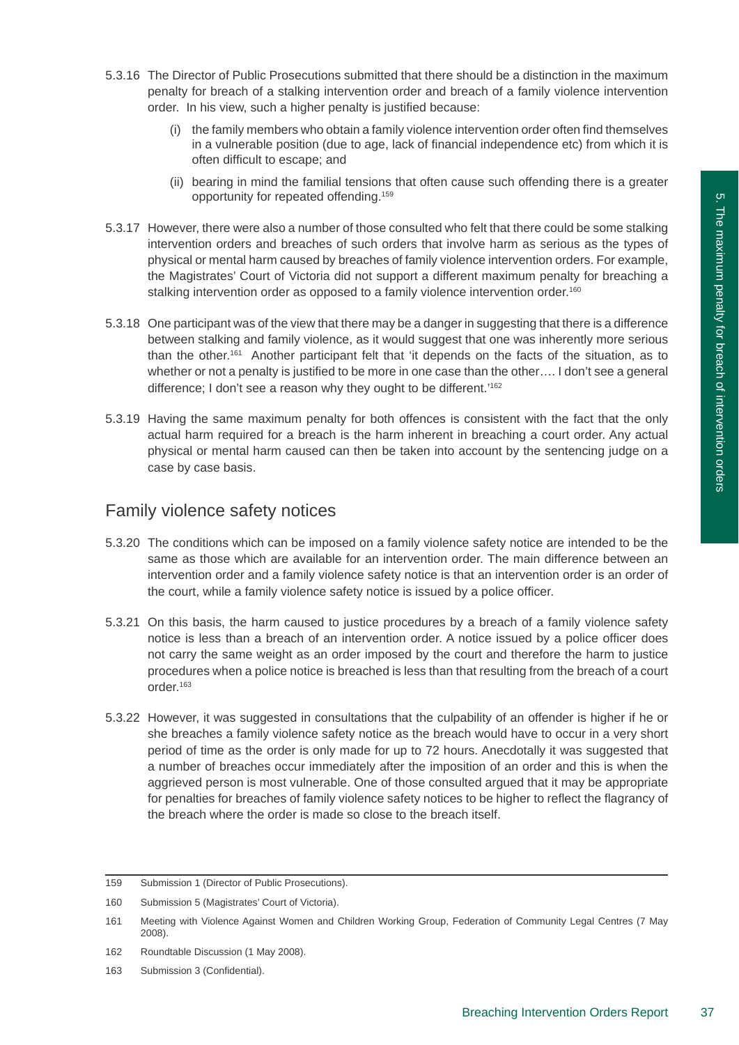5.3.16 The Director of Public Prosecutions submitted that there should be a distinction in the maximum penalty for breach of a stalking intervention order and breach of a family violence intervention order. In his view, such a higher penalty is justified because:

(i) the family members who obtain a family violence intervention order often find themselves in a vulnerable position (due to age, lack of financial independence etc) from which it is often difficult to escape; and

(ii) bearing in mind the familial tensions that often cause such offending there is a greater opportunity for repeated offending.[159]

5.3.17 However, there were also a number of those consulted who felt that there could be some stalking intervention orders and breaches of such orders that involve harm as serious as the types of physical or mental harm caused by breaches of family violence intervention orders. For example, the Magistrates' Court of Victoria did not support a different maximum penalty for breaching a stalking intervention order as opposed to a family violence intervention order.[160]

5.3.18 One participant was of the view that there may be a danger in suggesting that there is a difference between stalking and family violence, as it would suggest that one was inherently more serious than the other.[161] Another participant felt that 'it depends on the facts of the situation, as to whether or not a penalty is justified to be more in one case than the other…. I don't see a general difference; I don't see a reason why they ought to be different.'[162]

5.3.19 Having the same maximum penalty for both offences is consistent with the fact that the only actual harm required for a breach is the harm inherent in breaching a court order. Any actual physical or mental harm caused can then be taken into account by the sentencing judge on a case by case basis.

## Family violence safety notices

5.3.20 The conditions which can be imposed on a family violence safety notice are intended to be the same as those which are available for an intervention order. The main difference between an intervention order and a family violence safety notice is that an intervention order is an order of the court, while a family violence safety notice is issued by a police officer.

5.3.21 On this basis, the harm caused to justice procedures by a breach of a family violence safety notice is less than a breach of an intervention order. A notice issued by a police officer does not carry the same weight as an order imposed by the court and therefore the harm to justice procedures when a police notice is breached is less than that resulting from the breach of a court order.[163]

5.3.22 However, it was suggested in consultations that the culpability of an offender is higher if he or she breaches a family violence safety notice as the breach would have to occur in a very short period of time as the order is only made for up to 72 hours. Anecdotally it was suggested that a number of breaches occur immediately after the imposition of an order and this is when the aggrieved person is most vulnerable. One of those consulted argued that it may be appropriate for penalties for breaches of family violence safety notices to be higher to reflect the flagrancy of the breach where the order is made so close to the breach itself.

---

159 Submission 1 (Director of Public Prosecutions).

160 Submission 5 (Magistrates' Court of Victoria).

161 Meeting with Violence Against Women and Children Working Group, Federation of Community Legal Centres (7 May 2008).

162 Roundtable Discussion (1 May 2008).

163 Submission 3 (Confidential).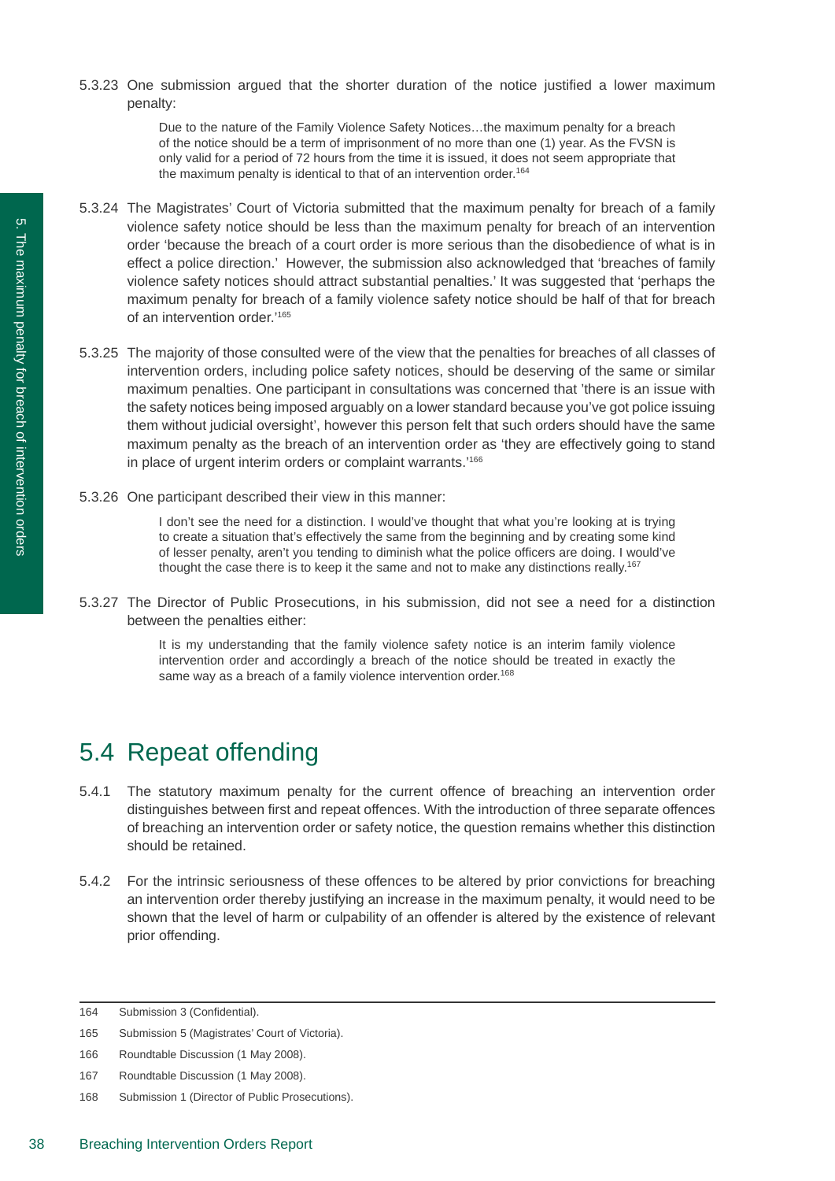5.3.23 One submission argued that the shorter duration of the notice justified a lower maximum penalty:

> Due to the nature of the Family Violence Safety Notices…the maximum penalty for a breach of the notice should be a term of imprisonment of no more than one (1) year. As the FVSN is only valid for a period of 72 hours from the time it is issued, it does not seem appropriate that the maximum penalty is identical to that of an intervention order.[164]

5.3.24 The Magistrates' Court of Victoria submitted that the maximum penalty for breach of a family violence safety notice should be less than the maximum penalty for breach of an intervention order 'because the breach of a court order is more serious than the disobedience of what is in effect a police direction.' However, the submission also acknowledged that 'breaches of family violence safety notices should attract substantial penalties.' It was suggested that 'perhaps the maximum penalty for breach of a family violence safety notice should be half of that for breach of an intervention order.'[165]

5.3.25 The majority of those consulted were of the view that the penalties for breaches of all classes of intervention orders, including police safety notices, should be deserving of the same or similar maximum penalties. One participant in consultations was concerned that 'there is an issue with the safety notices being imposed arguably on a lower standard because you've got police issuing them without judicial oversight', however this person felt that such orders should have the same maximum penalty as the breach of an intervention order as 'they are effectively going to stand in place of urgent interim orders or complaint warrants.'[166]

5.3.26 One participant described their view in this manner:

> I don't see the need for a distinction. I would've thought that what you're looking at is trying to create a situation that's effectively the same from the beginning and by creating some kind of lesser penalty, aren't you tending to diminish what the police officers are doing. I would've thought the case there is to keep it the same and not to make any distinctions really.[167]

5.3.27 The Director of Public Prosecutions, in his submission, did not see a need for a distinction between the penalties either:

> It is my understanding that the family violence safety notice is an interim family violence intervention order and accordingly a breach of the notice should be treated in exactly the same way as a breach of a family violence intervention order.[168]

## 5.4 Repeat offending

5.4.1 The statutory maximum penalty for the current offence of breaching an intervention order distinguishes between first and repeat offences. With the introduction of three separate offences of breaching an intervention order or safety notice, the question remains whether this distinction should be retained.

5.4.2 For the intrinsic seriousness of these offences to be altered by prior convictions for breaching an intervention order thereby justifying an increase in the maximum penalty, it would need to be shown that the level of harm or culpability of an offender is altered by the existence of relevant prior offending.

---

164 Submission 3 (Confidential).

165 Submission 5 (Magistrates' Court of Victoria).

166 Roundtable Discussion (1 May 2008).

167 Roundtable Discussion (1 May 2008).

168 Submission 1 (Director of Public Prosecutions).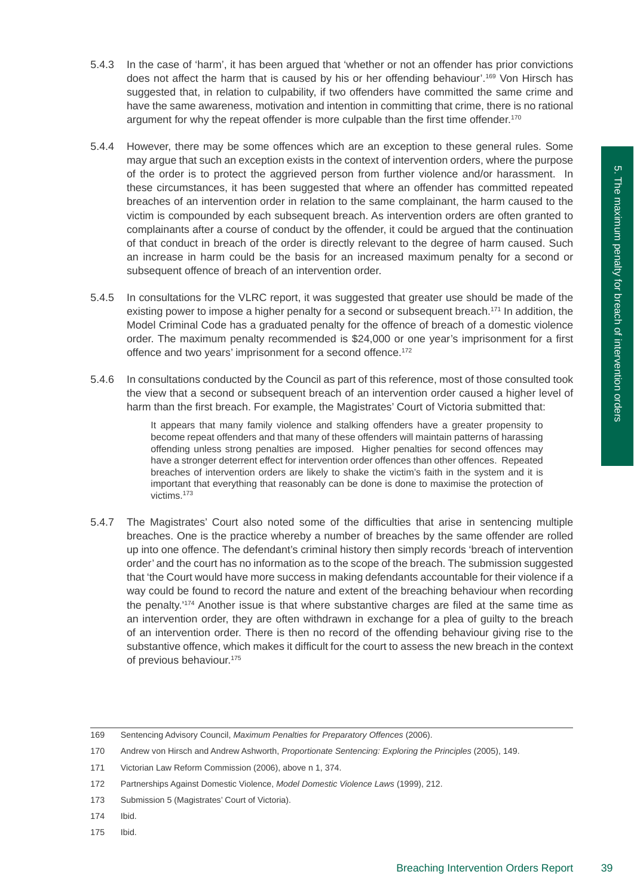5.4.3 In the case of 'harm', it has been argued that 'whether or not an offender has prior convictions does not affect the harm that is caused by his or her offending behaviour'.[169] Von Hirsch has suggested that, in relation to culpability, if two offenders have committed the same crime and have the same awareness, motivation and intention in committing that crime, there is no rational argument for why the repeat offender is more culpable than the first time offender.[170]

5.4.4 However, there may be some offences which are an exception to these general rules. Some may argue that such an exception exists in the context of intervention orders, where the purpose of the order is to protect the aggrieved person from further violence and/or harassment. In these circumstances, it has been suggested that where an offender has committed repeated breaches of an intervention order in relation to the same complainant, the harm caused to the victim is compounded by each subsequent breach. As intervention orders are often granted to complainants after a course of conduct by the offender, it could be argued that the continuation of that conduct in breach of the order is directly relevant to the degree of harm caused. Such an increase in harm could be the basis for an increased maximum penalty for a second or subsequent offence of breach of an intervention order.

5.4.5 In consultations for the VLRC report, it was suggested that greater use should be made of the existing power to impose a higher penalty for a second or subsequent breach.[171] In addition, the Model Criminal Code has a graduated penalty for the offence of breach of a domestic violence order. The maximum penalty recommended is $24,000 or one year's imprisonment for a first offence and two years' imprisonment for a second offence.[172]

5.4.6 In consultations conducted by the Council as part of this reference, most of those consulted took the view that a second or subsequent breach of an intervention order caused a higher level of harm than the first breach. For example, the Magistrates' Court of Victoria submitted that:

> It appears that many family violence and stalking offenders have a greater propensity to become repeat offenders and that many of these offenders will maintain patterns of harassing offending unless strong penalties are imposed. Higher penalties for second offences may have a stronger deterrent effect for intervention order offences than other offences. Repeated breaches of intervention orders are likely to shake the victim's faith in the system and it is important that everything that reasonably can be done is done to maximise the protection of victims.[173]

5.4.7 The Magistrates' Court also noted some of the difficulties that arise in sentencing multiple breaches. One is the practice whereby a number of breaches by the same offender are rolled up into one offence. The defendant's criminal history then simply records 'breach of intervention order' and the court has no information as to the scope of the breach. The submission suggested that 'the Court would have more success in making defendants accountable for their violence if a way could be found to record the nature and extent of the breaching behaviour when recording the penalty.'[174] Another issue is that where substantive charges are filed at the same time as an intervention order, they are often withdrawn in exchange for a plea of guilty to the breach of an intervention order. There is then no record of the offending behaviour giving rise to the substantive offence, which makes it difficult for the court to assess the new breach in the context of previous behaviour.[175]

---

169 Sentencing Advisory Council, *Maximum Penalties for Preparatory Offences* (2006).

170 Andrew von Hirsch and Andrew Ashworth, *Proportionate Sentencing: Exploring the Principles* (2005), 149.

171 Victorian Law Reform Commission (2006), above n 1, 374.

172 Partnerships Against Domestic Violence, *Model Domestic Violence Laws* (1999), 212.

173 Submission 5 (Magistrates' Court of Victoria).

174 Ibid.

175 Ibid.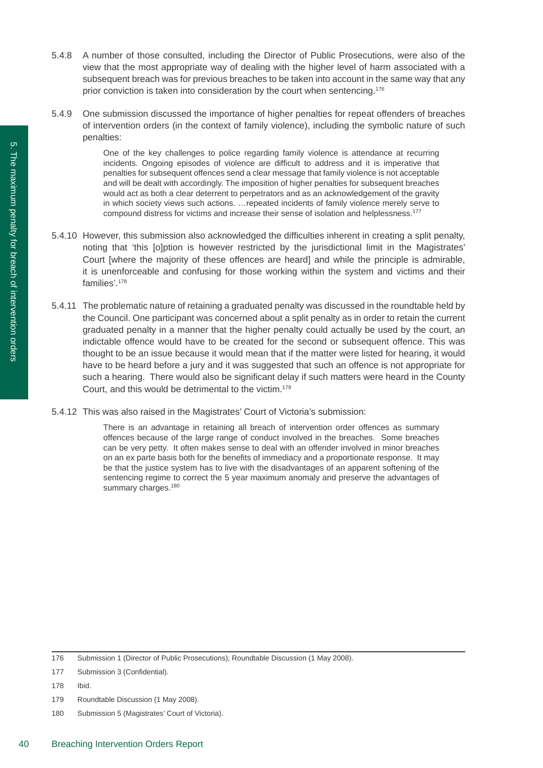5.4.8 A number of those consulted, including the Director of Public Prosecutions, were also of the view that the most appropriate way of dealing with the higher level of harm associated with a subsequent breach was for previous breaches to be taken into account in the same way that any prior conviction is taken into consideration by the court when sentencing.[176]

5.4.9 One submission discussed the importance of higher penalties for repeat offenders of breaches of intervention orders (in the context of family violence), including the symbolic nature of such penalties:

> One of the key challenges to police regarding family violence is attendance at recurring incidents. Ongoing episodes of violence are difficult to address and it is imperative that penalties for subsequent offences send a clear message that family violence is not acceptable and will be dealt with accordingly. The imposition of higher penalties for subsequent breaches would act as both a clear deterrent to perpetrators and as an acknowledgement of the gravity in which society views such actions. …repeated incidents of family violence merely serve to compound distress for victims and increase their sense of isolation and helplessness.[177]

5.4.10 However, this submission also acknowledged the difficulties inherent in creating a split penalty, noting that 'this [o]ption is however restricted by the jurisdictional limit in the Magistrates' Court [where the majority of these offences are heard] and while the principle is admirable, it is unenforceable and confusing for those working within the system and victims and their families'.[178]

5.4.11 The problematic nature of retaining a graduated penalty was discussed in the roundtable held by the Council. One participant was concerned about a split penalty as in order to retain the current graduated penalty in a manner that the higher penalty could actually be used by the court, an indictable offence would have to be created for the second or subsequent offence. This was thought to be an issue because it would mean that if the matter were listed for hearing, it would have to be heard before a jury and it was suggested that such an offence is not appropriate for such a hearing. There would also be significant delay if such matters were heard in the County Court, and this would be detrimental to the victim.[179]

5.4.12 This was also raised in the Magistrates' Court of Victoria's submission:

> There is an advantage in retaining all breach of intervention order offences as summary offences because of the large range of conduct involved in the breaches. Some breaches can be very petty. It often makes sense to deal with an offender involved in minor breaches on an ex parte basis both for the benefits of immediacy and a proportionate response. It may be that the justice system has to live with the disadvantages of an apparent softening of the sentencing regime to correct the 5 year maximum anomaly and preserve the advantages of summary charges.[180]

---

176 Submission 1 (Director of Public Prosecutions); Roundtable Discussion (1 May 2008).

177 Submission 3 (Confidential).

178 Ibid.

179 Roundtable Discussion (1 May 2008).

180 Submission 5 (Magistrates' Court of Victoria).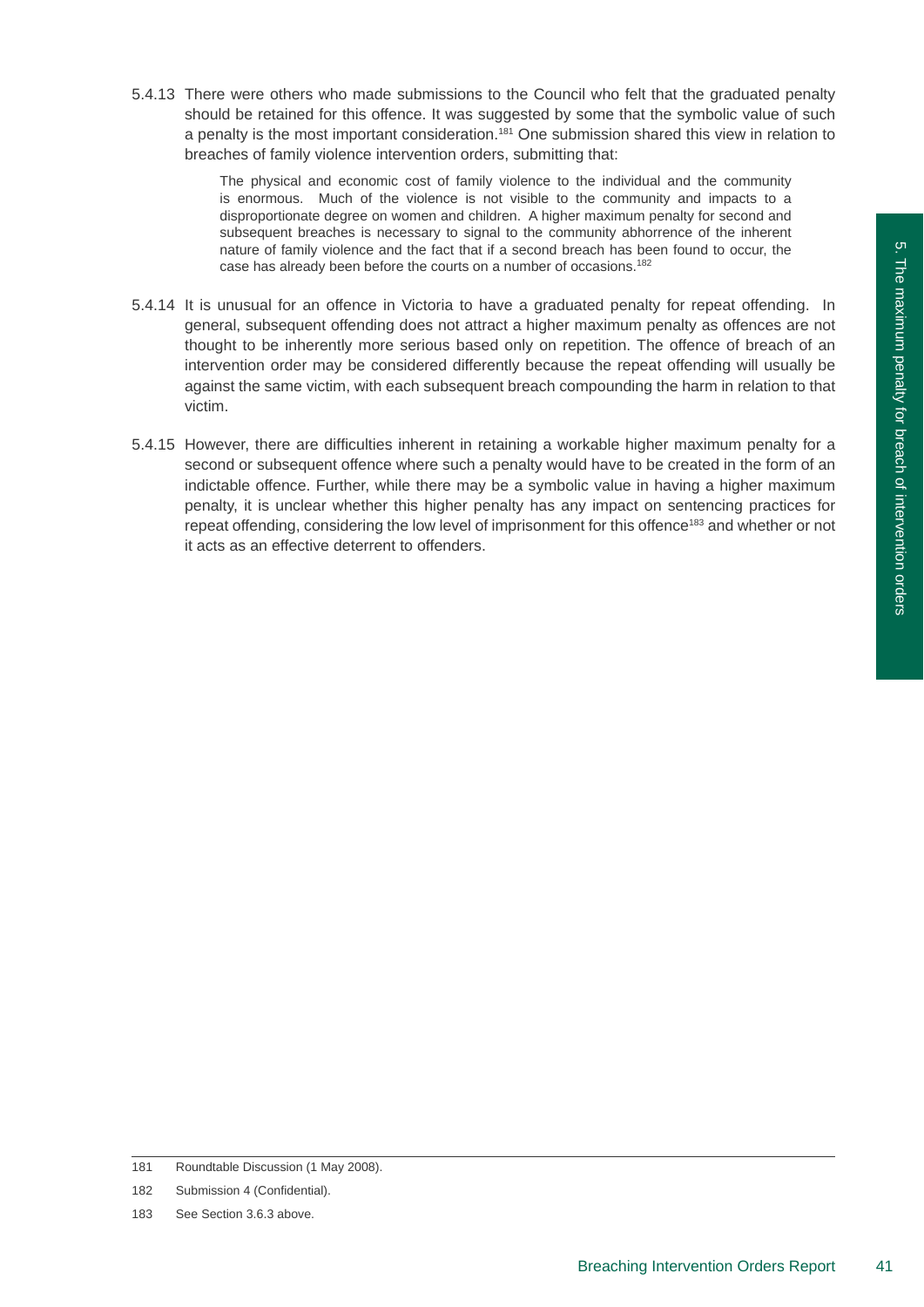5.4.13 There were others who made submissions to the Council who felt that the graduated penalty should be retained for this offence. It was suggested by some that the symbolic value of such a penalty is the most important consideration.[181] One submission shared this view in relation to breaches of family violence intervention orders, submitting that:

> The physical and economic cost of family violence to the individual and the community is enormous. Much of the violence is not visible to the community and impacts to a disproportionate degree on women and children. A higher maximum penalty for second and subsequent breaches is necessary to signal to the community abhorrence of the inherent nature of family violence and the fact that if a second breach has been found to occur, the case has already been before the courts on a number of occasions.[182]

5.4.14 It is unusual for an offence in Victoria to have a graduated penalty for repeat offending. In general, subsequent offending does not attract a higher maximum penalty as offences are not thought to be inherently more serious based only on repetition. The offence of breach of an intervention order may be considered differently because the repeat offending will usually be against the same victim, with each subsequent breach compounding the harm in relation to that victim.

5.4.15 However, there are difficulties inherent in retaining a workable higher maximum penalty for a second or subsequent offence where such a penalty would have to be created in the form of an indictable offence. Further, while there may be a symbolic value in having a higher maximum penalty, it is unclear whether this higher penalty has any impact on sentencing practices for repeat offending, considering the low level of imprisonment for this offence[183] and whether or not it acts as an effective deterrent to offenders.

---

181 Roundtable Discussion (1 May 2008).

182 Submission 4 (Confidential).

183 See Section 3.6.3 above.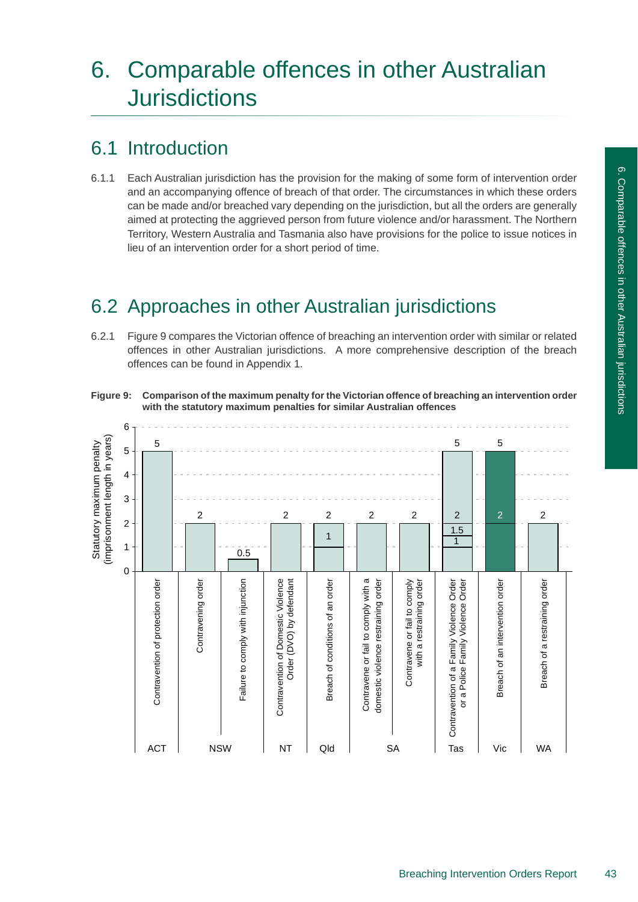# 6. Comparable offences in other Australian Jurisdictions

## 6.1 Introduction

6.1.1 Each Australian jurisdiction has the provision for the making of some form of intervention order and an accompanying offence of breach of that order. The circumstances in which these orders can be made and/or breached vary depending on the jurisdiction, but all the orders are generally aimed at protecting the aggrieved person from future violence and/or harassment. The Northern Territory, Western Australia and Tasmania also have provisions for the police to issue notices in lieu of an intervention order for a short period of time.

## 6.2 Approaches in other Australian jurisdictions

6.2.1 Figure 9 compares the Victorian offence of breaching an intervention order with similar or related offences in other Australian jurisdictions. A more comprehensive description of the breach offences can be found in Appendix 1.

**Figure 9: Comparison of the maximum penalty for the Victorian offence of breaching an intervention order with the statutory maximum penalties for similar Australian offences**

| Jurisdiction | Offence | Statutory maximum penalty (imprisonment length in years) |
|---|---|---|
| ACT | Contravention of protection order | 5 |
| NSW | Contravening order | 2 |
| NSW | Failure to comply with injunction | 0.5 |
| NT | Contravention of Domestic Violence Order (DVO) by defendant | 2 |
| Qld | Breach of conditions of an order | 1 / 2 |
| SA | Contravene or fail to comply with a domestic violence restraining order | 2 |
| SA | Contravene or fail to comply with a restraining order | 2 |
| Tas | Contravention of a Family Violence Order or a Police Family Violence Order | 1 / 1.5 / 2 / 5 |
| Vic | Breach of an intervention order | 2 / 5 |
| WA | Breach of a restraining order | 2 |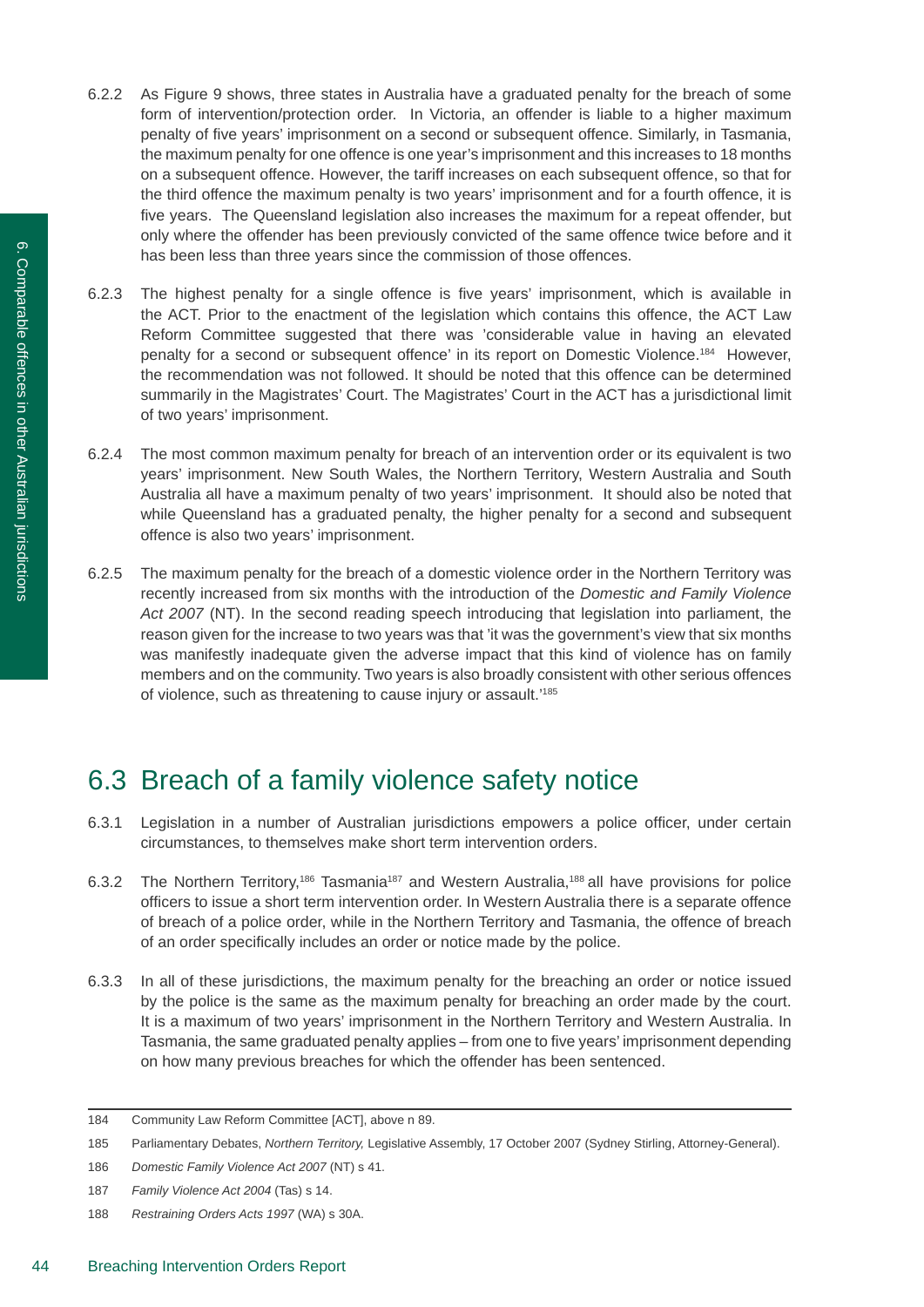6.2.2 As Figure 9 shows, three states in Australia have a graduated penalty for the breach of some form of intervention/protection order. In Victoria, an offender is liable to a higher maximum penalty of five years' imprisonment on a second or subsequent offence. Similarly, in Tasmania, the maximum penalty for one offence is one year's imprisonment and this increases to 18 months on a subsequent offence. However, the tariff increases on each subsequent offence, so that for the third offence the maximum penalty is two years' imprisonment and for a fourth offence, it is five years. The Queensland legislation also increases the maximum for a repeat offender, but only where the offender has been previously convicted of the same offence twice before and it has been less than three years since the commission of those offences.

6.2.3 The highest penalty for a single offence is five years' imprisonment, which is available in the ACT. Prior to the enactment of the legislation which contains this offence, the ACT Law Reform Committee suggested that there was 'considerable value in having an elevated penalty for a second or subsequent offence' in its report on Domestic Violence.[184] However, the recommendation was not followed. It should be noted that this offence can be determined summarily in the Magistrates' Court. The Magistrates' Court in the ACT has a jurisdictional limit of two years' imprisonment.

6.2.4 The most common maximum penalty for breach of an intervention order or its equivalent is two years' imprisonment. New South Wales, the Northern Territory, Western Australia and South Australia all have a maximum penalty of two years' imprisonment. It should also be noted that while Queensland has a graduated penalty, the higher penalty for a second and subsequent offence is also two years' imprisonment.

6.2.5 The maximum penalty for the breach of a domestic violence order in the Northern Territory was recently increased from six months with the introduction of the *Domestic and Family Violence Act 2007* (NT). In the second reading speech introducing that legislation into parliament, the reason given for the increase to two years was that 'it was the government's view that six months was manifestly inadequate given the adverse impact that this kind of violence has on family members and on the community. Two years is also broadly consistent with other serious offences of violence, such as threatening to cause injury or assault.'[185]

## 6.3 Breach of a family violence safety notice

6.3.1 Legislation in a number of Australian jurisdictions empowers a police officer, under certain circumstances, to themselves make short term intervention orders.

6.3.2 The Northern Territory,[186] Tasmania[187] and Western Australia,[188] all have provisions for police officers to issue a short term intervention order. In Western Australia there is a separate offence of breach of a police order, while in the Northern Territory and Tasmania, the offence of breach of an order specifically includes an order or notice made by the police.

6.3.3 In all of these jurisdictions, the maximum penalty for the breaching an order or notice issued by the police is the same as the maximum penalty for breaching an order made by the court. It is a maximum of two years' imprisonment in the Northern Territory and Western Australia. In Tasmania, the same graduated penalty applies – from one to five years' imprisonment depending on how many previous breaches for which the offender has been sentenced.

---

184 Community Law Reform Committee [ACT], above n 89.

185 Parliamentary Debates, *Northern Territory,* Legislative Assembly, 17 October 2007 (Sydney Stirling, Attorney-General).

186 *Domestic Family Violence Act 2007* (NT) s 41.

187 *Family Violence Act 2004* (Tas) s 14.

188 *Restraining Orders Acts 1997* (WA) s 30A.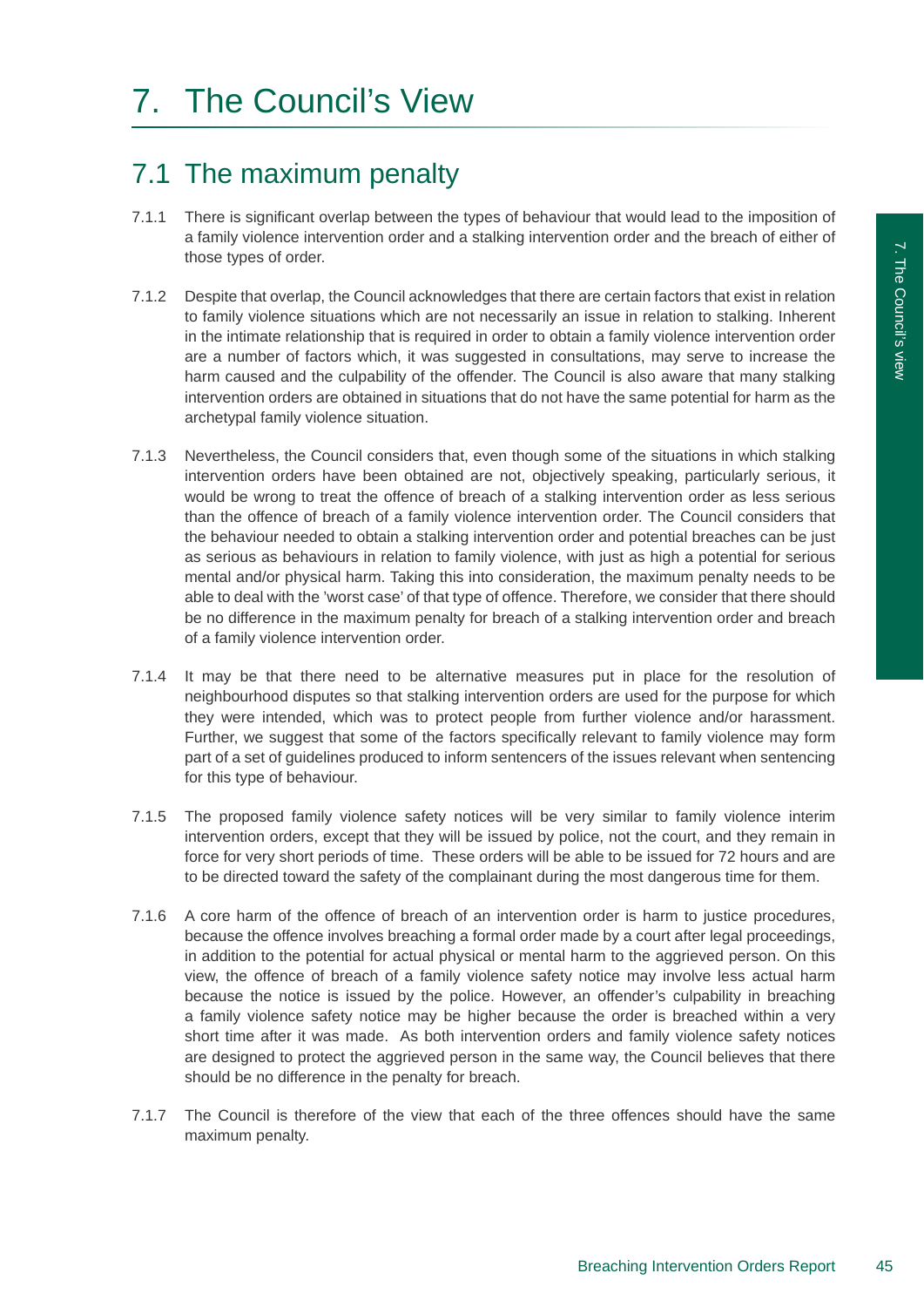# 7. The Council's View

## 7.1 The maximum penalty

7.1.1 There is significant overlap between the types of behaviour that would lead to the imposition of a family violence intervention order and a stalking intervention order and the breach of either of those types of order.

7.1.2 Despite that overlap, the Council acknowledges that there are certain factors that exist in relation to family violence situations which are not necessarily an issue in relation to stalking. Inherent in the intimate relationship that is required in order to obtain a family violence intervention order are a number of factors which, it was suggested in consultations, may serve to increase the harm caused and the culpability of the offender. The Council is also aware that many stalking intervention orders are obtained in situations that do not have the same potential for harm as the archetypal family violence situation.

7.1.3 Nevertheless, the Council considers that, even though some of the situations in which stalking intervention orders have been obtained are not, objectively speaking, particularly serious, it would be wrong to treat the offence of breach of a stalking intervention order as less serious than the offence of breach of a family violence intervention order. The Council considers that the behaviour needed to obtain a stalking intervention order and potential breaches can be just as serious as behaviours in relation to family violence, with just as high a potential for serious mental and/or physical harm. Taking this into consideration, the maximum penalty needs to be able to deal with the 'worst case' of that type of offence. Therefore, we consider that there should be no difference in the maximum penalty for breach of a stalking intervention order and breach of a family violence intervention order.

7.1.4 It may be that there need to be alternative measures put in place for the resolution of neighbourhood disputes so that stalking intervention orders are used for the purpose for which they were intended, which was to protect people from further violence and/or harassment. Further, we suggest that some of the factors specifically relevant to family violence may form part of a set of guidelines produced to inform sentencers of the issues relevant when sentencing for this type of behaviour.

7.1.5 The proposed family violence safety notices will be very similar to family violence interim intervention orders, except that they will be issued by police, not the court, and they remain in force for very short periods of time. These orders will be able to be issued for 72 hours and are to be directed toward the safety of the complainant during the most dangerous time for them.

7.1.6 A core harm of the offence of breach of an intervention order is harm to justice procedures, because the offence involves breaching a formal order made by a court after legal proceedings, in addition to the potential for actual physical or mental harm to the aggrieved person. On this view, the offence of breach of a family violence safety notice may involve less actual harm because the notice is issued by the police. However, an offender's culpability in breaching a family violence safety notice may be higher because the order is breached within a very short time after it was made. As both intervention orders and family violence safety notices are designed to protect the aggrieved person in the same way, the Council believes that there should be no difference in the penalty for breach.

7.1.7 The Council is therefore of the view that each of the three offences should have the same maximum penalty.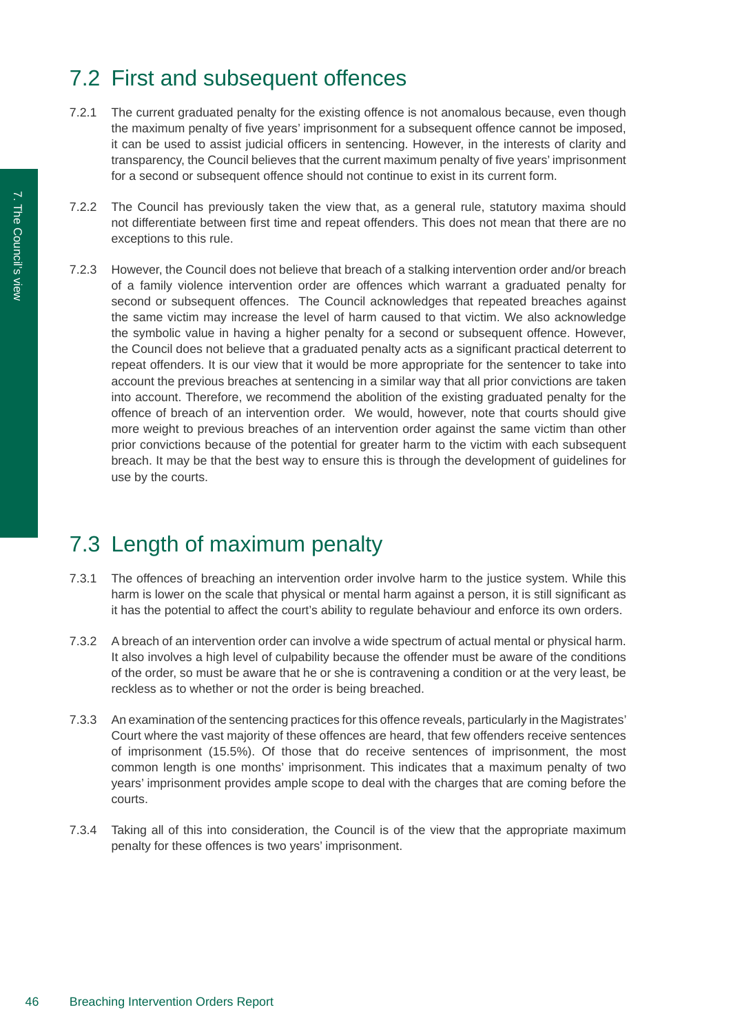## 7.2 First and subsequent offences

7.2.1 The current graduated penalty for the existing offence is not anomalous because, even though the maximum penalty of five years' imprisonment for a subsequent offence cannot be imposed, it can be used to assist judicial officers in sentencing. However, in the interests of clarity and transparency, the Council believes that the current maximum penalty of five years' imprisonment for a second or subsequent offence should not continue to exist in its current form.

7.2.2 The Council has previously taken the view that, as a general rule, statutory maxima should not differentiate between first time and repeat offenders. This does not mean that there are no exceptions to this rule.

7.2.3 However, the Council does not believe that breach of a stalking intervention order and/or breach of a family violence intervention order are offences which warrant a graduated penalty for second or subsequent offences. The Council acknowledges that repeated breaches against the same victim may increase the level of harm caused to that victim. We also acknowledge the symbolic value in having a higher penalty for a second or subsequent offence. However, the Council does not believe that a graduated penalty acts as a significant practical deterrent to repeat offenders. It is our view that it would be more appropriate for the sentencer to take into account the previous breaches at sentencing in a similar way that all prior convictions are taken into account. Therefore, we recommend the abolition of the existing graduated penalty for the offence of breach of an intervention order. We would, however, note that courts should give more weight to previous breaches of an intervention order against the same victim than other prior convictions because of the potential for greater harm to the victim with each subsequent breach. It may be that the best way to ensure this is through the development of guidelines for use by the courts.

## 7.3 Length of maximum penalty

7.3.1 The offences of breaching an intervention order involve harm to the justice system. While this harm is lower on the scale that physical or mental harm against a person, it is still significant as it has the potential to affect the court's ability to regulate behaviour and enforce its own orders.

7.3.2 A breach of an intervention order can involve a wide spectrum of actual mental or physical harm. It also involves a high level of culpability because the offender must be aware of the conditions of the order, so must be aware that he or she is contravening a condition or at the very least, be reckless as to whether or not the order is being breached.

7.3.3 An examination of the sentencing practices for this offence reveals, particularly in the Magistrates' Court where the vast majority of these offences are heard, that few offenders receive sentences of imprisonment (15.5%). Of those that do receive sentences of imprisonment, the most common length is one months' imprisonment. This indicates that a maximum penalty of two years' imprisonment provides ample scope to deal with the charges that are coming before the courts.

7.3.4 Taking all of this into consideration, the Council is of the view that the appropriate maximum penalty for these offences is two years' imprisonment.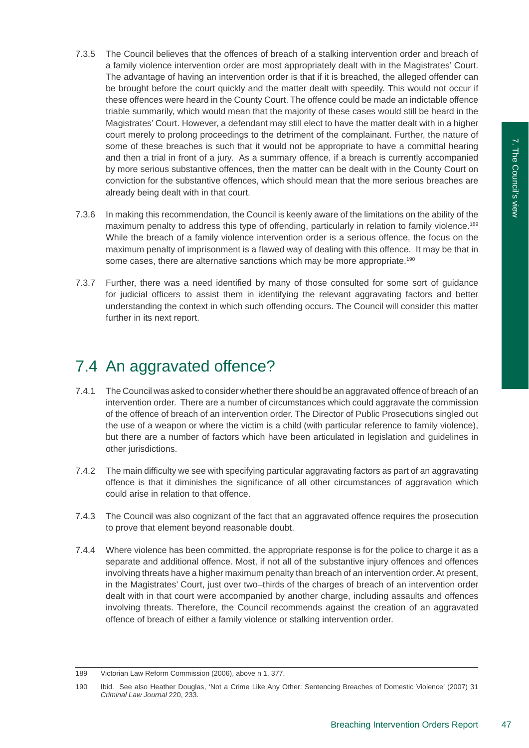7.3.5 The Council believes that the offences of breach of a stalking intervention order and breach of a family violence intervention order are most appropriately dealt with in the Magistrates' Court. The advantage of having an intervention order is that if it is breached, the alleged offender can be brought before the court quickly and the matter dealt with speedily. This would not occur if these offences were heard in the County Court. The offence could be made an indictable offence triable summarily, which would mean that the majority of these cases would still be heard in the Magistrates' Court. However, a defendant may still elect to have the matter dealt with in a higher court merely to prolong proceedings to the detriment of the complainant. Further, the nature of some of these breaches is such that it would not be appropriate to have a committal hearing and then a trial in front of a jury. As a summary offence, if a breach is currently accompanied by more serious substantive offences, then the matter can be dealt with in the County Court on conviction for the substantive offences, which should mean that the more serious breaches are already being dealt with in that court.

7.3.6 In making this recommendation, the Council is keenly aware of the limitations on the ability of the maximum penalty to address this type of offending, particularly in relation to family violence.[189] While the breach of a family violence intervention order is a serious offence, the focus on the maximum penalty of imprisonment is a flawed way of dealing with this offence. It may be that in some cases, there are alternative sanctions which may be more appropriate.[190]

7.3.7 Further, there was a need identified by many of those consulted for some sort of guidance for judicial officers to assist them in identifying the relevant aggravating factors and better understanding the context in which such offending occurs. The Council will consider this matter further in its next report.

## 7.4 An aggravated offence?

7.4.1 The Council was asked to consider whether there should be an aggravated offence of breach of an intervention order. There are a number of circumstances which could aggravate the commission of the offence of breach of an intervention order. The Director of Public Prosecutions singled out the use of a weapon or where the victim is a child (with particular reference to family violence), but there are a number of factors which have been articulated in legislation and guidelines in other jurisdictions.

7.4.2 The main difficulty we see with specifying particular aggravating factors as part of an aggravating offence is that it diminishes the significance of all other circumstances of aggravation which could arise in relation to that offence.

7.4.3 The Council was also cognizant of the fact that an aggravated offence requires the prosecution to prove that element beyond reasonable doubt.

7.4.4 Where violence has been committed, the appropriate response is for the police to charge it as a separate and additional offence. Most, if not all of the substantive injury offences and offences involving threats have a higher maximum penalty than breach of an intervention order. At present, in the Magistrates' Court, just over two–thirds of the charges of breach of an intervention order dealt with in that court were accompanied by another charge, including assaults and offences involving threats. Therefore, the Council recommends against the creation of an aggravated offence of breach of either a family violence or stalking intervention order.

---

189 Victorian Law Reform Commission (2006), above n 1, 377.

190 Ibid. See also Heather Douglas, 'Not a Crime Like Any Other: Sentencing Breaches of Domestic Violence' (2007) 31 *Criminal Law Journal* 220, 233.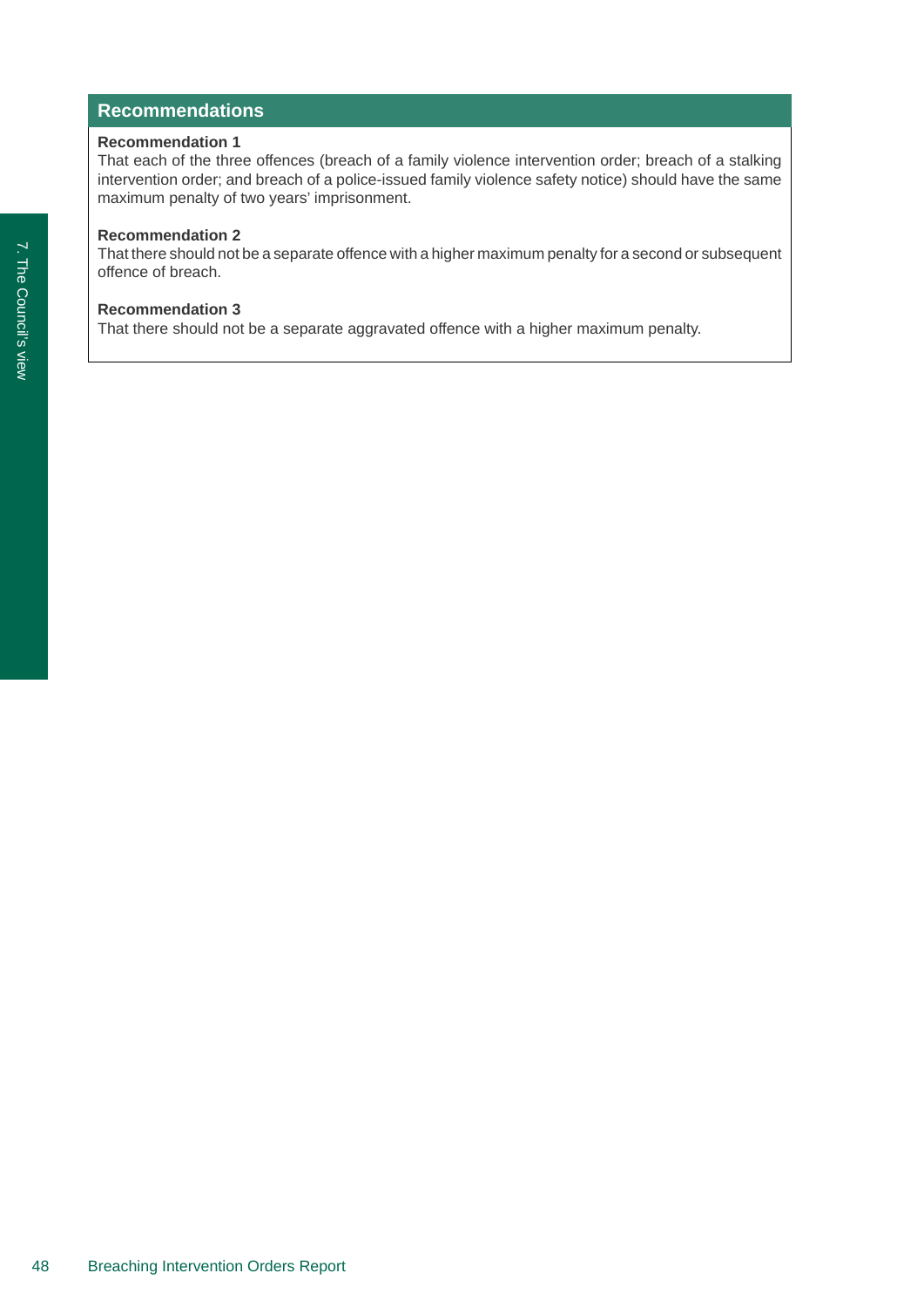## Recommendations

**Recommendation 1**

That each of the three offences (breach of a family violence intervention order; breach of a stalking intervention order; and breach of a police-issued family violence safety notice) should have the same maximum penalty of two years' imprisonment.

**Recommendation 2**

That there should not be a separate offence with a higher maximum penalty for a second or subsequent offence of breach.

**Recommendation 3**

That there should not be a separate aggravated offence with a higher maximum penalty.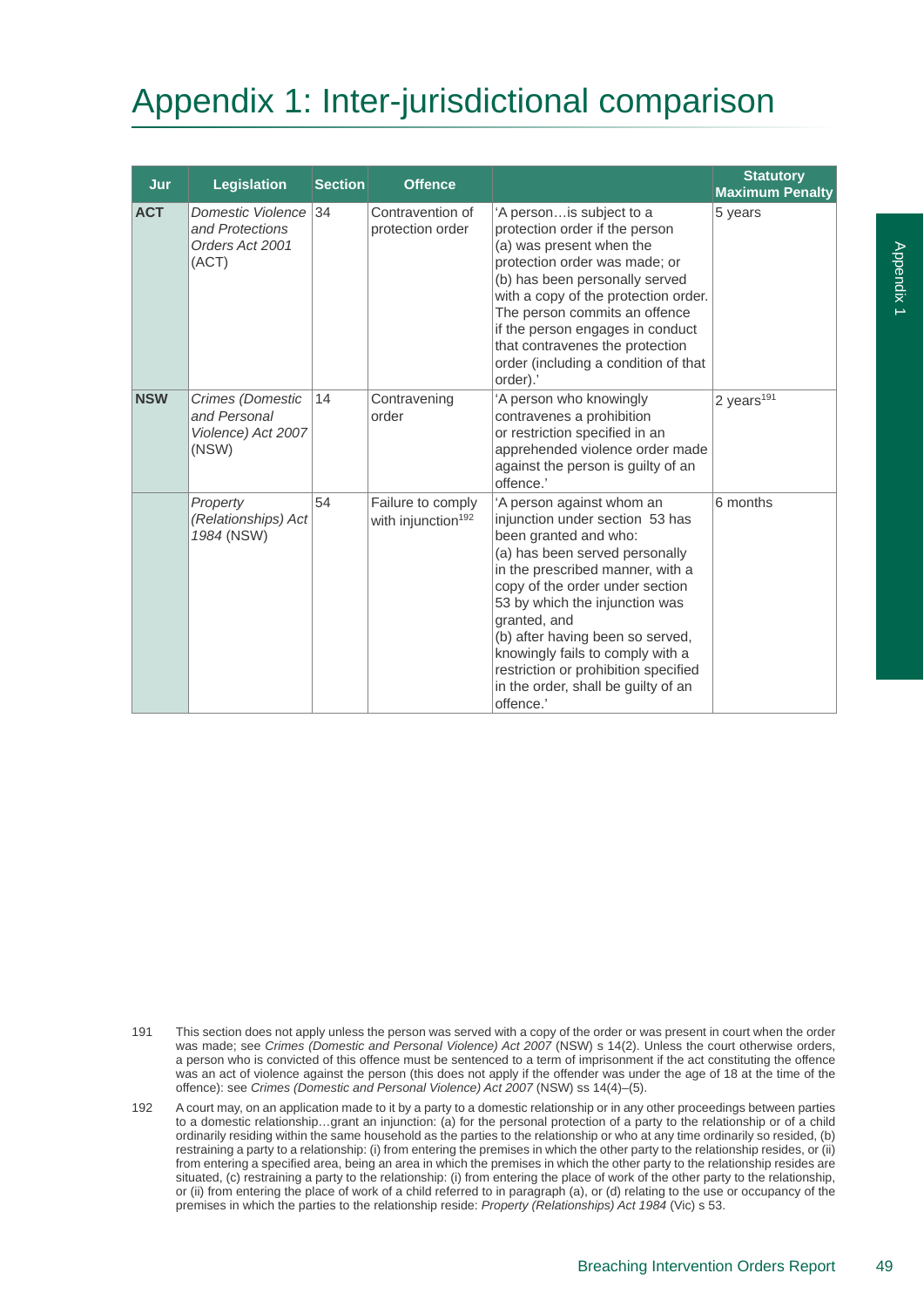# Appendix 1: Inter-jurisdictional comparison

| Jur | Legislation | Section | Offence | | Statutory Maximum Penalty |
|---|---|---|---|---|---|
| **ACT** | *Domestic Violence and Protections Orders Act 2001* (ACT) | 34 | Contravention of protection order | 'A person…is subject to a protection order if the person (a) was present when the protection order was made; or (b) has been personally served with a copy of the protection order. The person commits an offence if the person engages in conduct that contravenes the protection order (including a condition of that order).' | 5 years |
| **NSW** | *Crimes (Domestic and Personal Violence) Act 2007* (NSW) | 14 | Contravening order | 'A person who knowingly contravenes a prohibition or restriction specified in an apprehended violence order made against the person is guilty of an offence.' | 2 years[191] |
| | *Property (Relationships) Act 1984* (NSW) | 54 | Failure to comply with injunction[192] | 'A person against whom an injunction under section 53 has been granted and who: (a) has been served personally in the prescribed manner, with a copy of the order under section 53 by which the injunction was granted, and (b) after having been so served, knowingly fails to comply with a restriction or prohibition specified in the order, shall be guilty of an offence.' | 6 months |

191 This section does not apply unless the person was served with a copy of the order or was present in court when the order was made; see *Crimes (Domestic and Personal Violence) Act 2007* (NSW) s 14(2). Unless the court otherwise orders, a person who is convicted of this offence must be sentenced to a term of imprisonment if the act constituting the offence was an act of violence against the person (this does not apply if the offender was under the age of 18 at the time of the offence): see *Crimes (Domestic and Personal Violence) Act 2007* (NSW) ss 14(4)–(5).

192 A court may, on an application made to it by a party to a domestic relationship or in any other proceedings between parties to a domestic relationship…grant an injunction: (a) for the personal protection of a party to the relationship or of a child ordinarily residing within the same household as the parties to the relationship or who at any time ordinarily so resided, (b) restraining a party to a relationship: (i) from entering the premises in which the other party to the relationship resides, or (ii) from entering a specified area, being an area in which the premises in which the other party to the relationship resides are situated, (c) restraining a party to the relationship: (i) from entering the place of work of the other party to the relationship, or (ii) from entering the place of work of a child referred to in paragraph (a), or (d) relating to the use or occupancy of the premises in which the parties to the relationship reside: *Property (Relationships) Act 1984* (Vic) s 53.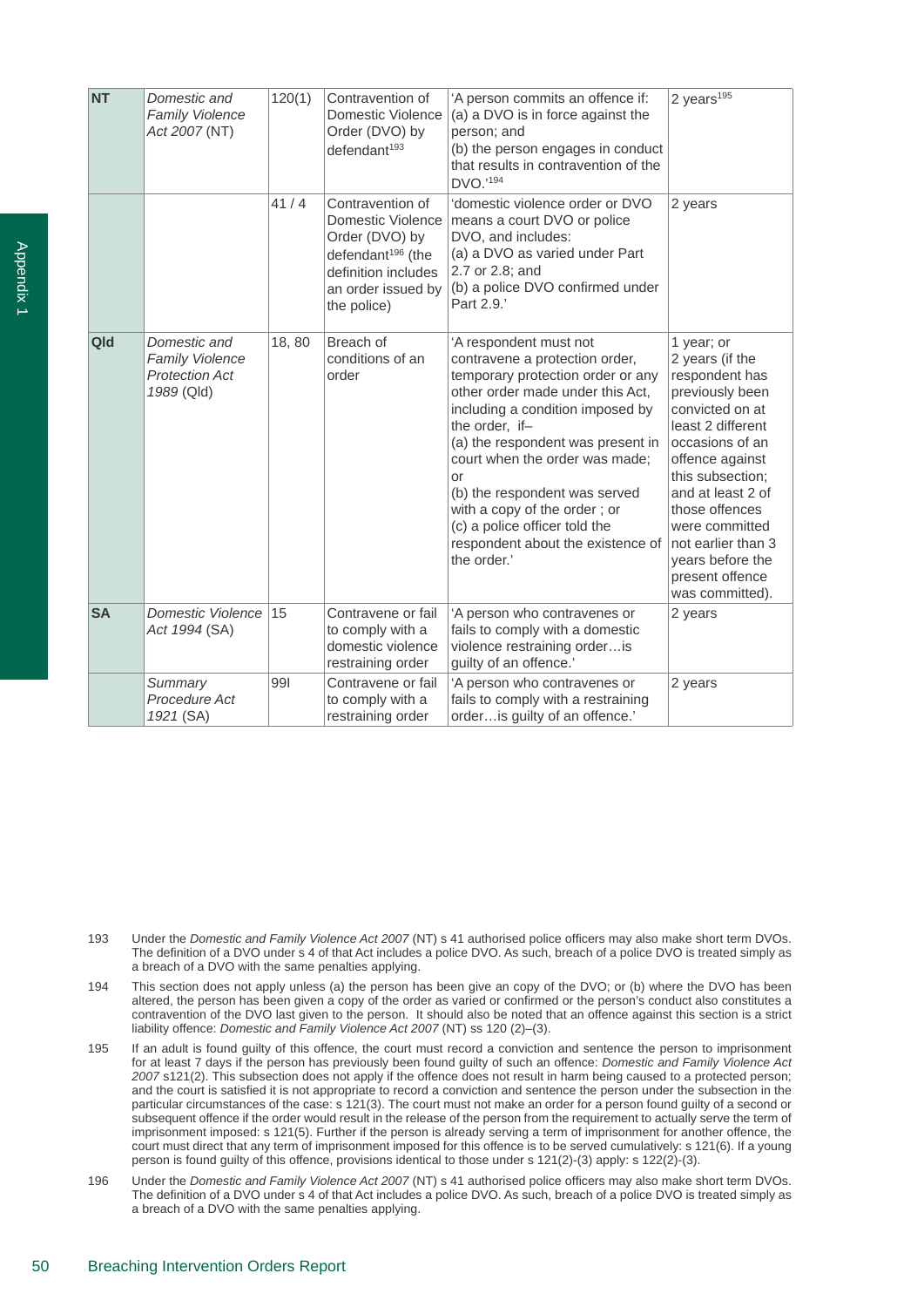| NT | *Domestic and Family Violence Act 2007* (NT) | 120(1) | Contravention of Domestic Violence Order (DVO) by defendant[193] | 'A person commits an offence if: (a) a DVO is in force against the person; and (b) the person engages in conduct that results in contravention of the DVO.'[194] | 2 years[195] |
|---|---|---|---|---|---|
| | | 41 / 4 | Contravention of Domestic Violence Order (DVO) by defendant[196] (the definition includes an order issued by the police) | 'domestic violence order or DVO means a court DVO or police DVO, and includes: (a) a DVO as varied under Part 2.7 or 2.8; and (b) a police DVO confirmed under Part 2.9.' | 2 years |
| Qld | *Domestic and Family Violence Protection Act 1989* (Qld) | 18, 80 | Breach of conditions of an order | 'A respondent must not contravene a protection order, temporary protection order or any other order made under this Act, including a condition imposed by the order, if– (a) the respondent was present in court when the order was made; or (b) the respondent was served with a copy of the order ; or (c) a police officer told the respondent about the existence of the order.' | 1 year; or 2 years (if the respondent has previously been convicted on at least 2 different occasions of an offence against this subsection; and at least 2 of those offences were committed not earlier than 3 years before the present offence was committed). |
| SA | *Domestic Violence Act 1994* (SA) | 15 | Contravene or fail to comply with a domestic violence restraining order | 'A person who contravenes or fails to comply with a domestic violence restraining order…is guilty of an offence.' | 2 years |
| | *Summary Procedure Act 1921* (SA) | 99I | Contravene or fail to comply with a restraining order | 'A person who contravenes or fails to comply with a restraining order…is guilty of an offence.' | 2 years |

193 Under the *Domestic and Family Violence Act 2007* (NT) s 41 authorised police officers may also make short term DVOs. The definition of a DVO under s 4 of that Act includes a police DVO. As such, breach of a police DVO is treated simply as a breach of a DVO with the same penalties applying.

194 This section does not apply unless (a) the person has been give an copy of the DVO; or (b) where the DVO has been altered, the person has been given a copy of the order as varied or confirmed or the person's conduct also constitutes a contravention of the DVO last given to the person. It should also be noted that an offence against this section is a strict liability offence: *Domestic and Family Violence Act 2007* (NT) ss 120 (2)–(3).

195 If an adult is found guilty of this offence, the court must record a conviction and sentence the person to imprisonment for at least 7 days if the person has previously been found guilty of such an offence: *Domestic and Family Violence Act 2007* s121(2). This subsection does not apply if the offence does not result in harm being caused to a protected person; and the court is satisfied it is not appropriate to record a conviction and sentence the person under the subsection in the particular circumstances of the case: s 121(3). The court must not make an order for a person found guilty of a second or subsequent offence if the order would result in the release of the person from the requirement to actually serve the term of imprisonment imposed: s 121(5). Further if the person is already serving a term of imprisonment for another offence, the court must direct that any term of imprisonment imposed for this offence is to be served cumulatively: s 121(6). If a young person is found guilty of this offence, provisions identical to those under s 121(2)-(3) apply: s 122(2)-(3).

196 Under the *Domestic and Family Violence Act 2007* (NT) s 41 authorised police officers may also make short term DVOs. The definition of a DVO under s 4 of that Act includes a police DVO. As such, breach of a police DVO is treated simply as a breach of a DVO with the same penalties applying.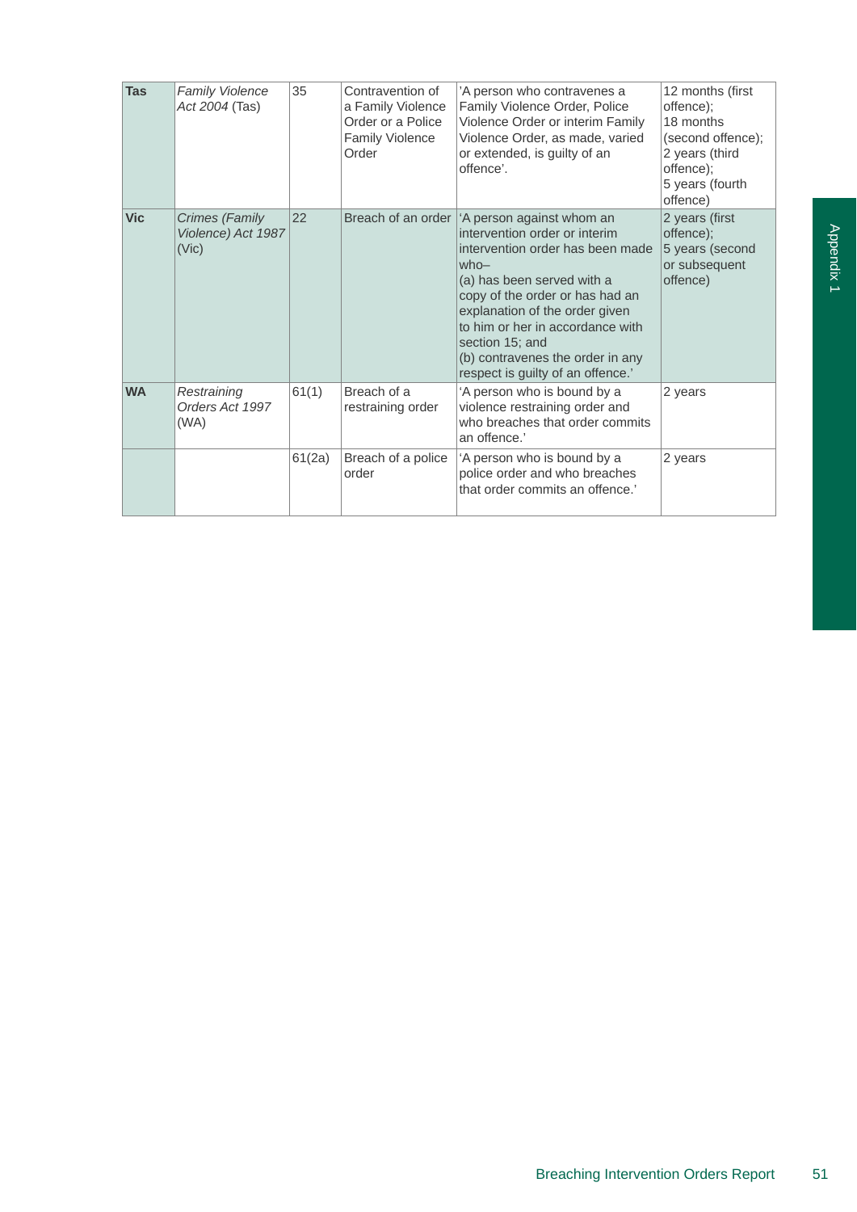| | | | | | |
|---|---|---|---|---|---|
| **Tas** | *Family Violence Act 2004* (Tas) | 35 | Contravention of a Family Violence Order or a Police Family Violence Order | 'A person who contravenes a Family Violence Order, Police Violence Order or interim Family Violence Order, as made, varied or extended, is guilty of an offence'. | 12 months (first offence); 18 months (second offence); 2 years (third offence); 5 years (fourth offence) |
| **Vic** | *Crimes (Family Violence) Act 1987* (Vic) | 22 | Breach of an order | 'A person against whom an intervention order or interim intervention order has been made who– (a) has been served with a copy of the order or has had an explanation of the order given to him or her in accordance with section 15; and (b) contravenes the order in any respect is guilty of an offence.' | 2 years (first offence); 5 years (second or subsequent offence) |
| **WA** | *Restraining Orders Act 1997* (WA) | 61(1) | Breach of a restraining order | 'A person who is bound by a violence restraining order and who breaches that order commits an offence.' | 2 years |
| | | 61(2a) | Breach of a police order | 'A person who is bound by a police order and who breaches that order commits an offence.' | 2 years |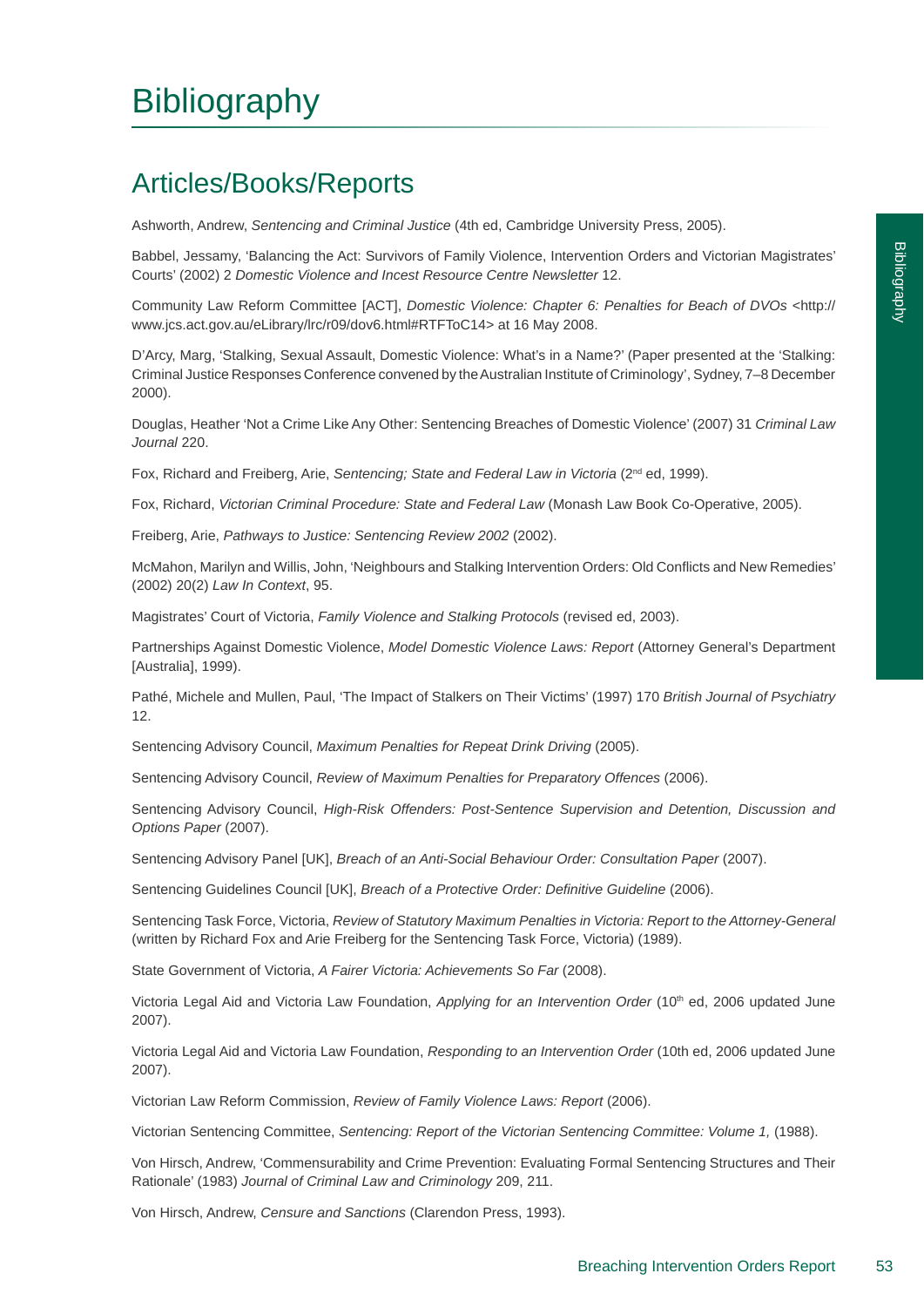# Bibliography

## Articles/Books/Reports

Ashworth, Andrew, *Sentencing and Criminal Justice* (4th ed, Cambridge University Press, 2005).

Babbel, Jessamy, 'Balancing the Act: Survivors of Family Violence, Intervention Orders and Victorian Magistrates' Courts' (2002) 2 *Domestic Violence and Incest Resource Centre Newsletter* 12.

Community Law Reform Committee [ACT], *Domestic Violence: Chapter 6: Penalties for Beach of DVOs* <http://www.jcs.act.gov.au/eLibrary/lrc/r09/dov6.html#RTFToC14> at 16 May 2008.

D'Arcy, Marg, 'Stalking, Sexual Assault, Domestic Violence: What's in a Name?' (Paper presented at the 'Stalking: Criminal Justice Responses Conference convened by the Australian Institute of Criminology', Sydney, 7–8 December 2000).

Douglas, Heather 'Not a Crime Like Any Other: Sentencing Breaches of Domestic Violence' (2007) 31 *Criminal Law Journal* 220.

Fox, Richard and Freiberg, Arie, *Sentencing; State and Federal Law in Victoria* (2nd ed, 1999).

Fox, Richard, *Victorian Criminal Procedure: State and Federal Law* (Monash Law Book Co-Operative, 2005).

Freiberg, Arie, *Pathways to Justice: Sentencing Review 2002* (2002).

McMahon, Marilyn and Willis, John, 'Neighbours and Stalking Intervention Orders: Old Conflicts and New Remedies' (2002) 20(2) *Law In Context*, 95.

Magistrates' Court of Victoria, *Family Violence and Stalking Protocols* (revised ed, 2003).

Partnerships Against Domestic Violence, *Model Domestic Violence Laws: Report* (Attorney General's Department [Australia], 1999).

Pathé, Michele and Mullen, Paul, 'The Impact of Stalkers on Their Victims' (1997) 170 *British Journal of Psychiatry* 12.

Sentencing Advisory Council, *Maximum Penalties for Repeat Drink Driving* (2005).

Sentencing Advisory Council, *Review of Maximum Penalties for Preparatory Offences* (2006).

Sentencing Advisory Council, *High-Risk Offenders: Post-Sentence Supervision and Detention, Discussion and Options Paper* (2007).

Sentencing Advisory Panel [UK], *Breach of an Anti-Social Behaviour Order: Consultation Paper* (2007).

Sentencing Guidelines Council [UK], *Breach of a Protective Order: Definitive Guideline* (2006).

Sentencing Task Force, Victoria, *Review of Statutory Maximum Penalties in Victoria: Report to the Attorney-General* (written by Richard Fox and Arie Freiberg for the Sentencing Task Force, Victoria) (1989).

State Government of Victoria, *A Fairer Victoria: Achievements So Far* (2008).

Victoria Legal Aid and Victoria Law Foundation, *Applying for an Intervention Order* (10th ed, 2006 updated June 2007).

Victoria Legal Aid and Victoria Law Foundation, *Responding to an Intervention Order* (10th ed, 2006 updated June 2007).

Victorian Law Reform Commission, *Review of Family Violence Laws: Report* (2006).

Victorian Sentencing Committee, *Sentencing: Report of the Victorian Sentencing Committee: Volume 1,* (1988).

Von Hirsch, Andrew, 'Commensurability and Crime Prevention: Evaluating Formal Sentencing Structures and Their Rationale' (1983) *Journal of Criminal Law and Criminology* 209, 211.

Von Hirsch, Andrew, *Censure and Sanctions* (Clarendon Press, 1993).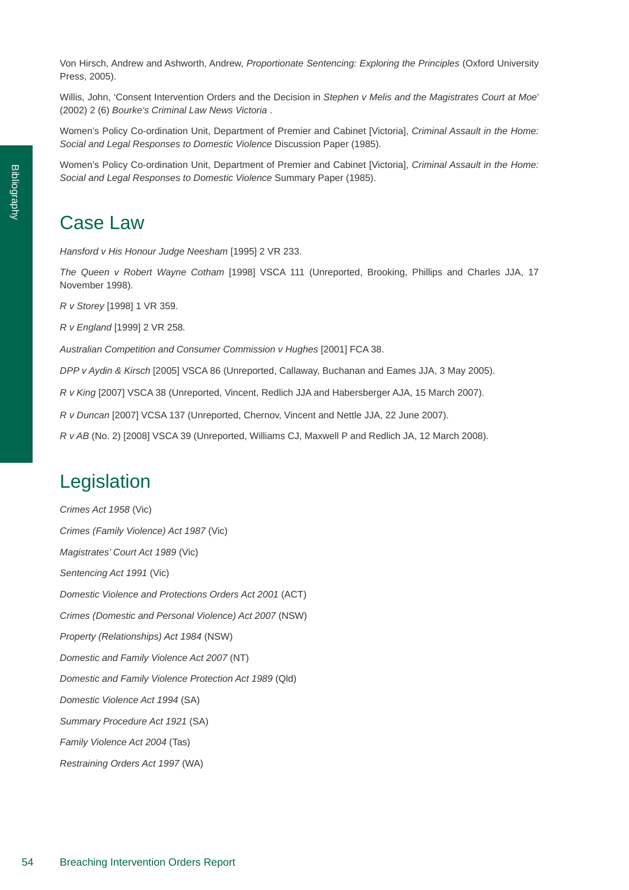Von Hirsch, Andrew and Ashworth, Andrew, *Proportionate Sentencing: Exploring the Principles* (Oxford University Press, 2005).

Willis, John, 'Consent Intervention Orders and the Decision in *Stephen v Melis and the Magistrates Court at Moe*' (2002) 2 (6) *Bourke's Criminal Law News Victoria* .

Women's Policy Co-ordination Unit, Department of Premier and Cabinet [Victoria], *Criminal Assault in the Home: Social and Legal Responses to Domestic Violence* Discussion Paper (1985).

Women's Policy Co-ordination Unit, Department of Premier and Cabinet [Victoria], *Criminal Assault in the Home: Social and Legal Responses to Domestic Violence* Summary Paper (1985).

## Case Law

*Hansford v His Honour Judge Neesham* [1995] 2 VR 233.

*The Queen v Robert Wayne Cotham* [1998] VSCA 111 (Unreported, Brooking, Phillips and Charles JJA, 17 November 1998).

*R v Storey* [1998] 1 VR 359.

*R v England* [1999] 2 VR 258.

*Australian Competition and Consumer Commission v Hughes* [2001] FCA 38.

*DPP v Aydin & Kirsch* [2005] VSCA 86 (Unreported, Callaway, Buchanan and Eames JJA, 3 May 2005).

*R v King* [2007] VSCA 38 (Unreported, Vincent, Redlich JJA and Habersberger AJA, 15 March 2007).

*R v Duncan* [2007] VCSA 137 (Unreported, Chernov, Vincent and Nettle JJA, 22 June 2007).

*R v AB* (No. 2) [2008] VSCA 39 (Unreported, Williams CJ, Maxwell P and Redlich JA, 12 March 2008).

## Legislation

*Crimes Act 1958* (Vic)

*Crimes (Family Violence) Act 1987* (Vic)

*Magistrates' Court Act 1989* (Vic)

*Sentencing Act 1991* (Vic)

*Domestic Violence and Protections Orders Act 2001* (ACT)

*Crimes (Domestic and Personal Violence) Act 2007* (NSW)

*Property (Relationships) Act 1984* (NSW)

*Domestic and Family Violence Act 2007* (NT)

*Domestic and Family Violence Protection Act 1989* (Qld)

*Domestic Violence Act 1994* (SA)

*Summary Procedure Act 1921* (SA)

*Family Violence Act 2004* (Tas)

*Restraining Orders Act 1997* (WA)